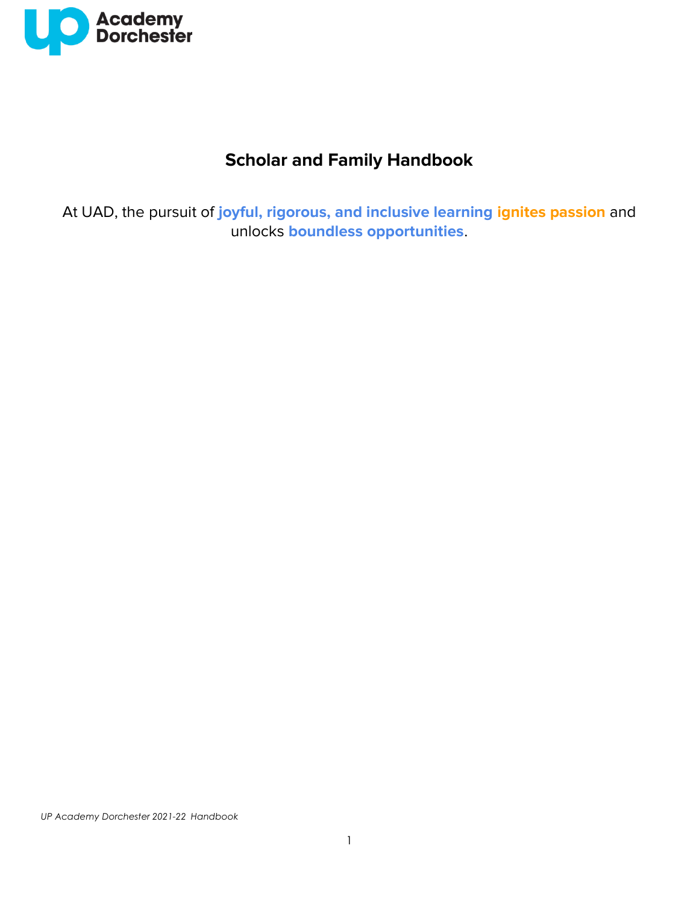UP Academy Dorchester

# Scholar and Family Handbook

At UAD, the pursuit of **joyful, rigorous, and inclusive learning** **ignites passion** and unlocks **boundless opportunities**.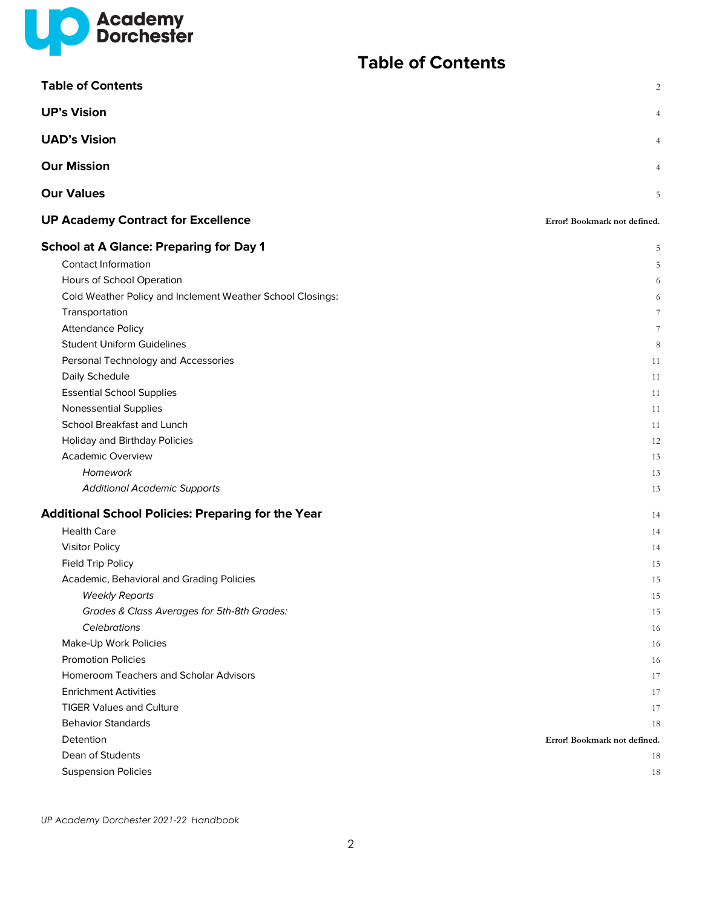# Table of Contents

| | |
|---|---|
| **Table of Contents** | 2 |
| **UP's Vision** | 4 |
| **UAD's Vision** | 4 |
| **Our Mission** | 4 |
| **Our Values** | 5 |
| **UP Academy Contract for Excellence** | Error! Bookmark not defined. |
| **School at A Glance: Preparing for Day 1** | 5 |
| Contact Information | 5 |
| Hours of School Operation | 6 |
| Cold Weather Policy and Inclement Weather School Closings: | 6 |
| Transportation | 7 |
| Attendance Policy | 7 |
| Student Uniform Guidelines | 8 |
| Personal Technology and Accessories | 11 |
| Daily Schedule | 11 |
| Essential School Supplies | 11 |
| Nonessential Supplies | 11 |
| School Breakfast and Lunch | 11 |
| Holiday and Birthday Policies | 12 |
| Academic Overview | 13 |
| *Homework* | 13 |
| *Additional Academic Supports* | 13 |
| **Additional School Policies: Preparing for the Year** | 14 |
| Health Care | 14 |
| Visitor Policy | 14 |
| Field Trip Policy | 15 |
| Academic, Behavioral and Grading Policies | 15 |
| *Weekly Reports* | 15 |
| *Grades & Class Averages for 5th-8th Grades:* | 15 |
| *Celebrations* | 16 |
| Make-Up Work Policies | 16 |
| Promotion Policies | 16 |
| Homeroom Teachers and Scholar Advisors | 17 |
| Enrichment Activities | 17 |
| TIGER Values and Culture | 17 |
| Behavior Standards | 18 |
| Detention | Error! Bookmark not defined. |
| Dean of Students | 18 |
| Suspension Policies | 18 |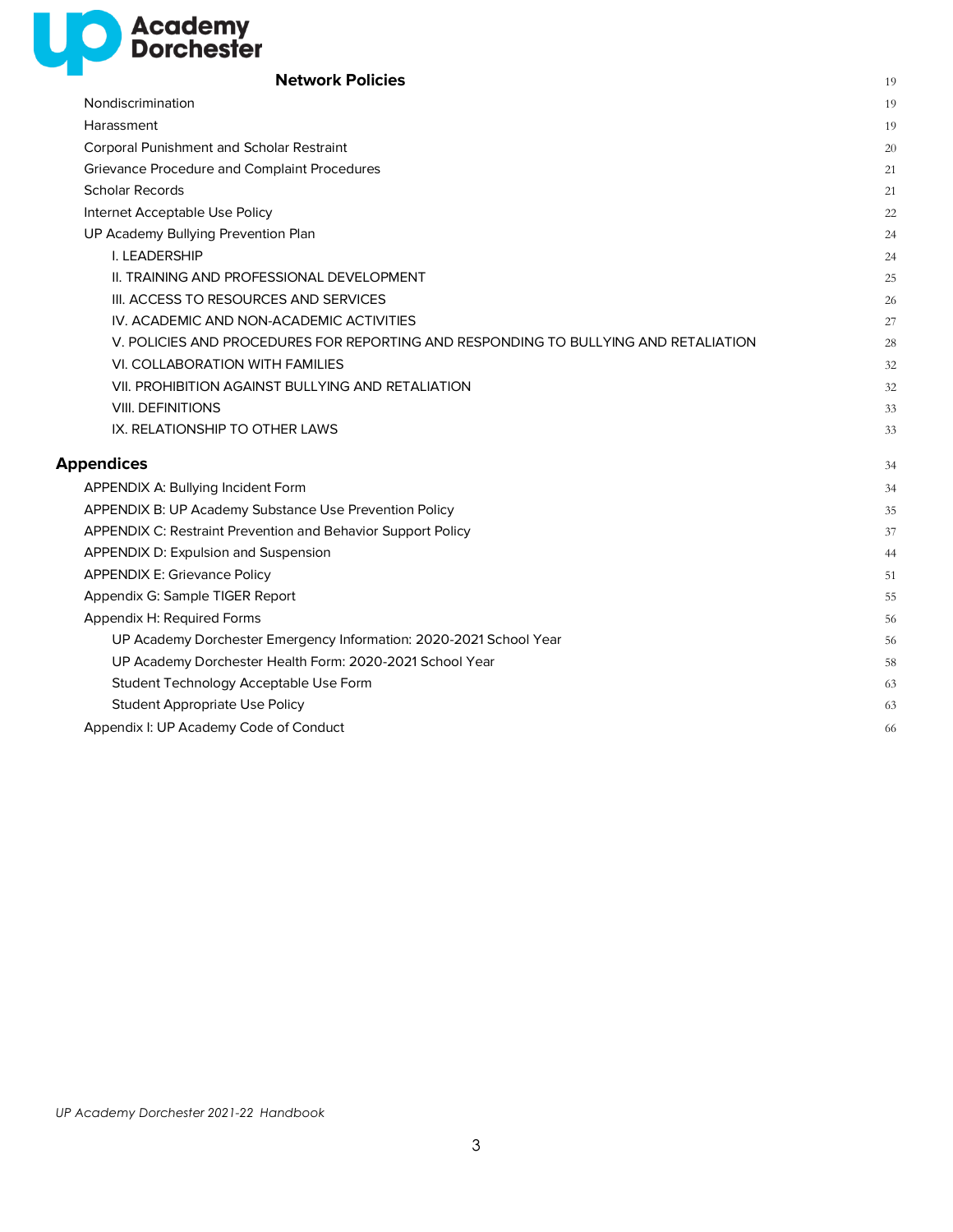**Network Policies** 19

Nondiscrimination 19

Harassment 19

Corporal Punishment and Scholar Restraint 20

Grievance Procedure and Complaint Procedures 21

Scholar Records 21

Internet Acceptable Use Policy 22

UP Academy Bullying Prevention Plan 24

- I. LEADERSHIP 24
- II. TRAINING AND PROFESSIONAL DEVELOPMENT 25
- III. ACCESS TO RESOURCES AND SERVICES 26
- IV. ACADEMIC AND NON-ACADEMIC ACTIVITIES 27
- V. POLICIES AND PROCEDURES FOR REPORTING AND RESPONDING TO BULLYING AND RETALIATION 28
- VI. COLLABORATION WITH FAMILIES 32
- VII. PROHIBITION AGAINST BULLYING AND RETALIATION 32
- VIII. DEFINITIONS 33
- IX. RELATIONSHIP TO OTHER LAWS 33

**Appendices** 34

APPENDIX A: Bullying Incident Form 34

APPENDIX B: UP Academy Substance Use Prevention Policy 35

APPENDIX C: Restraint Prevention and Behavior Support Policy 37

APPENDIX D: Expulsion and Suspension 44

APPENDIX E: Grievance Policy 51

Appendix G: Sample TIGER Report 55

Appendix H: Required Forms 56

- UP Academy Dorchester Emergency Information: 2020-2021 School Year 56
- UP Academy Dorchester Health Form: 2020-2021 School Year 58
- Student Technology Acceptable Use Form 63
- Student Appropriate Use Policy 63

Appendix I: UP Academy Code of Conduct 66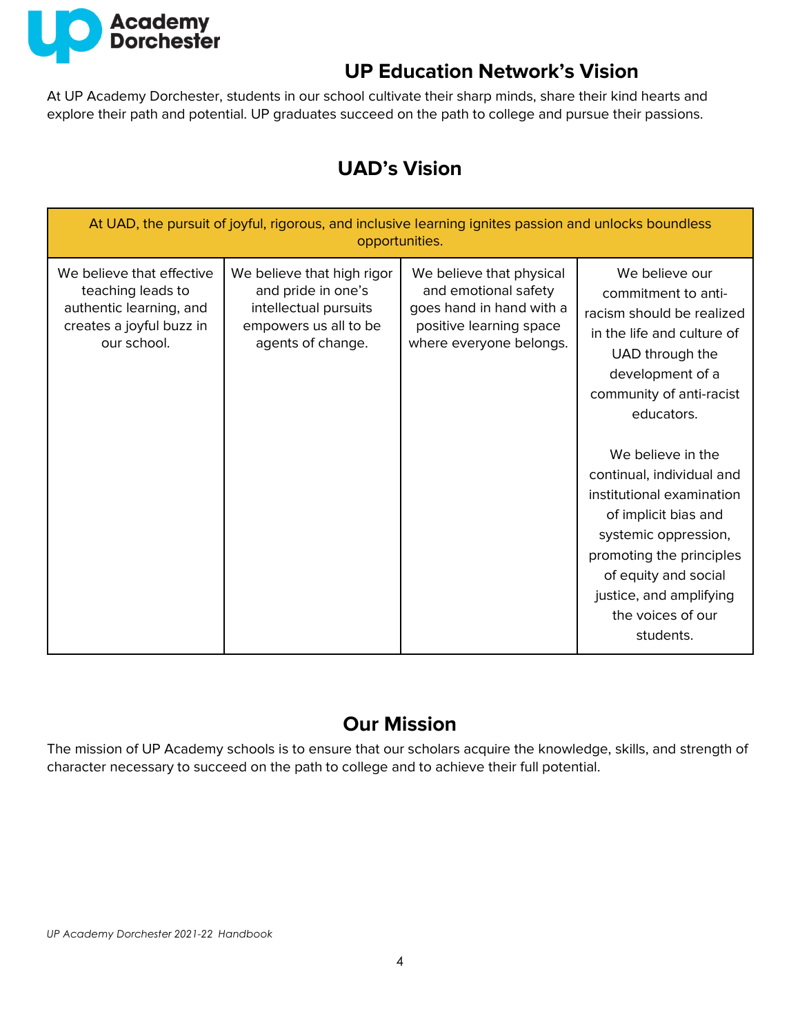## UP Education Network's Vision

At UP Academy Dorchester, students in our school cultivate their sharp minds, share their kind hearts and explore their path and potential. UP graduates succeed on the path to college and pursue their passions.

## UAD's Vision

| At UAD, the pursuit of joyful, rigorous, and inclusive learning ignites passion and unlocks boundless opportunities. | | | |
|---|---|---|---|
| We believe that effective teaching leads to authentic learning, and creates a joyful buzz in our school. | We believe that high rigor and pride in one's intellectual pursuits empowers us all to be agents of change. | We believe that physical and emotional safety goes hand in hand with a positive learning space where everyone belongs. | We believe our commitment to anti-racism should be realized in the life and culture of UAD through the development of a community of anti-racist educators.<br><br>We believe in the continual, individual and institutional examination of implicit bias and systemic oppression, promoting the principles of equity and social justice, and amplifying the voices of our students. |

## Our Mission

The mission of UP Academy schools is to ensure that our scholars acquire the knowledge, skills, and strength of character necessary to succeed on the path to college and to achieve their full potential.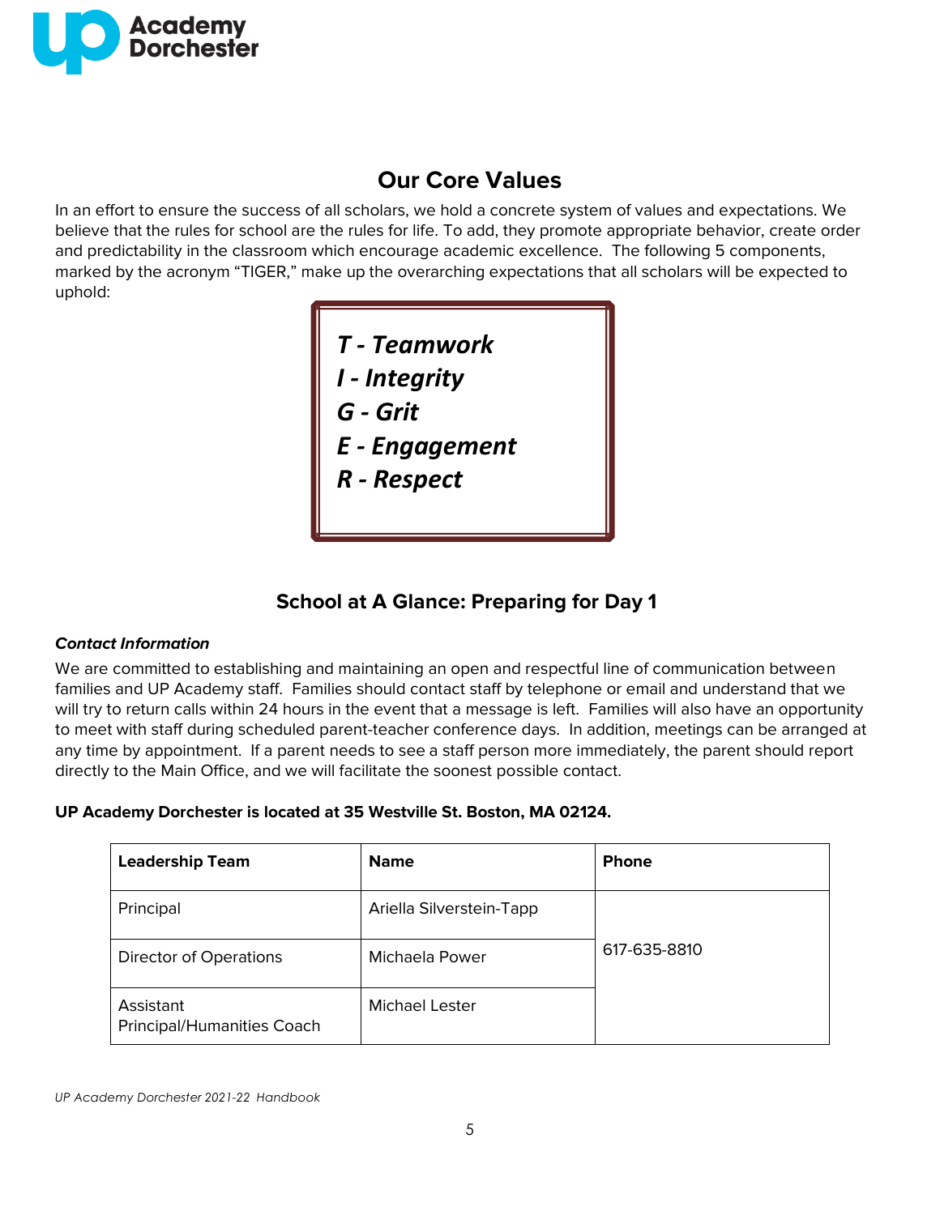## Our Core Values

In an effort to ensure the success of all scholars, we hold a concrete system of values and expectations. We believe that the rules for school are the rules for life. To add, they promote appropriate behavior, create order and predictability in the classroom which encourage academic excellence. The following 5 components, marked by the acronym "TIGER," make up the overarching expectations that all scholars will be expected to uphold:

***T - Teamwork***
***I - Integrity***
***G - Grit***
***E - Engagement***
***R - Respect***

## School at A Glance: Preparing for Day 1

***Contact Information***

We are committed to establishing and maintaining an open and respectful line of communication between families and UP Academy staff. Families should contact staff by telephone or email and understand that we will try to return calls within 24 hours in the event that a message is left. Families will also have an opportunity to meet with staff during scheduled parent-teacher conference days. In addition, meetings can be arranged at any time by appointment. If a parent needs to see a staff person more immediately, the parent should report directly to the Main Office, and we will facilitate the soonest possible contact.

**UP Academy Dorchester is located at 35 Westville St. Boston, MA 02124.**

| Leadership Team | Name | Phone |
|---|---|---|
| Principal | Ariella Silverstein-Tapp | 617-635-8810 |
| Director of Operations | Michaela Power | |
| Assistant Principal/Humanities Coach | Michael Lester | |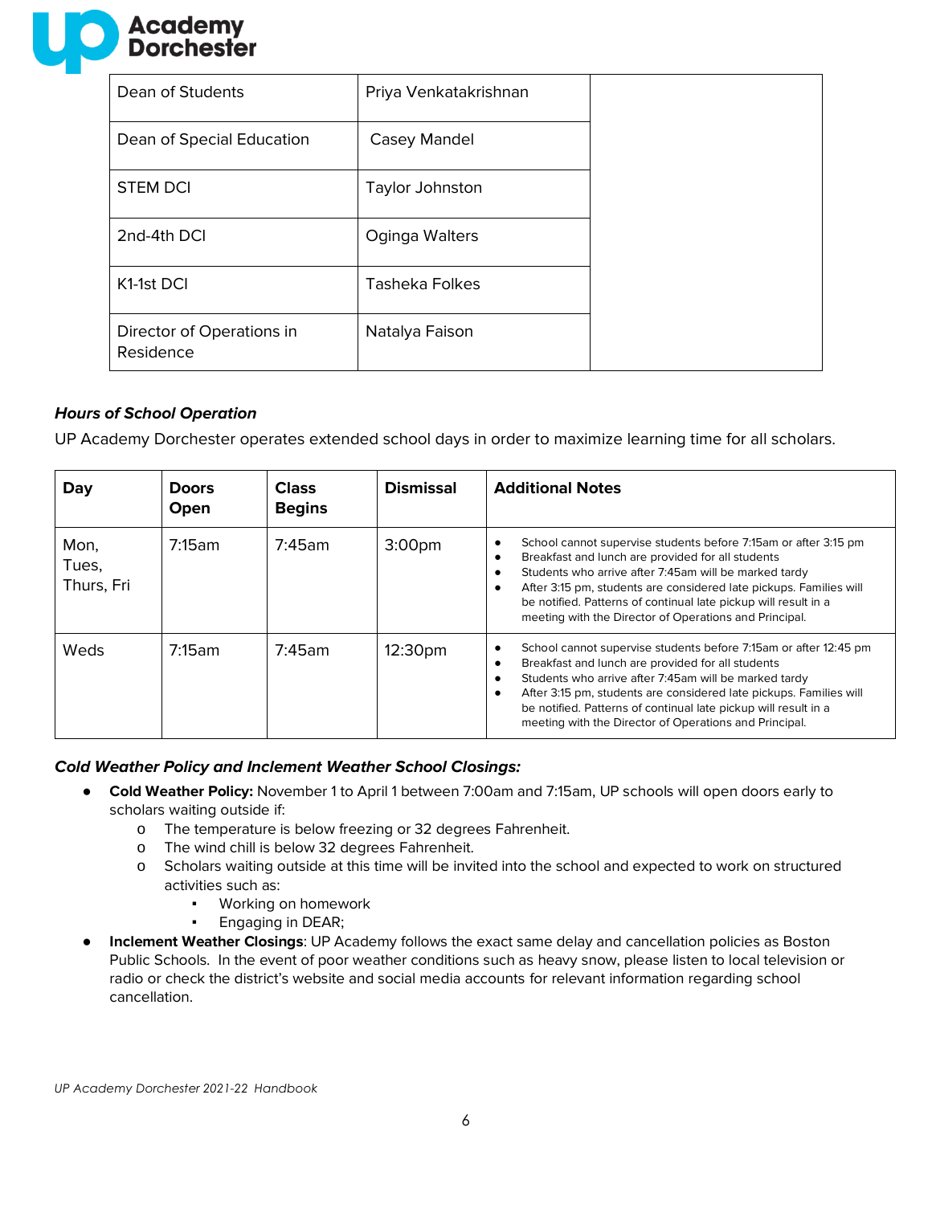| Dean of Students | Priya Venkatakrishnan | |
|---|---|---|
| Dean of Special Education | Casey Mandel | |
| STEM DCI | Taylor Johnston | |
| 2nd-4th DCI | Oginga Walters | |
| K1-1st DCI | Tasheka Folkes | |
| Director of Operations in Residence | Natalya Faison | |

***Hours of School Operation***

UP Academy Dorchester operates extended school days in order to maximize learning time for all scholars.

| Day | Doors Open | Class Begins | Dismissal | Additional Notes |
|---|---|---|---|---|
| Mon, Tues, Thurs, Fri | 7:15am | 7:45am | 3:00pm | • School cannot supervise students before 7:15am or after 3:15 pm<br>• Breakfast and lunch are provided for all students<br>• Students who arrive after 7:45am will be marked tardy<br>• After 3:15 pm, students are considered late pickups. Families will be notified. Patterns of continual late pickup will result in a meeting with the Director of Operations and Principal. |
| Weds | 7:15am | 7:45am | 12:30pm | • School cannot supervise students before 7:15am or after 12:45 pm<br>• Breakfast and lunch are provided for all students<br>• Students who arrive after 7:45am will be marked tardy<br>• After 3:15 pm, students are considered late pickups. Families will be notified. Patterns of continual late pickup will result in a meeting with the Director of Operations and Principal. |

***Cold Weather Policy and Inclement Weather School Closings:***

- **Cold Weather Policy:** November 1 to April 1 between 7:00am and 7:15am, UP schools will open doors early to scholars waiting outside if:
    - The temperature is below freezing or 32 degrees Fahrenheit.
    - The wind chill is below 32 degrees Fahrenheit.
    - Scholars waiting outside at this time will be invited into the school and expected to work on structured activities such as:
        - Working on homework
        - Engaging in DEAR;
- **Inclement Weather Closings**: UP Academy follows the exact same delay and cancellation policies as Boston Public Schools. In the event of poor weather conditions such as heavy snow, please listen to local television or radio or check the district's website and social media accounts for relevant information regarding school cancellation.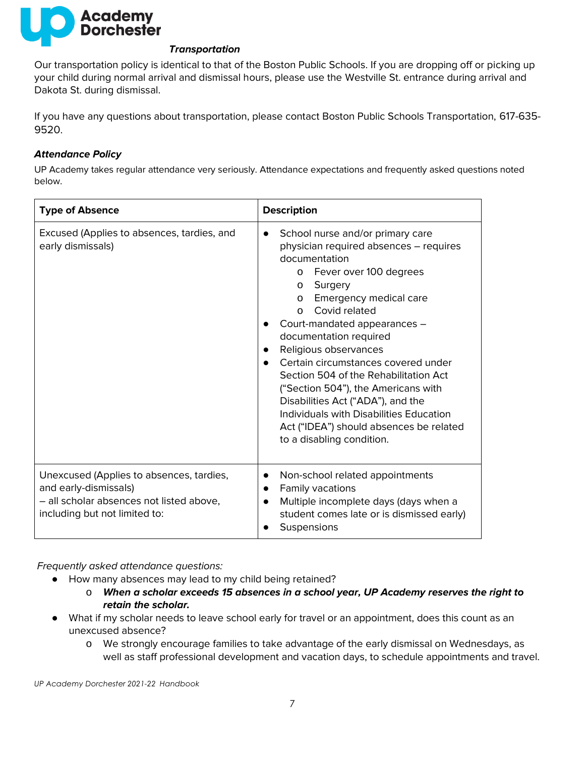### *Transportation*

Our transportation policy is identical to that of the Boston Public Schools. If you are dropping off or picking up your child during normal arrival and dismissal hours, please use the Westville St. entrance during arrival and Dakota St. during dismissal.

If you have any questions about transportation, please contact Boston Public Schools Transportation, 617-635-9520.

### *Attendance Policy*

UP Academy takes regular attendance very seriously. Attendance expectations and frequently asked questions noted below.

| Type of Absence | Description |
|---|---|
| Excused (Applies to absences, tardies, and early dismissals) | • School nurse and/or primary care physician required absences – requires documentation<br>o Fever over 100 degrees<br>o Surgery<br>o Emergency medical care<br>o Covid related<br>• Court-mandated appearances – documentation required<br>• Religious observances<br>• Certain circumstances covered under Section 504 of the Rehabilitation Act ("Section 504"), the Americans with Disabilities Act ("ADA"), and the Individuals with Disabilities Education Act ("IDEA") should absences be related to a disabling condition. |
| Unexcused (Applies to absences, tardies, and early-dismissals)<br>– all scholar absences not listed above, including but not limited to: | • Non-school related appointments<br>• Family vacations<br>• Multiple incomplete days (days when a student comes late or is dismissed early)<br>• Suspensions |

*Frequently asked attendance questions:*

- How many absences may lead to my child being retained?
  - ***When a scholar exceeds 15 absences in a school year, UP Academy reserves the right to retain the scholar.***
- What if my scholar needs to leave school early for travel or an appointment, does this count as an unexcused absence?
  - We strongly encourage families to take advantage of the early dismissal on Wednesdays, as well as staff professional development and vacation days, to schedule appointments and travel.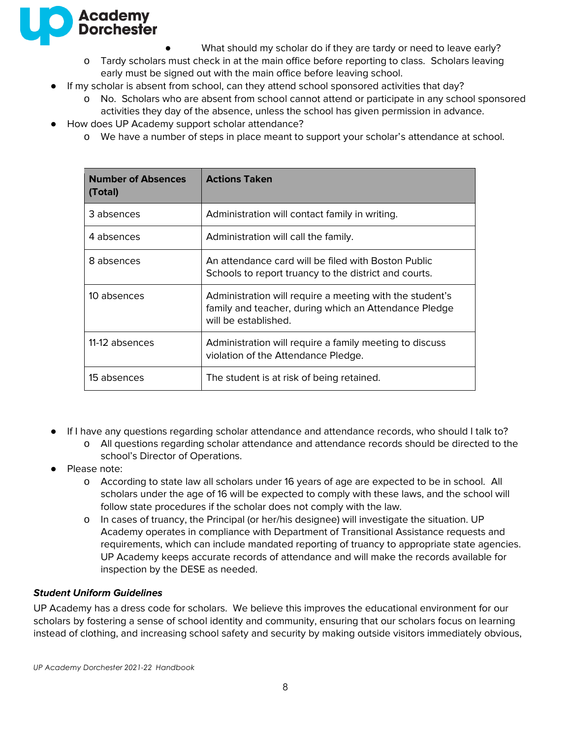- What should my scholar do if they are tardy or need to leave early?
  - Tardy scholars must check in at the main office before reporting to class. Scholars leaving early must be signed out with the main office before leaving school.
- If my scholar is absent from school, can they attend school sponsored activities that day?
  - No. Scholars who are absent from school cannot attend or participate in any school sponsored activities they day of the absence, unless the school has given permission in advance.
- How does UP Academy support scholar attendance?
  - We have a number of steps in place meant to support your scholar's attendance at school.

| Number of Absences (Total) | Actions Taken |
| --- | --- |
| 3 absences | Administration will contact family in writing. |
| 4 absences | Administration will call the family. |
| 8 absences | An attendance card will be filed with Boston Public Schools to report truancy to the district and courts. |
| 10 absences | Administration will require a meeting with the student's family and teacher, during which an Attendance Pledge will be established. |
| 11-12 absences | Administration will require a family meeting to discuss violation of the Attendance Pledge. |
| 15 absences | The student is at risk of being retained. |

- If I have any questions regarding scholar attendance and attendance records, who should I talk to?
  - All questions regarding scholar attendance and attendance records should be directed to the school's Director of Operations.
- Please note:
  - According to state law all scholars under 16 years of age are expected to be in school. All scholars under the age of 16 will be expected to comply with these laws, and the school will follow state procedures if the scholar does not comply with the law.
  - In cases of truancy, the Principal (or her/his designee) will investigate the situation. UP Academy operates in compliance with Department of Transitional Assistance requests and requirements, which can include mandated reporting of truancy to appropriate state agencies. UP Academy keeps accurate records of attendance and will make the records available for inspection by the DESE as needed.

### *Student Uniform Guidelines*

UP Academy has a dress code for scholars. We believe this improves the educational environment for our scholars by fostering a sense of school identity and community, ensuring that our scholars focus on learning instead of clothing, and increasing school safety and security by making outside visitors immediately obvious,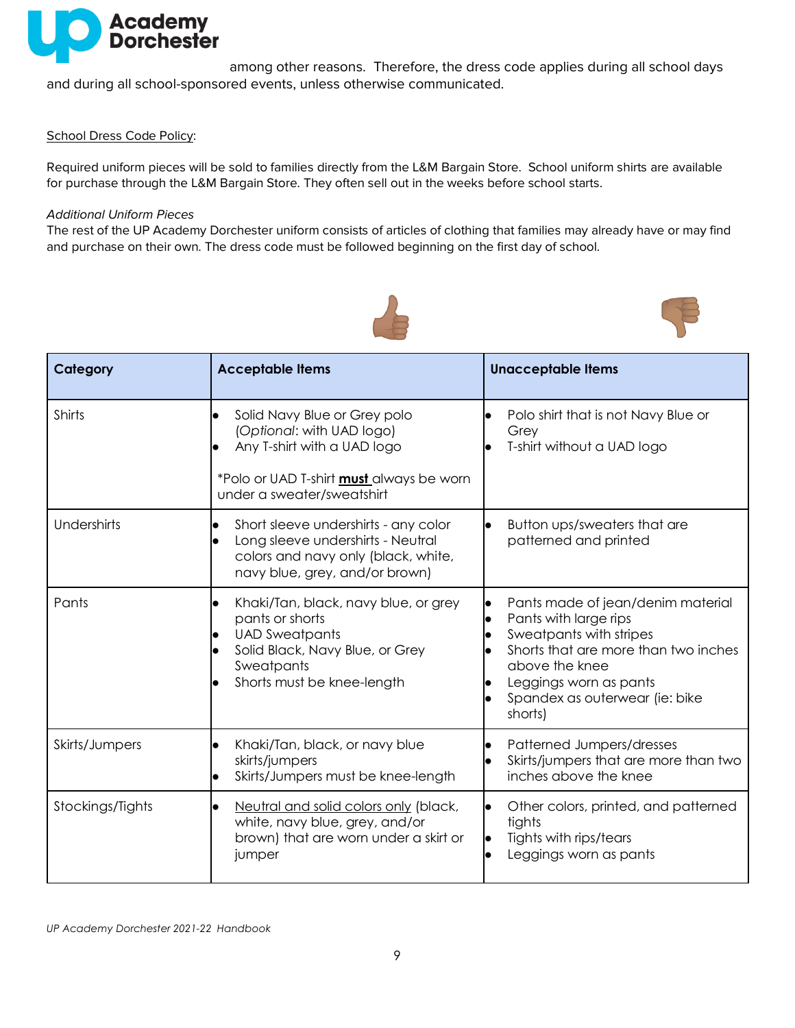among other reasons. Therefore, the dress code applies during all school days and during all school-sponsored events, unless otherwise communicated.

School Dress Code Policy:

Required uniform pieces will be sold to families directly from the L&M Bargain Store. School uniform shirts are available for purchase through the L&M Bargain Store. They often sell out in the weeks before school starts.

*Additional Uniform Pieces*
The rest of the UP Academy Dorchester uniform consists of articles of clothing that families may already have or may find and purchase on their own. The dress code must be followed beginning on the first day of school.

| Category | Acceptable Items | Unacceptable Items |
|---|---|---|
| Shirts | • Solid Navy Blue or Grey polo (*Optional*: with UAD logo)<br>• Any T-shirt with a UAD logo<br><br>*Polo or UAD T-shirt **must** always be worn under a sweater/sweatshirt | • Polo shirt that is not Navy Blue or Grey<br>• T-shirt without a UAD logo |
| Undershirts | • Short sleeve undershirts - any color<br>• Long sleeve undershirts - Neutral colors and navy only (black, white, navy blue, grey, and/or brown) | • Button ups/sweaters that are patterned and printed |
| Pants | • Khaki/Tan, black, navy blue, or grey pants or shorts<br>• UAD Sweatpants<br>• Solid Black, Navy Blue, or Grey Sweatpants<br>• Shorts must be knee-length | • Pants made of jean/denim material<br>• Pants with large rips<br>• Sweatpants with stripes<br>• Shorts that are more than two inches above the knee<br>• Leggings worn as pants<br>• Spandex as outerwear (ie: bike shorts) |
| Skirts/Jumpers | • Khaki/Tan, black, or navy blue skirts/jumpers<br>• Skirts/Jumpers must be knee-length | • Patterned Jumpers/dresses<br>• Skirts/jumpers that are more than two inches above the knee |
| Stockings/Tights | • Neutral and solid colors only (black, white, navy blue, grey, and/or brown) that are worn under a skirt or jumper | • Other colors, printed, and patterned tights<br>• Tights with rips/tears<br>• Leggings worn as pants |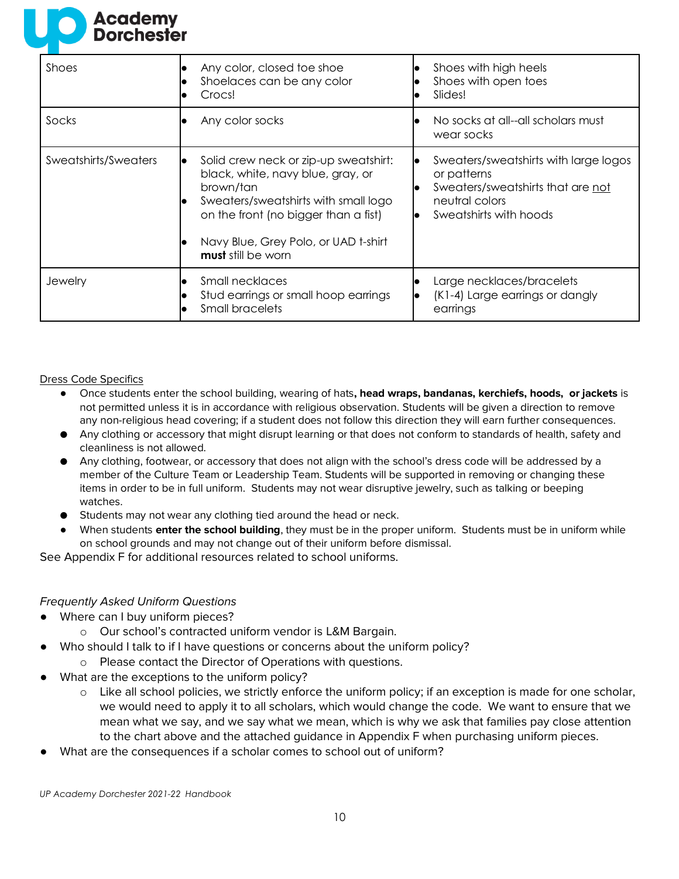| Shoes | • Any color, closed toe shoe<br>• Shoelaces can be any color<br>• Crocs! | • Shoes with high heels<br>• Shoes with open toes<br>• Slides! |
|---|---|---|
| Socks | • Any color socks | • No socks at all--all scholars must wear socks |
| Sweatshirts/Sweaters | • Solid crew neck or zip-up sweatshirt: black, white, navy blue, gray, or brown/tan<br>• Sweaters/sweatshirts with small logo on the front (no bigger than a fist)<br><br>• Navy Blue, Grey Polo, or UAD t-shirt **must** still be worn | • Sweaters/sweatshirts with large logos or patterns<br>• Sweaters/sweatshirts that are not neutral colors<br>• Sweatshirts with hoods |
| Jewelry | • Small necklaces<br>• Stud earrings or small hoop earrings<br>• Small bracelets | • Large necklaces/bracelets<br>• (K1-4) Large earrings or dangly earrings |

Dress Code Specifics

- Once students enter the school building, wearing of hats**, head wraps, bandanas, kerchiefs, hoods, or jackets** is not permitted unless it is in accordance with religious observation. Students will be given a direction to remove any non-religious head covering; if a student does not follow this direction they will earn further consequences.
- Any clothing or accessory that might disrupt learning or that does not conform to standards of health, safety and cleanliness is not allowed.
- Any clothing, footwear, or accessory that does not align with the school's dress code will be addressed by a member of the Culture Team or Leadership Team. Students will be supported in removing or changing these items in order to be in full uniform. Students may not wear disruptive jewelry, such as talking or beeping watches.
- Students may not wear any clothing tied around the head or neck.
- When students **enter the school building**, they must be in the proper uniform. Students must be in uniform while on school grounds and may not change out of their uniform before dismissal.

See Appendix F for additional resources related to school uniforms.

*Frequently Asked Uniform Questions*

- Where can I buy uniform pieces?
  - Our school's contracted uniform vendor is L&M Bargain.
- Who should I talk to if I have questions or concerns about the uniform policy?
  - Please contact the Director of Operations with questions.
- What are the exceptions to the uniform policy?
  - Like all school policies, we strictly enforce the uniform policy; if an exception is made for one scholar, we would need to apply it to all scholars, which would change the code. We want to ensure that we mean what we say, and we say what we mean, which is why we ask that families pay close attention to the chart above and the attached guidance in Appendix F when purchasing uniform pieces.
- What are the consequences if a scholar comes to school out of uniform?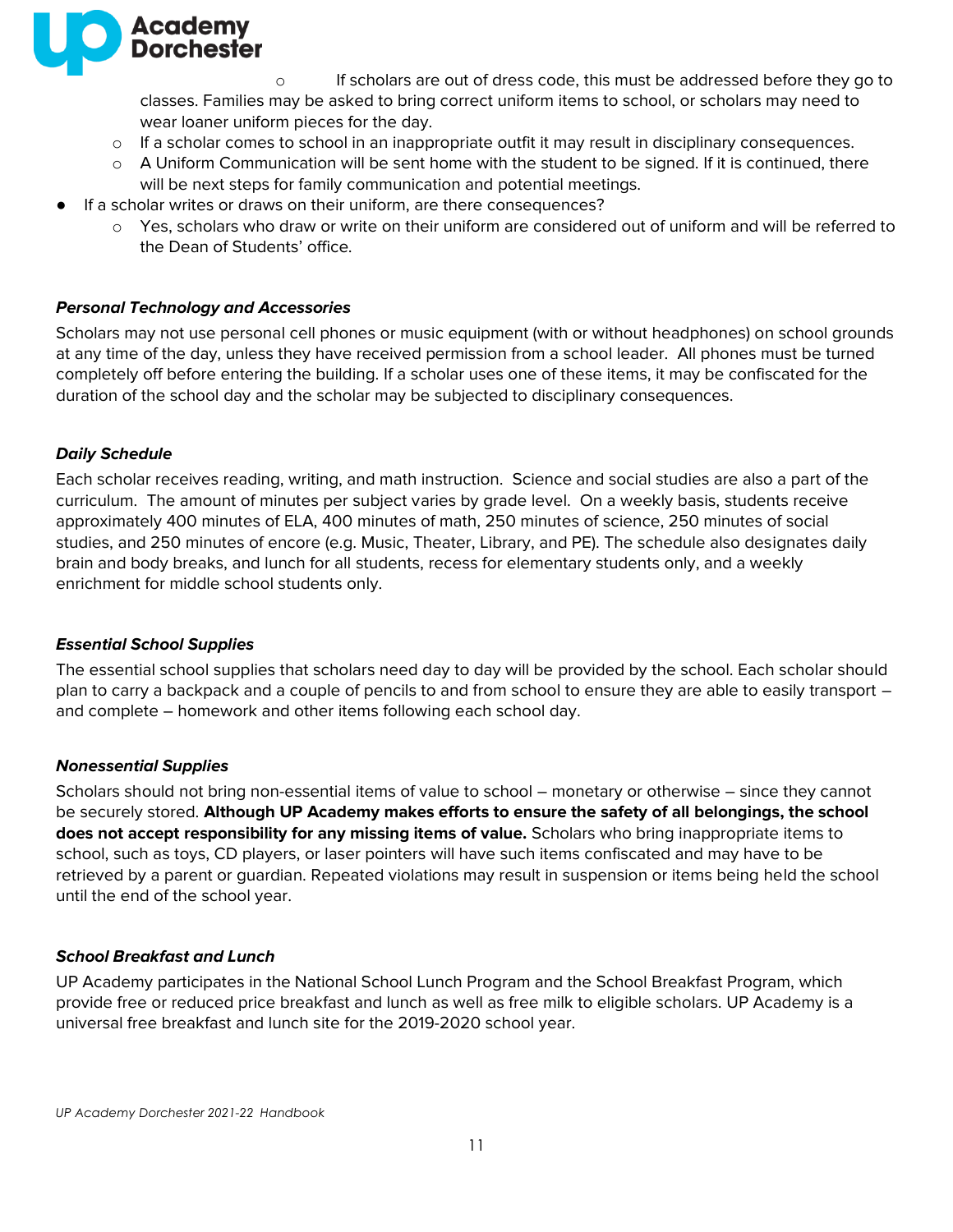- If scholars are out of dress code, this must be addressed before they go to classes. Families may be asked to bring correct uniform items to school, or scholars may need to wear loaner uniform pieces for the day.
  - If a scholar comes to school in an inappropriate outfit it may result in disciplinary consequences.
  - A Uniform Communication will be sent home with the student to be signed. If it is continued, there will be next steps for family communication and potential meetings.
- If a scholar writes or draws on their uniform, are there consequences?
  - Yes, scholars who draw or write on their uniform are considered out of uniform and will be referred to the Dean of Students' office.

### *Personal Technology and Accessories*

Scholars may not use personal cell phones or music equipment (with or without headphones) on school grounds at any time of the day, unless they have received permission from a school leader. All phones must be turned completely off before entering the building. If a scholar uses one of these items, it may be confiscated for the duration of the school day and the scholar may be subjected to disciplinary consequences.

### *Daily Schedule*

Each scholar receives reading, writing, and math instruction. Science and social studies are also a part of the curriculum. The amount of minutes per subject varies by grade level. On a weekly basis, students receive approximately 400 minutes of ELA, 400 minutes of math, 250 minutes of science, 250 minutes of social studies, and 250 minutes of encore (e.g. Music, Theater, Library, and PE). The schedule also designates daily brain and body breaks, and lunch for all students, recess for elementary students only, and a weekly enrichment for middle school students only.

### *Essential School Supplies*

The essential school supplies that scholars need day to day will be provided by the school. Each scholar should plan to carry a backpack and a couple of pencils to and from school to ensure they are able to easily transport – and complete – homework and other items following each school day.

### *Nonessential Supplies*

Scholars should not bring non-essential items of value to school – monetary or otherwise – since they cannot be securely stored. **Although UP Academy makes efforts to ensure the safety of all belongings, the school does not accept responsibility for any missing items of value.** Scholars who bring inappropriate items to school, such as toys, CD players, or laser pointers will have such items confiscated and may have to be retrieved by a parent or guardian. Repeated violations may result in suspension or items being held the school until the end of the school year.

### *School Breakfast and Lunch*

UP Academy participates in the National School Lunch Program and the School Breakfast Program, which provide free or reduced price breakfast and lunch as well as free milk to eligible scholars. UP Academy is a universal free breakfast and lunch site for the 2019-2020 school year.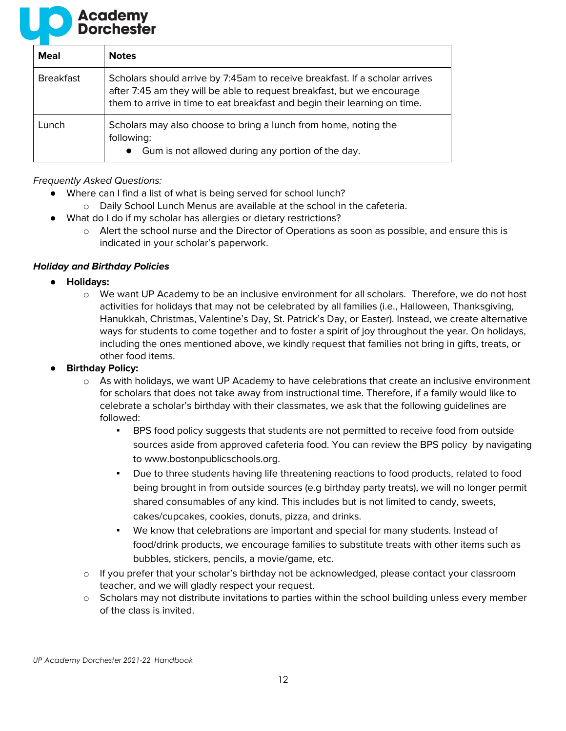| Meal | Notes |
| --- | --- |
| Breakfast | Scholars should arrive by 7:45am to receive breakfast. If a scholar arrives after 7:45 am they will be able to request breakfast, but we encourage them to arrive in time to eat breakfast and begin their learning on time. |
| Lunch | Scholars may also choose to bring a lunch from home, noting the following:<br>• Gum is not allowed during any portion of the day. |

*Frequently Asked Questions:*

- Where can I find a list of what is being served for school lunch?
  - Daily School Lunch Menus are available at the school in the cafeteria.
- What do I do if my scholar has allergies or dietary restrictions?
  - Alert the school nurse and the Director of Operations as soon as possible, and ensure this is indicated in your scholar's paperwork.

***Holiday and Birthday Policies***

- **Holidays:**
  - We want UP Academy to be an inclusive environment for all scholars. Therefore, we do not host activities for holidays that may not be celebrated by all families (i.e., Halloween, Thanksgiving, Hanukkah, Christmas, Valentine's Day, St. Patrick's Day, or Easter). Instead, we create alternative ways for students to come together and to foster a spirit of joy throughout the year. On holidays, including the ones mentioned above, we kindly request that families not bring in gifts, treats, or other food items.
- **Birthday Policy:**
  - As with holidays, we want UP Academy to have celebrations that create an inclusive environment for scholars that does not take away from instructional time. Therefore, if a family would like to celebrate a scholar's birthday with their classmates, we ask that the following guidelines are followed:
    - BPS food policy suggests that students are not permitted to receive food from outside sources aside from approved cafeteria food. You can review the BPS policy by navigating to www.bostonpublicschools.org.
    - Due to three students having life threatening reactions to food products, related to food being brought in from outside sources (e.g birthday party treats), we will no longer permit shared consumables of any kind. This includes but is not limited to candy, sweets, cakes/cupcakes, cookies, donuts, pizza, and drinks.
    - We know that celebrations are important and special for many students. Instead of food/drink products, we encourage families to substitute treats with other items such as bubbles, stickers, pencils, a movie/game, etc.
  - If you prefer that your scholar's birthday not be acknowledged, please contact your classroom teacher, and we will gladly respect your request.
  - Scholars may not distribute invitations to parties within the school building unless every member of the class is invited.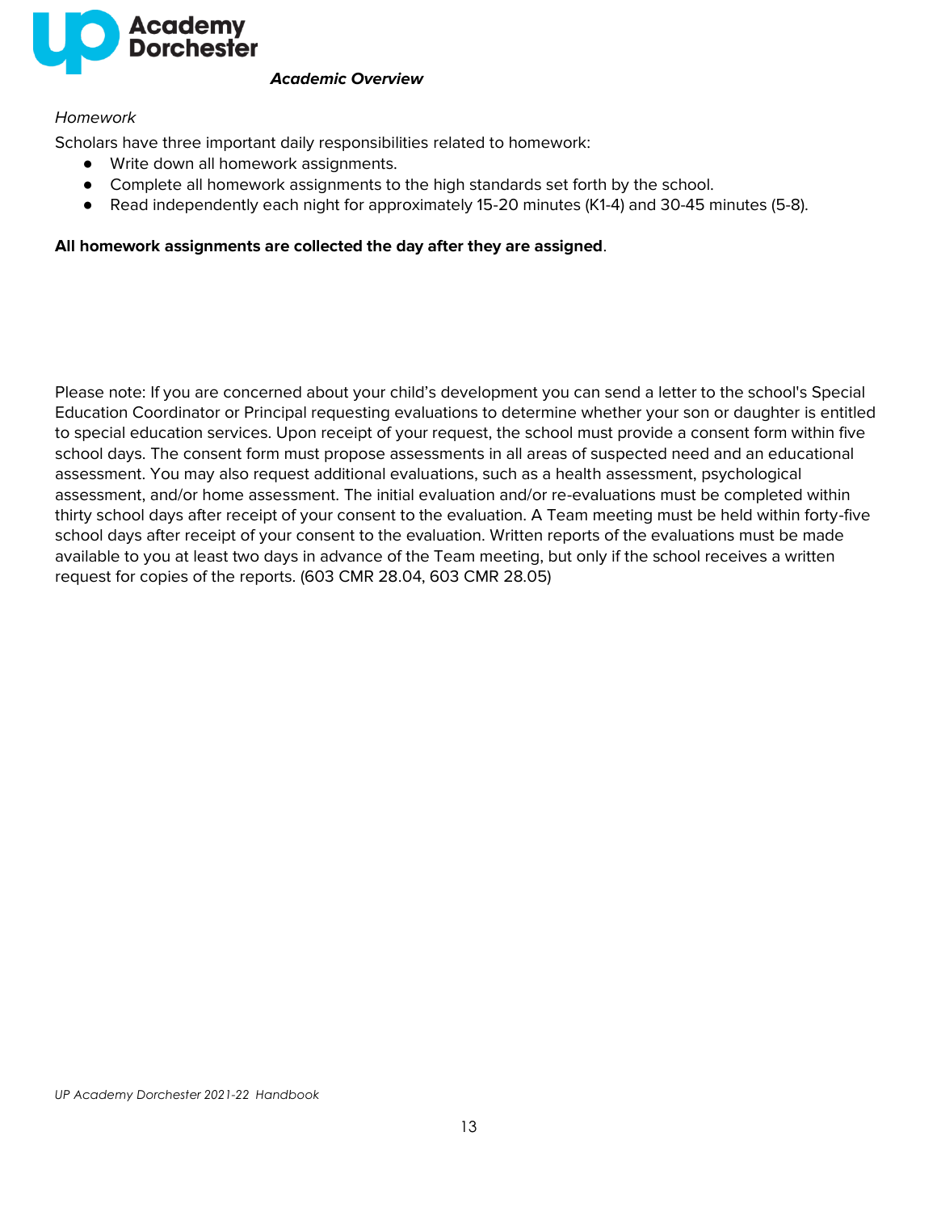*Homework*

Scholars have three important daily responsibilities related to homework:

- Write down all homework assignments.
- Complete all homework assignments to the high standards set forth by the school.
- Read independently each night for approximately 15-20 minutes (K1-4) and 30-45 minutes (5-8).

**All homework assignments are collected the day after they are assigned**.

Please note: If you are concerned about your child's development you can send a letter to the school's Special Education Coordinator or Principal requesting evaluations to determine whether your son or daughter is entitled to special education services. Upon receipt of your request, the school must provide a consent form within five school days. The consent form must propose assessments in all areas of suspected need and an educational assessment. You may also request additional evaluations, such as a health assessment, psychological assessment, and/or home assessment. The initial evaluation and/or re-evaluations must be completed within thirty school days after receipt of your consent to the evaluation. A Team meeting must be held within forty-five school days after receipt of your consent to the evaluation. Written reports of the evaluations must be made available to you at least two days in advance of the Team meeting, but only if the school receives a written request for copies of the reports. (603 CMR 28.04, 603 CMR 28.05)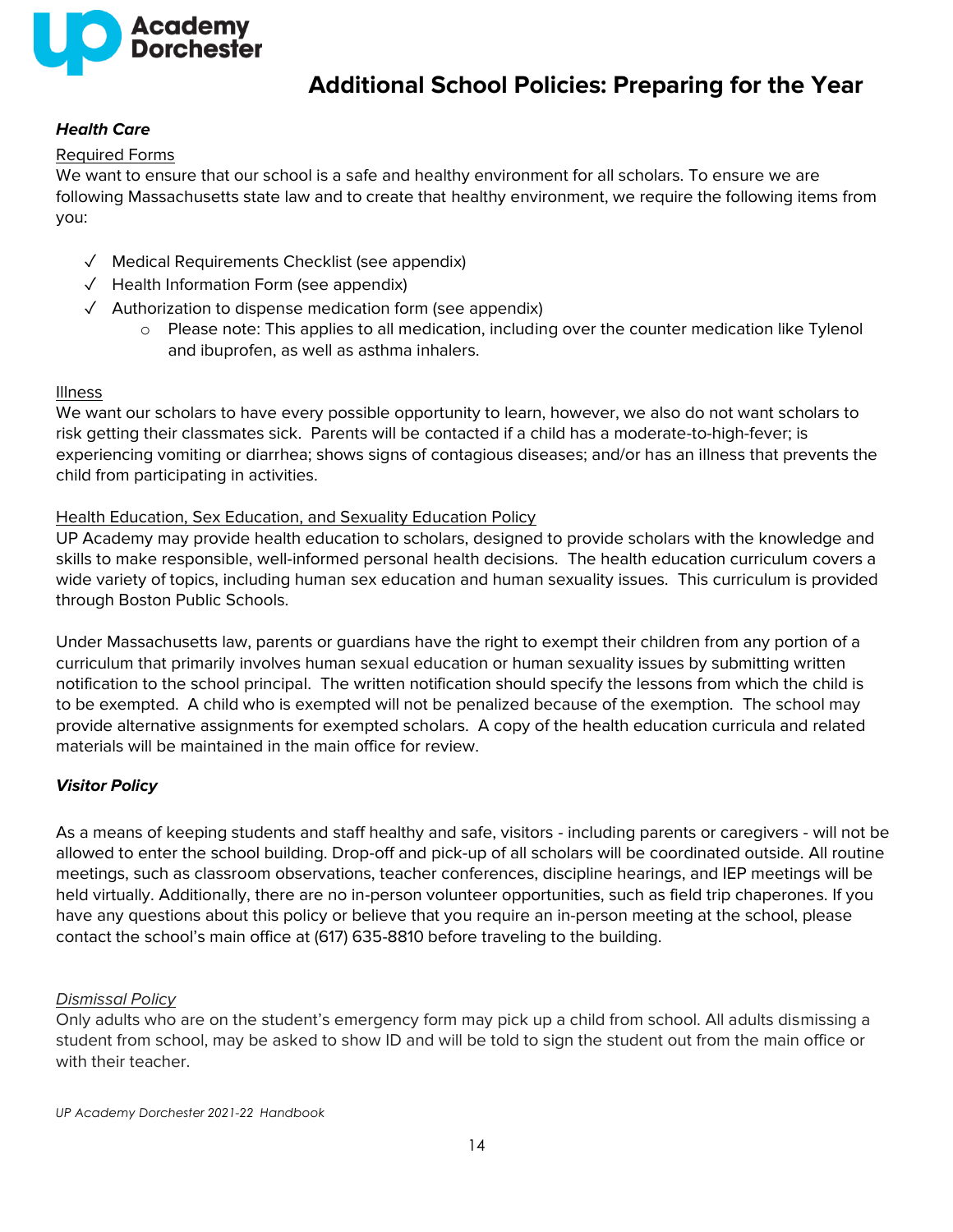# Additional School Policies: Preparing for the Year

### ***Health Care***

Required Forms

We want to ensure that our school is a safe and healthy environment for all scholars. To ensure we are following Massachusetts state law and to create that healthy environment, we require the following items from you:

- ✓ Medical Requirements Checklist (see appendix)
- ✓ Health Information Form (see appendix)
- ✓ Authorization to dispense medication form (see appendix)
  - Please note: This applies to all medication, including over the counter medication like Tylenol and ibuprofen, as well as asthma inhalers.

Illness

We want our scholars to have every possible opportunity to learn, however, we also do not want scholars to risk getting their classmates sick. Parents will be contacted if a child has a moderate-to-high-fever; is experiencing vomiting or diarrhea; shows signs of contagious diseases; and/or has an illness that prevents the child from participating in activities.

Health Education, Sex Education, and Sexuality Education Policy

UP Academy may provide health education to scholars, designed to provide scholars with the knowledge and skills to make responsible, well-informed personal health decisions. The health education curriculum covers a wide variety of topics, including human sex education and human sexuality issues. This curriculum is provided through Boston Public Schools.

Under Massachusetts law, parents or guardians have the right to exempt their children from any portion of a curriculum that primarily involves human sexual education or human sexuality issues by submitting written notification to the school principal. The written notification should specify the lessons from which the child is to be exempted. A child who is exempted will not be penalized because of the exemption. The school may provide alternative assignments for exempted scholars. A copy of the health education curricula and related materials will be maintained in the main office for review.

### ***Visitor Policy***

As a means of keeping students and staff healthy and safe, visitors - including parents or caregivers - will not be allowed to enter the school building. Drop-off and pick-up of all scholars will be coordinated outside. All routine meetings, such as classroom observations, teacher conferences, discipline hearings, and IEP meetings will be held virtually. Additionally, there are no in-person volunteer opportunities, such as field trip chaperones. If you have any questions about this policy or believe that you require an in-person meeting at the school, please contact the school's main office at (617) 635-8810 before traveling to the building.

*Dismissal Policy*

Only adults who are on the student's emergency form may pick up a child from school. All adults dismissing a student from school, may be asked to show ID and will be told to sign the student out from the main office or with their teacher.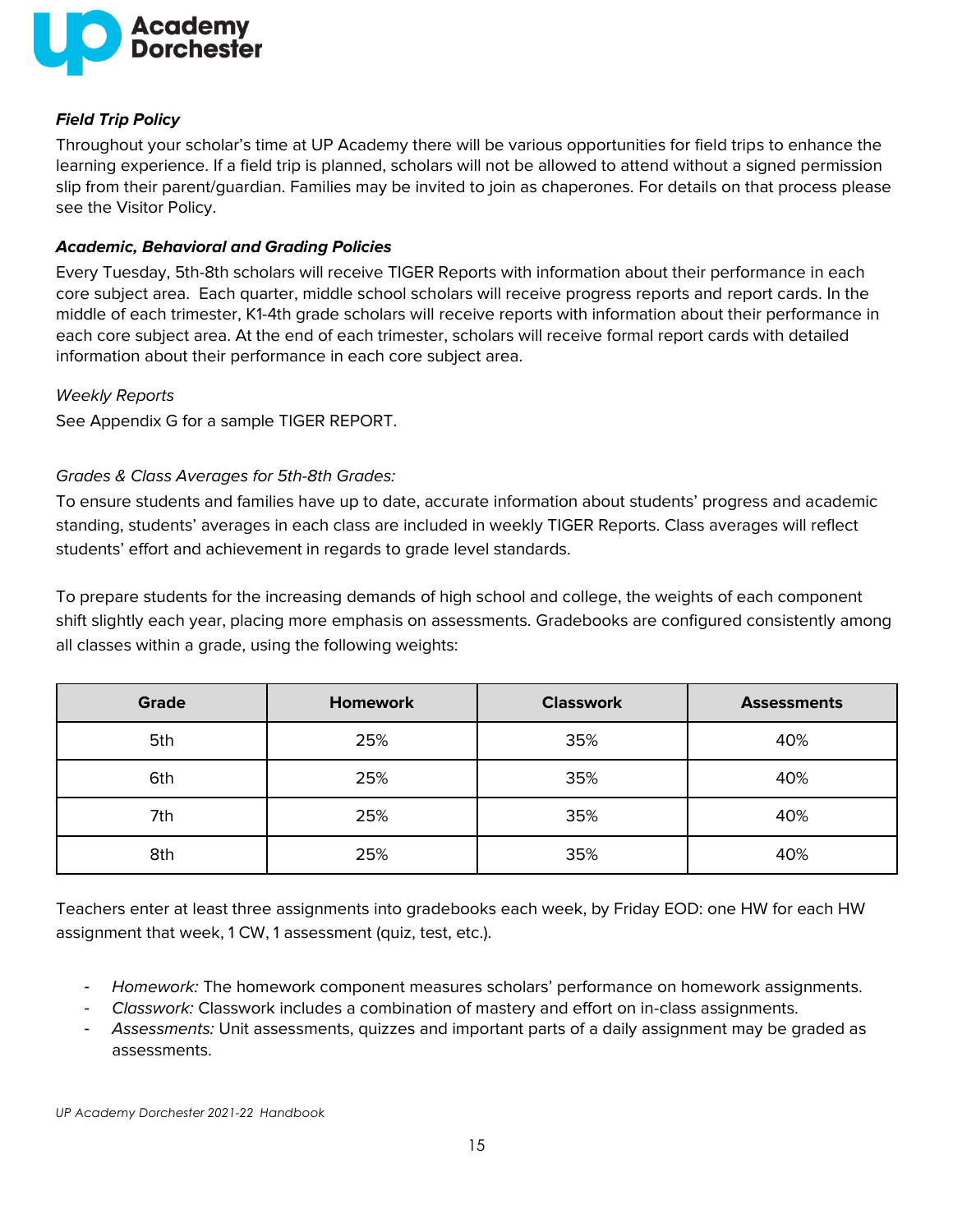#### ***Field Trip Policy***

Throughout your scholar's time at UP Academy there will be various opportunities for field trips to enhance the learning experience. If a field trip is planned, scholars will not be allowed to attend without a signed permission slip from their parent/guardian. Families may be invited to join as chaperones. For details on that process please see the Visitor Policy.

#### ***Academic, Behavioral and Grading Policies***

Every Tuesday, 5th-8th scholars will receive TIGER Reports with information about their performance in each core subject area. Each quarter, middle school scholars will receive progress reports and report cards. In the middle of each trimester, K1-4th grade scholars will receive reports with information about their performance in each core subject area. At the end of each trimester, scholars will receive formal report cards with detailed information about their performance in each core subject area.

*Weekly Reports*

See Appendix G for a sample TIGER REPORT.

*Grades & Class Averages for 5th-8th Grades:*

To ensure students and families have up to date, accurate information about students' progress and academic standing, students' averages in each class are included in weekly TIGER Reports. Class averages will reflect students' effort and achievement in regards to grade level standards.

To prepare students for the increasing demands of high school and college, the weights of each component shift slightly each year, placing more emphasis on assessments. Gradebooks are configured consistently among all classes within a grade, using the following weights:

| Grade | Homework | Classwork | Assessments |
|---|---|---|---|
| 5th | 25% | 35% | 40% |
| 6th | 25% | 35% | 40% |
| 7th | 25% | 35% | 40% |
| 8th | 25% | 35% | 40% |

Teachers enter at least three assignments into gradebooks each week, by Friday EOD: one HW for each HW assignment that week, 1 CW, 1 assessment (quiz, test, etc.).

- *Homework:* The homework component measures scholars' performance on homework assignments.
- *Classwork:* Classwork includes a combination of mastery and effort on in-class assignments.
- *Assessments:* Unit assessments, quizzes and important parts of a daily assignment may be graded as assessments.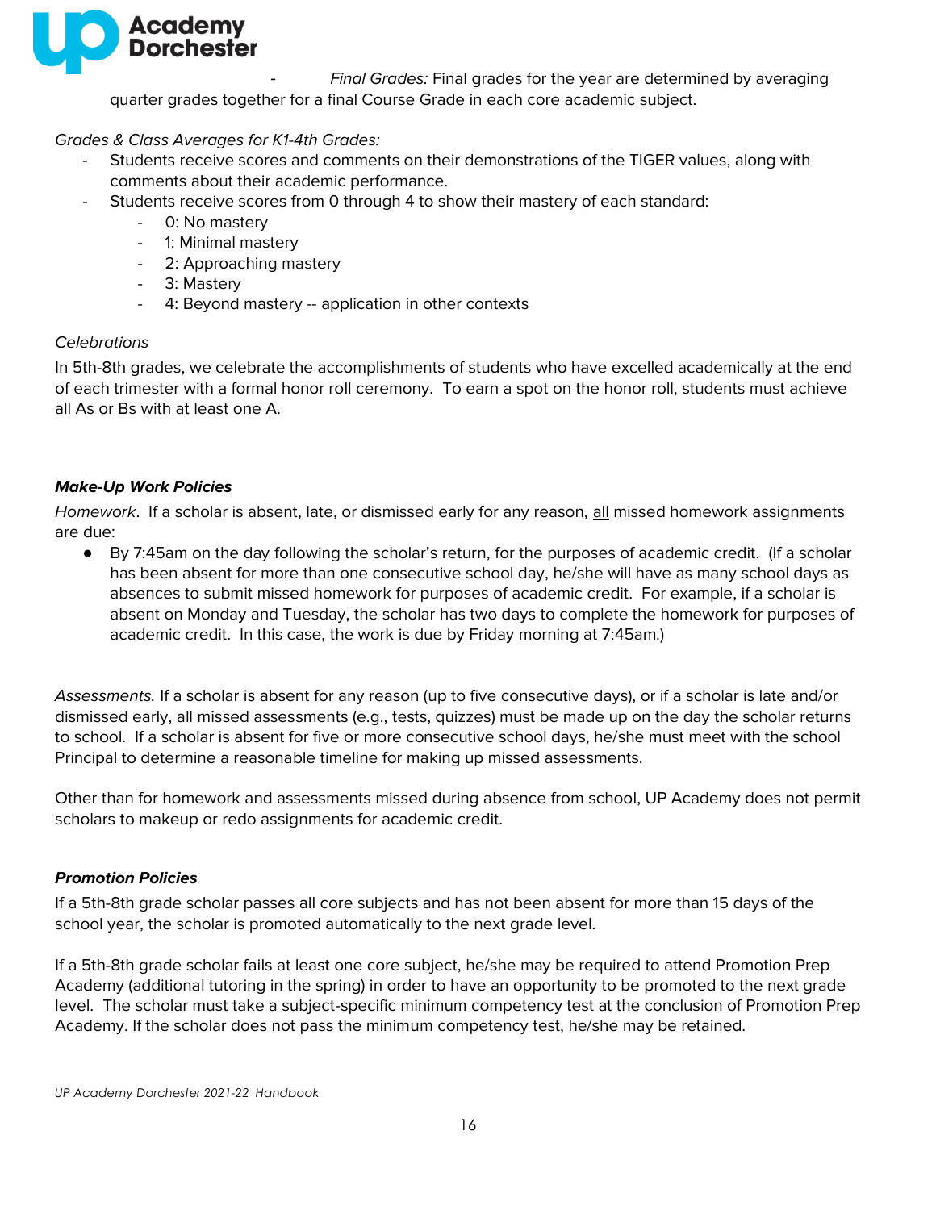- *Final Grades:* Final grades for the year are determined by averaging quarter grades together for a final Course Grade in each core academic subject.

*Grades & Class Averages for K1-4th Grades:*

- Students receive scores and comments on their demonstrations of the TIGER values, along with comments about their academic performance.
- Students receive scores from 0 through 4 to show their mastery of each standard:
    - 0: No mastery
    - 1: Minimal mastery
    - 2: Approaching mastery
    - 3: Mastery
    - 4: Beyond mastery -- application in other contexts

*Celebrations*

In 5th-8th grades, we celebrate the accomplishments of students who have excelled academically at the end of each trimester with a formal honor roll ceremony. To earn a spot on the honor roll, students must achieve all As or Bs with at least one A.

***Make-Up Work Policies***

*Homework*. If a scholar is absent, late, or dismissed early for any reason, <u>all</u> missed homework assignments are due:

- By 7:45am on the day <u>following</u> the scholar's return, <u>for the purposes of academic credit</u>. (If a scholar has been absent for more than one consecutive school day, he/she will have as many school days as absences to submit missed homework for purposes of academic credit. For example, if a scholar is absent on Monday and Tuesday, the scholar has two days to complete the homework for purposes of academic credit. In this case, the work is due by Friday morning at 7:45am.)

*Assessments.* If a scholar is absent for any reason (up to five consecutive days), or if a scholar is late and/or dismissed early, all missed assessments (e.g., tests, quizzes) must be made up on the day the scholar returns to school. If a scholar is absent for five or more consecutive school days, he/she must meet with the school Principal to determine a reasonable timeline for making up missed assessments.

Other than for homework and assessments missed during absence from school, UP Academy does not permit scholars to makeup or redo assignments for academic credit.

***Promotion Policies***

If a 5th-8th grade scholar passes all core subjects and has not been absent for more than 15 days of the school year, the scholar is promoted automatically to the next grade level.

If a 5th-8th grade scholar fails at least one core subject, he/she may be required to attend Promotion Prep Academy (additional tutoring in the spring) in order to have an opportunity to be promoted to the next grade level. The scholar must take a subject-specific minimum competency test at the conclusion of Promotion Prep Academy. If the scholar does not pass the minimum competency test, he/she may be retained.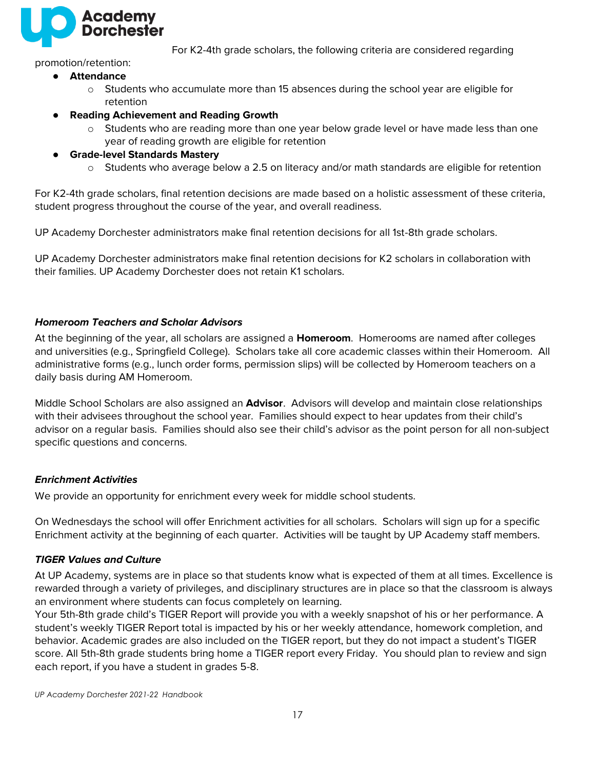For K2-4th grade scholars, the following criteria are considered regarding promotion/retention:

- **Attendance**
  - Students who accumulate more than 15 absences during the school year are eligible for retention
- **Reading Achievement and Reading Growth**
  - Students who are reading more than one year below grade level or have made less than one year of reading growth are eligible for retention
- **Grade-level Standards Mastery**
  - Students who average below a 2.5 on literacy and/or math standards are eligible for retention

For K2-4th grade scholars, final retention decisions are made based on a holistic assessment of these criteria, student progress throughout the course of the year, and overall readiness.

UP Academy Dorchester administrators make final retention decisions for all 1st-8th grade scholars.

UP Academy Dorchester administrators make final retention decisions for K2 scholars in collaboration with their families. UP Academy Dorchester does not retain K1 scholars.

### *Homeroom Teachers and Scholar Advisors*

At the beginning of the year, all scholars are assigned a **Homeroom**. Homerooms are named after colleges and universities (e.g., Springfield College). Scholars take all core academic classes within their Homeroom. All administrative forms (e.g., lunch order forms, permission slips) will be collected by Homeroom teachers on a daily basis during AM Homeroom.

Middle School Scholars are also assigned an **Advisor**. Advisors will develop and maintain close relationships with their advisees throughout the school year. Families should expect to hear updates from their child's advisor on a regular basis. Families should also see their child's advisor as the point person for all non-subject specific questions and concerns.

### *Enrichment Activities*

We provide an opportunity for enrichment every week for middle school students.

On Wednesdays the school will offer Enrichment activities for all scholars. Scholars will sign up for a specific Enrichment activity at the beginning of each quarter. Activities will be taught by UP Academy staff members.

### *TIGER Values and Culture*

At UP Academy, systems are in place so that students know what is expected of them at all times. Excellence is rewarded through a variety of privileges, and disciplinary structures are in place so that the classroom is always an environment where students can focus completely on learning.
Your 5th-8th grade child's TIGER Report will provide you with a weekly snapshot of his or her performance. A student's weekly TIGER Report total is impacted by his or her weekly attendance, homework completion, and behavior. Academic grades are also included on the TIGER report, but they do not impact a student's TIGER score. All 5th-8th grade students bring home a TIGER report every Friday. You should plan to review and sign each report, if you have a student in grades 5-8.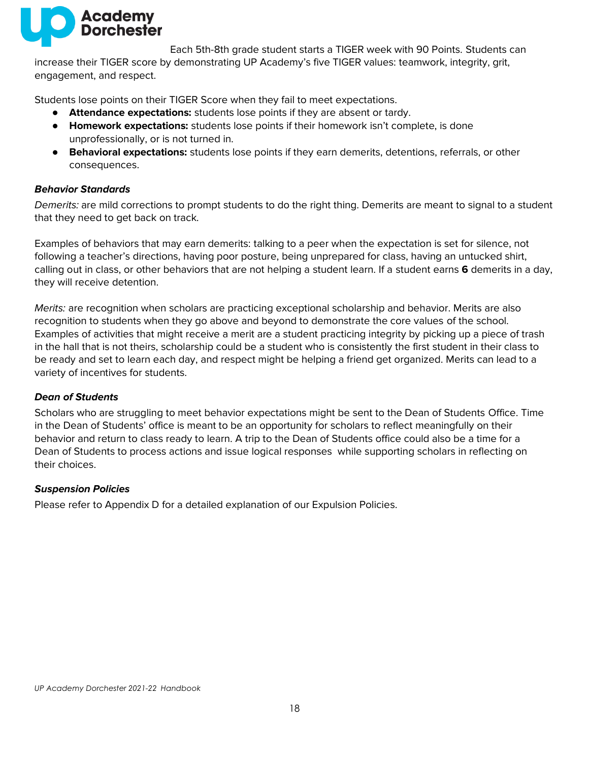Each 5th-8th grade student starts a TIGER week with 90 Points. Students can increase their TIGER score by demonstrating UP Academy's five TIGER values: teamwork, integrity, grit, engagement, and respect.

Students lose points on their TIGER Score when they fail to meet expectations.

- **Attendance expectations:** students lose points if they are absent or tardy.
- **Homework expectations:** students lose points if their homework isn't complete, is done unprofessionally, or is not turned in.
- **Behavioral expectations:** students lose points if they earn demerits, detentions, referrals, or other consequences.

### ***Behavior Standards***

*Demerits:* are mild corrections to prompt students to do the right thing. Demerits are meant to signal to a student that they need to get back on track.

Examples of behaviors that may earn demerits: talking to a peer when the expectation is set for silence, not following a teacher's directions, having poor posture, being unprepared for class, having an untucked shirt, calling out in class, or other behaviors that are not helping a student learn. If a student earns **6** demerits in a day, they will receive detention.

*Merits:* are recognition when scholars are practicing exceptional scholarship and behavior. Merits are also recognition to students when they go above and beyond to demonstrate the core values of the school. Examples of activities that might receive a merit are a student practicing integrity by picking up a piece of trash in the hall that is not theirs, scholarship could be a student who is consistently the first student in their class to be ready and set to learn each day, and respect might be helping a friend get organized. Merits can lead to a variety of incentives for students.

### ***Dean of Students***

Scholars who are struggling to meet behavior expectations might be sent to the Dean of Students Office. Time in the Dean of Students' office is meant to be an opportunity for scholars to reflect meaningfully on their behavior and return to class ready to learn. A trip to the Dean of Students office could also be a time for a Dean of Students to process actions and issue logical responses while supporting scholars in reflecting on their choices.

### ***Suspension Policies***

Please refer to Appendix D for a detailed explanation of our Expulsion Policies.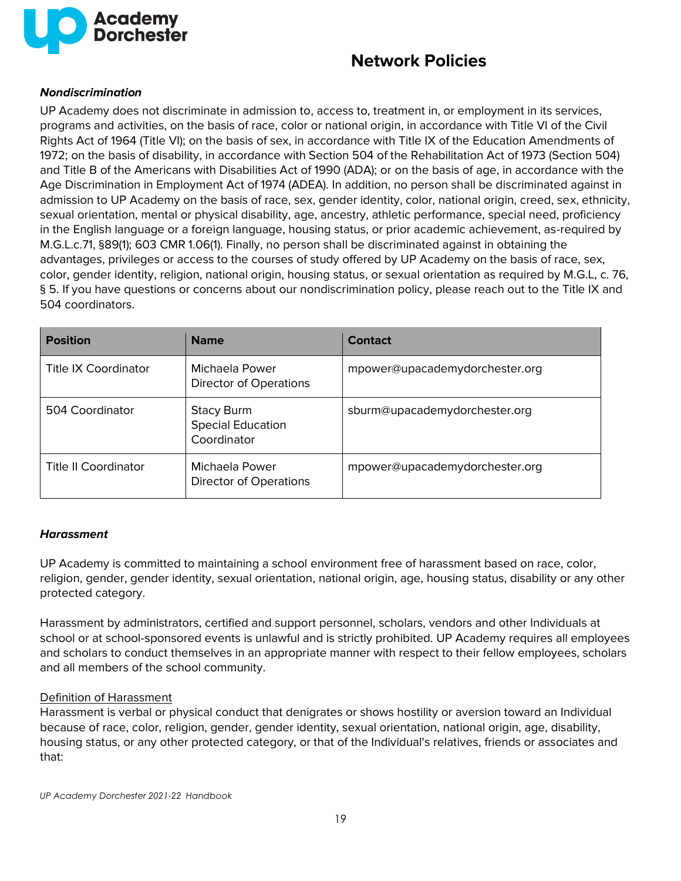# Network Policies

***Nondiscrimination***

UP Academy does not discriminate in admission to, access to, treatment in, or employment in its services, programs and activities, on the basis of race, color or national origin, in accordance with Title VI of the Civil Rights Act of 1964 (Title VI); on the basis of sex, in accordance with Title IX of the Education Amendments of 1972; on the basis of disability, in accordance with Section 504 of the Rehabilitation Act of 1973 (Section 504) and Title B of the Americans with Disabilities Act of 1990 (ADA); or on the basis of age, in accordance with the Age Discrimination in Employment Act of 1974 (ADEA). In addition, no person shall be discriminated against in admission to UP Academy on the basis of race, sex, gender identity, color, national origin, creed, sex, ethnicity, sexual orientation, mental or physical disability, age, ancestry, athletic performance, special need, proficiency in the English language or a foreign language, housing status, or prior academic achievement, as-required by M.G.L.c.71, §89(1); 603 CMR 1.06(1). Finally, no person shall be discriminated against in obtaining the advantages, privileges or access to the courses of study offered by UP Academy on the basis of race, sex, color, gender identity, religion, national origin, housing status, or sexual orientation as required by M.G.L, c. 76, § 5. If you have questions or concerns about our nondiscrimination policy, please reach out to the Title IX and 504 coordinators.

| Position | Name | Contact |
|---|---|---|
| Title IX Coordinator | Michaela Power<br>Director of Operations | mpower@upacademydorchester.org |
| 504 Coordinator | Stacy Burm<br>Special Education Coordinator | sburm@upacademydorchester.org |
| Title II Coordinator | Michaela Power<br>Director of Operations | mpower@upacademydorchester.org |

***Harassment***

UP Academy is committed to maintaining a school environment free of harassment based on race, color, religion, gender, gender identity, sexual orientation, national origin, age, housing status, disability or any other protected category.

Harassment by administrators, certified and support personnel, scholars, vendors and other Individuals at school or at school-sponsored events is unlawful and is strictly prohibited. UP Academy requires all employees and scholars to conduct themselves in an appropriate manner with respect to their fellow employees, scholars and all members of the school community.

Definition of Harassment

Harassment is verbal or physical conduct that denigrates or shows hostility or aversion toward an Individual because of race, color, religion, gender, gender identity, sexual orientation, national origin, age, disability, housing status, or any other protected category, or that of the Individual's relatives, friends or associates and that: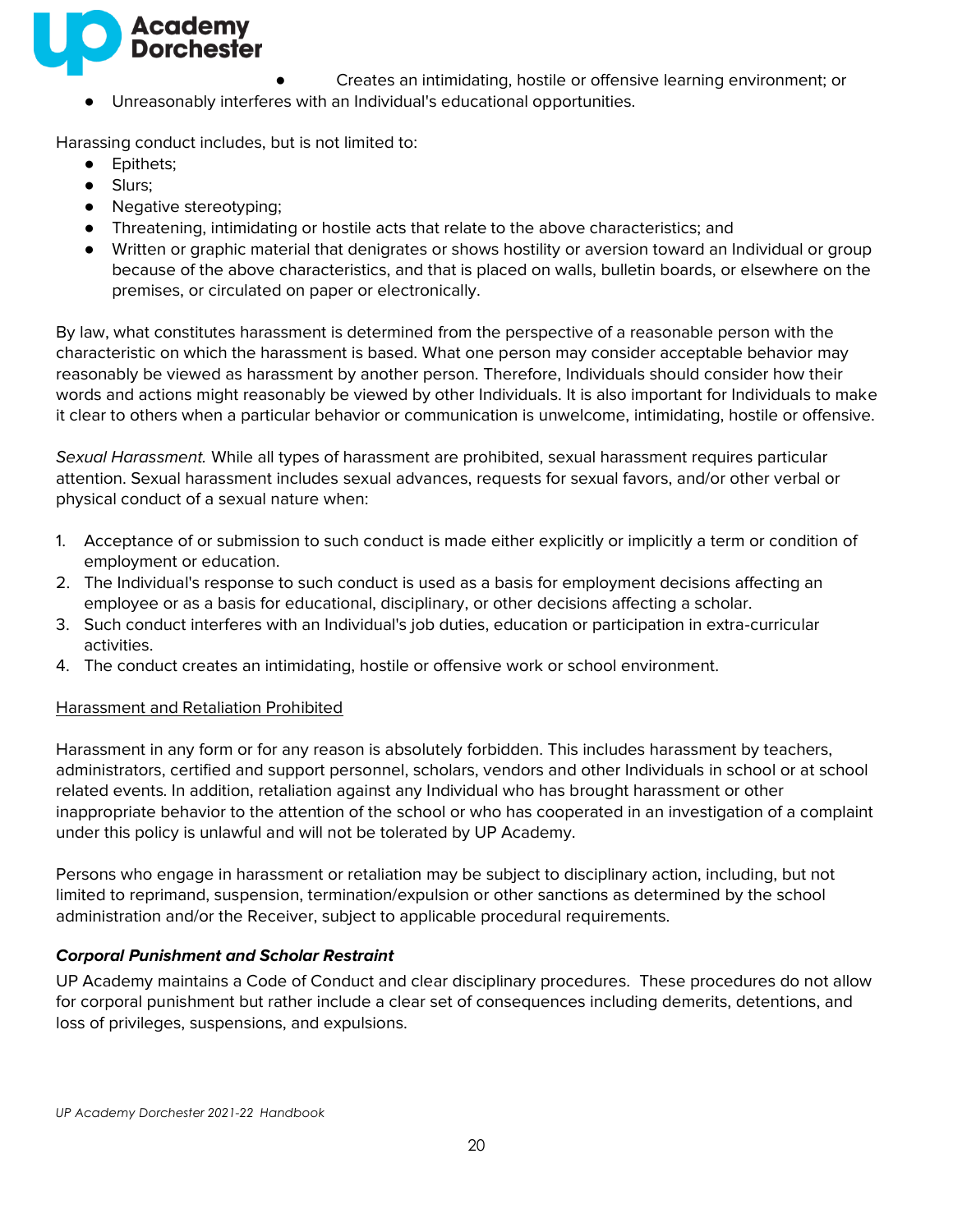- Creates an intimidating, hostile or offensive learning environment; or
- Unreasonably interferes with an Individual's educational opportunities.

Harassing conduct includes, but is not limited to:

- Epithets;
- Slurs;
- Negative stereotyping;
- Threatening, intimidating or hostile acts that relate to the above characteristics; and
- Written or graphic material that denigrates or shows hostility or aversion toward an Individual or group because of the above characteristics, and that is placed on walls, bulletin boards, or elsewhere on the premises, or circulated on paper or electronically.

By law, what constitutes harassment is determined from the perspective of a reasonable person with the characteristic on which the harassment is based. What one person may consider acceptable behavior may reasonably be viewed as harassment by another person. Therefore, Individuals should consider how their words and actions might reasonably be viewed by other Individuals. It is also important for Individuals to make it clear to others when a particular behavior or communication is unwelcome, intimidating, hostile or offensive.

*Sexual Harassment.* While all types of harassment are prohibited, sexual harassment requires particular attention. Sexual harassment includes sexual advances, requests for sexual favors, and/or other verbal or physical conduct of a sexual nature when:

1. Acceptance of or submission to such conduct is made either explicitly or implicitly a term or condition of employment or education.
2. The Individual's response to such conduct is used as a basis for employment decisions affecting an employee or as a basis for educational, disciplinary, or other decisions affecting a scholar.
3. Such conduct interferes with an Individual's job duties, education or participation in extra-curricular activities.
4. The conduct creates an intimidating, hostile or offensive work or school environment.

<u>Harassment and Retaliation Prohibited</u>

Harassment in any form or for any reason is absolutely forbidden. This includes harassment by teachers, administrators, certified and support personnel, scholars, vendors and other Individuals in school or at school related events. In addition, retaliation against any Individual who has brought harassment or other inappropriate behavior to the attention of the school or who has cooperated in an investigation of a complaint under this policy is unlawful and will not be tolerated by UP Academy.

Persons who engage in harassment or retaliation may be subject to disciplinary action, including, but not limited to reprimand, suspension, termination/expulsion or other sanctions as determined by the school administration and/or the Receiver, subject to applicable procedural requirements.

### *Corporal Punishment and Scholar Restraint*

UP Academy maintains a Code of Conduct and clear disciplinary procedures. These procedures do not allow for corporal punishment but rather include a clear set of consequences including demerits, detentions, and loss of privileges, suspensions, and expulsions.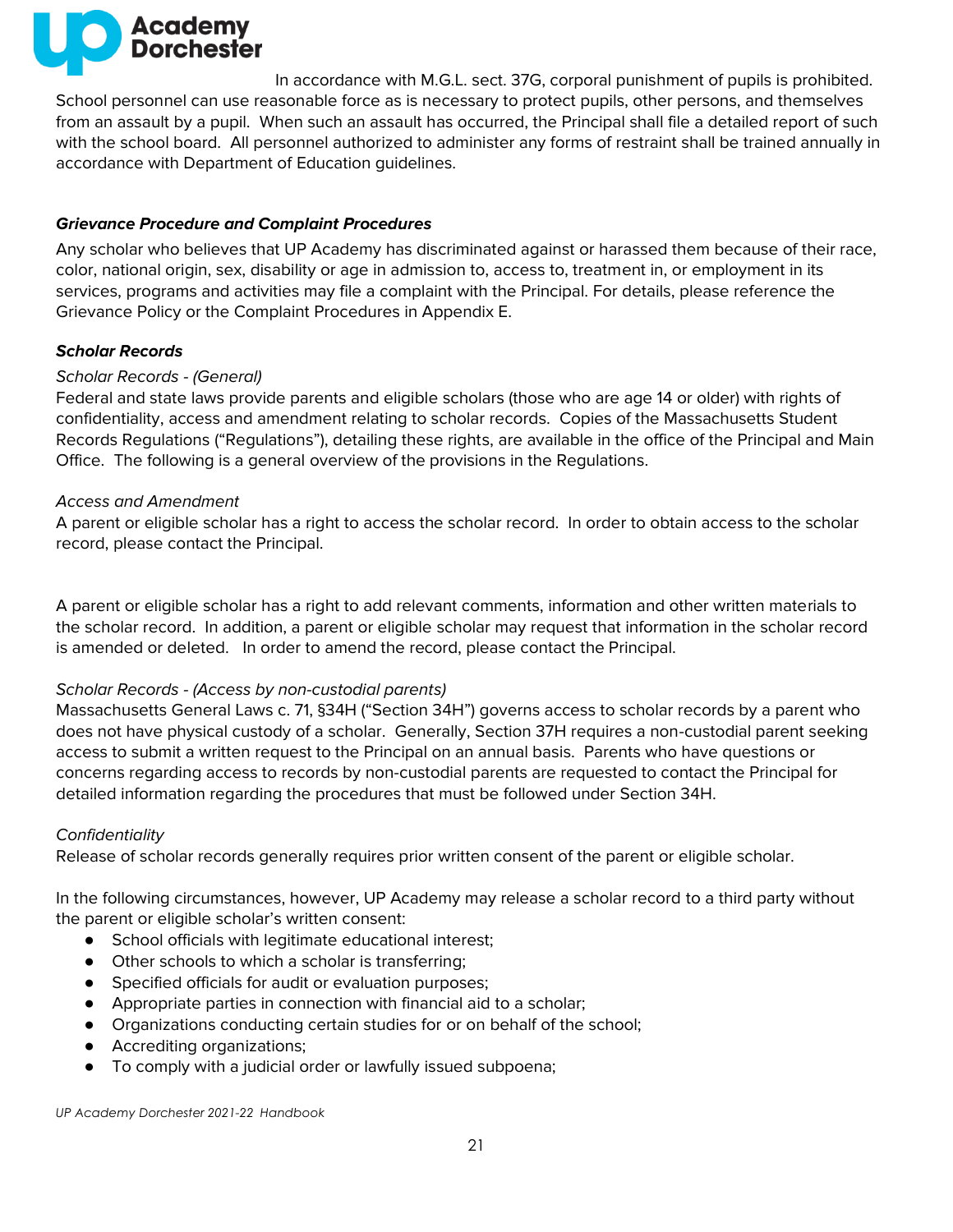In accordance with M.G.L. sect. 37G, corporal punishment of pupils is prohibited. School personnel can use reasonable force as is necessary to protect pupils, other persons, and themselves from an assault by a pupil. When such an assault has occurred, the Principal shall file a detailed report of such with the school board. All personnel authorized to administer any forms of restraint shall be trained annually in accordance with Department of Education guidelines.

***Grievance Procedure and Complaint Procedures***

Any scholar who believes that UP Academy has discriminated against or harassed them because of their race, color, national origin, sex, disability or age in admission to, access to, treatment in, or employment in its services, programs and activities may file a complaint with the Principal. For details, please reference the Grievance Policy or the Complaint Procedures in Appendix E.

***Scholar Records***

*Scholar Records - (General)*

Federal and state laws provide parents and eligible scholars (those who are age 14 or older) with rights of confidentiality, access and amendment relating to scholar records. Copies of the Massachusetts Student Records Regulations ("Regulations"), detailing these rights, are available in the office of the Principal and Main Office. The following is a general overview of the provisions in the Regulations.

*Access and Amendment*

A parent or eligible scholar has a right to access the scholar record. In order to obtain access to the scholar record, please contact the Principal.

A parent or eligible scholar has a right to add relevant comments, information and other written materials to the scholar record. In addition, a parent or eligible scholar may request that information in the scholar record is amended or deleted. In order to amend the record, please contact the Principal.

*Scholar Records - (Access by non-custodial parents)*

Massachusetts General Laws c. 71, §34H ("Section 34H") governs access to scholar records by a parent who does not have physical custody of a scholar. Generally, Section 37H requires a non-custodial parent seeking access to submit a written request to the Principal on an annual basis. Parents who have questions or concerns regarding access to records by non-custodial parents are requested to contact the Principal for detailed information regarding the procedures that must be followed under Section 34H.

*Confidentiality*

Release of scholar records generally requires prior written consent of the parent or eligible scholar.

In the following circumstances, however, UP Academy may release a scholar record to a third party without the parent or eligible scholar's written consent:

- School officials with legitimate educational interest;
- Other schools to which a scholar is transferring;
- Specified officials for audit or evaluation purposes;
- Appropriate parties in connection with financial aid to a scholar;
- Organizations conducting certain studies for or on behalf of the school;
- Accrediting organizations;
- To comply with a judicial order or lawfully issued subpoena;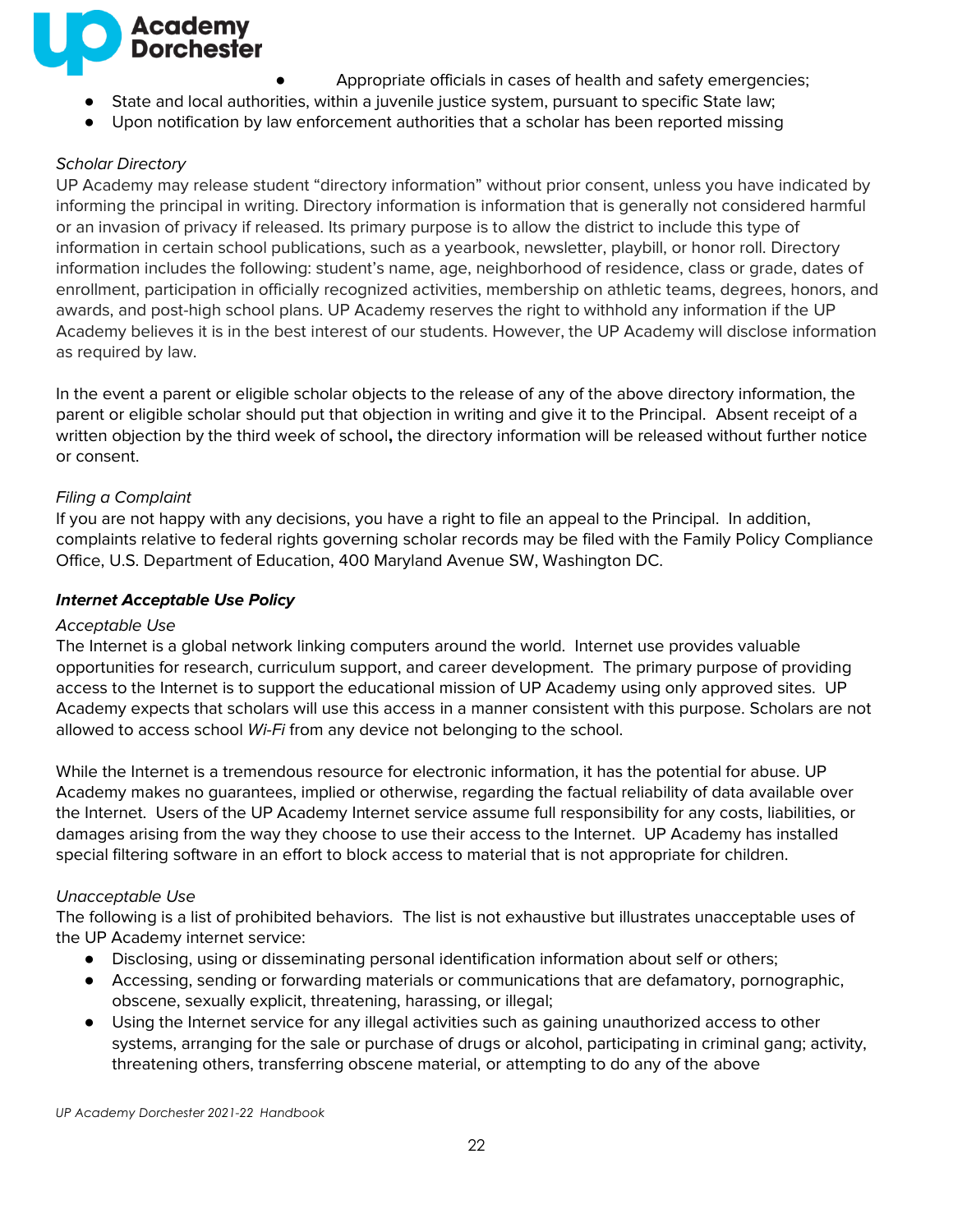- Appropriate officials in cases of health and safety emergencies;
- State and local authorities, within a juvenile justice system, pursuant to specific State law;
- Upon notification by law enforcement authorities that a scholar has been reported missing

*Scholar Directory*

UP Academy may release student "directory information" without prior consent, unless you have indicated by informing the principal in writing. Directory information is information that is generally not considered harmful or an invasion of privacy if released. Its primary purpose is to allow the district to include this type of information in certain school publications, such as a yearbook, newsletter, playbill, or honor roll. Directory information includes the following: student's name, age, neighborhood of residence, class or grade, dates of enrollment, participation in officially recognized activities, membership on athletic teams, degrees, honors, and awards, and post-high school plans. UP Academy reserves the right to withhold any information if the UP Academy believes it is in the best interest of our students. However, the UP Academy will disclose information as required by law.

In the event a parent or eligible scholar objects to the release of any of the above directory information, the parent or eligible scholar should put that objection in writing and give it to the Principal. Absent receipt of a written objection by the third week of school**,** the directory information will be released without further notice or consent.

*Filing a Complaint*

If you are not happy with any decisions, you have a right to file an appeal to the Principal. In addition, complaints relative to federal rights governing scholar records may be filed with the Family Policy Compliance Office, U.S. Department of Education, 400 Maryland Avenue SW, Washington DC.

***Internet Acceptable Use Policy***

*Acceptable Use*

The Internet is a global network linking computers around the world. Internet use provides valuable opportunities for research, curriculum support, and career development. The primary purpose of providing access to the Internet is to support the educational mission of UP Academy using only approved sites. UP Academy expects that scholars will use this access in a manner consistent with this purpose. Scholars are not allowed to access school *Wi-Fi* from any device not belonging to the school.

While the Internet is a tremendous resource for electronic information, it has the potential for abuse. UP Academy makes no guarantees, implied or otherwise, regarding the factual reliability of data available over the Internet. Users of the UP Academy Internet service assume full responsibility for any costs, liabilities, or damages arising from the way they choose to use their access to the Internet. UP Academy has installed special filtering software in an effort to block access to material that is not appropriate for children.

*Unacceptable Use*

The following is a list of prohibited behaviors. The list is not exhaustive but illustrates unacceptable uses of the UP Academy internet service:

- Disclosing, using or disseminating personal identification information about self or others;
- Accessing, sending or forwarding materials or communications that are defamatory, pornographic, obscene, sexually explicit, threatening, harassing, or illegal;
- Using the Internet service for any illegal activities such as gaining unauthorized access to other systems, arranging for the sale or purchase of drugs or alcohol, participating in criminal gang; activity, threatening others, transferring obscene material, or attempting to do any of the above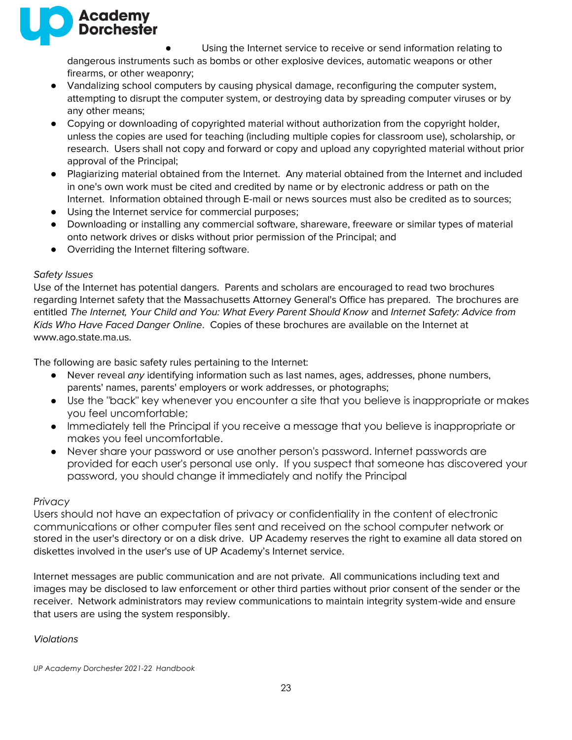- Using the Internet service to receive or send information relating to dangerous instruments such as bombs or other explosive devices, automatic weapons or other firearms, or other weaponry;
- Vandalizing school computers by causing physical damage, reconfiguring the computer system, attempting to disrupt the computer system, or destroying data by spreading computer viruses or by any other means;
- Copying or downloading of copyrighted material without authorization from the copyright holder, unless the copies are used for teaching (including multiple copies for classroom use), scholarship, or research. Users shall not copy and forward or copy and upload any copyrighted material without prior approval of the Principal;
- Plagiarizing material obtained from the Internet. Any material obtained from the Internet and included in one's own work must be cited and credited by name or by electronic address or path on the Internet. Information obtained through E-mail or news sources must also be credited as to sources;
- Using the Internet service for commercial purposes;
- Downloading or installing any commercial software, shareware, freeware or similar types of material onto network drives or disks without prior permission of the Principal; and
- Overriding the Internet filtering software.

*Safety Issues*

Use of the Internet has potential dangers. Parents and scholars are encouraged to read two brochures regarding Internet safety that the Massachusetts Attorney General's Office has prepared. The brochures are entitled *The Internet, Your Child and You: What Every Parent Should Know* and *Internet Safety: Advice from Kids Who Have Faced Danger Online*. Copies of these brochures are available on the Internet at www.ago.state.ma.us.

The following are basic safety rules pertaining to the Internet:

- Never reveal *any* identifying information such as last names, ages, addresses, phone numbers, parents' names, parents' employers or work addresses, or photographs;
- Use the "back" key whenever you encounter a site that you believe is inappropriate or makes you feel uncomfortable;
- Immediately tell the Principal if you receive a message that you believe is inappropriate or makes you feel uncomfortable.
- Never share your password or use another person's password. Internet passwords are provided for each user's personal use only. If you suspect that someone has discovered your password, you should change it immediately and notify the Principal

*Privacy*

Users should not have an expectation of privacy or confidentiality in the content of electronic communications or other computer files sent and received on the school computer network or stored in the user's directory or on a disk drive. UP Academy reserves the right to examine all data stored on diskettes involved in the user's use of UP Academy's Internet service.

Internet messages are public communication and are not private. All communications including text and images may be disclosed to law enforcement or other third parties without prior consent of the sender or the receiver. Network administrators may review communications to maintain integrity system-wide and ensure that users are using the system responsibly.

*Violations*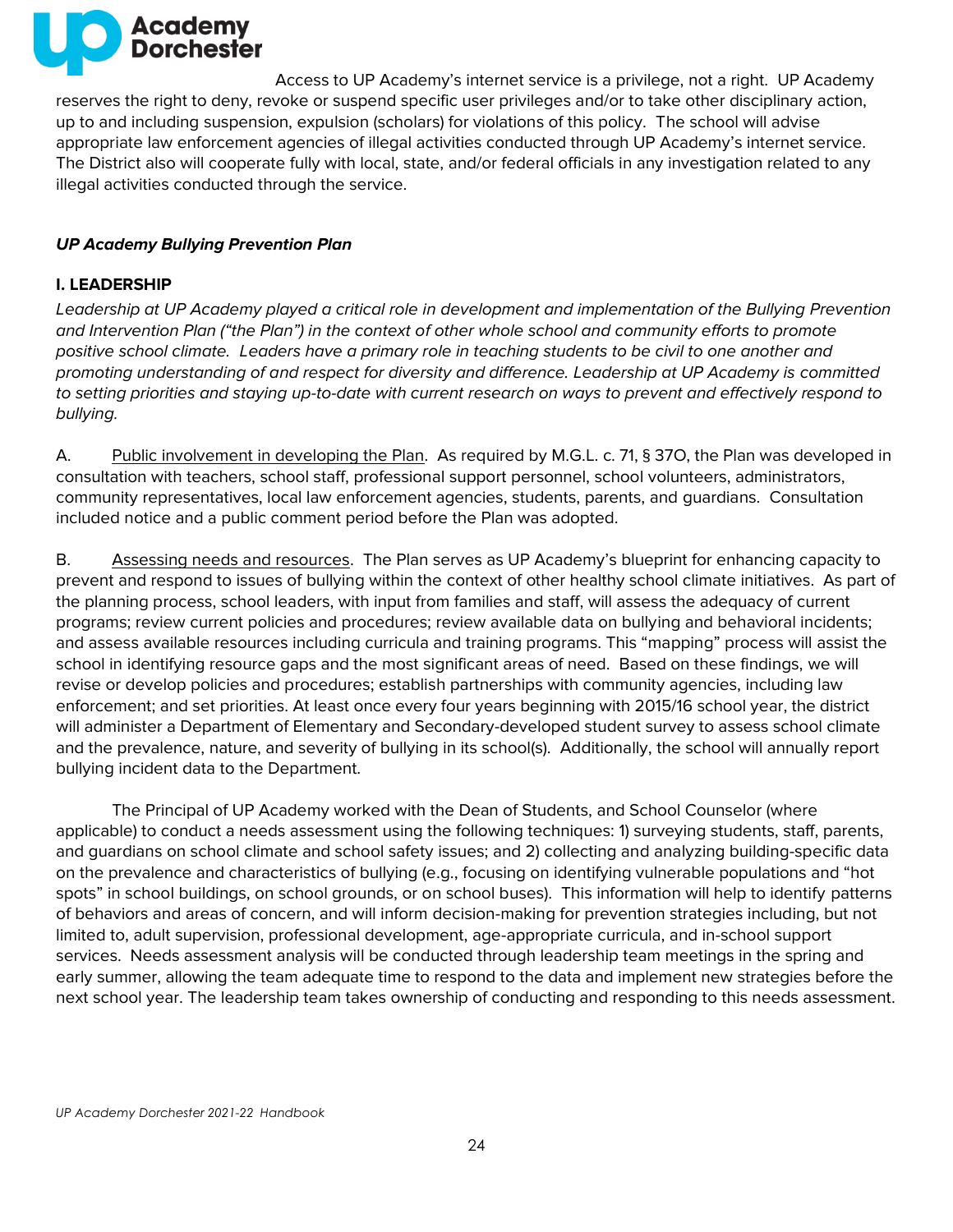Access to UP Academy's internet service is a privilege, not a right. UP Academy reserves the right to deny, revoke or suspend specific user privileges and/or to take other disciplinary action, up to and including suspension, expulsion (scholars) for violations of this policy. The school will advise appropriate law enforcement agencies of illegal activities conducted through UP Academy's internet service. The District also will cooperate fully with local, state, and/or federal officials in any investigation related to any illegal activities conducted through the service.

***UP Academy Bullying Prevention Plan***

## I. LEADERSHIP

*Leadership at UP Academy played a critical role in development and implementation of the Bullying Prevention and Intervention Plan ("the Plan") in the context of other whole school and community efforts to promote positive school climate. Leaders have a primary role in teaching students to be civil to one another and promoting understanding of and respect for diversity and difference. Leadership at UP Academy is committed to setting priorities and staying up-to-date with current research on ways to prevent and effectively respond to bullying.*

A. Public involvement in developing the Plan. As required by M.G.L. c. 71, § 37O, the Plan was developed in consultation with teachers, school staff, professional support personnel, school volunteers, administrators, community representatives, local law enforcement agencies, students, parents, and guardians. Consultation included notice and a public comment period before the Plan was adopted.

B. Assessing needs and resources. The Plan serves as UP Academy's blueprint for enhancing capacity to prevent and respond to issues of bullying within the context of other healthy school climate initiatives. As part of the planning process, school leaders, with input from families and staff, will assess the adequacy of current programs; review current policies and procedures; review available data on bullying and behavioral incidents; and assess available resources including curricula and training programs. This "mapping" process will assist the school in identifying resource gaps and the most significant areas of need. Based on these findings, we will revise or develop policies and procedures; establish partnerships with community agencies, including law enforcement; and set priorities. At least once every four years beginning with 2015/16 school year, the district will administer a Department of Elementary and Secondary-developed student survey to assess school climate and the prevalence, nature, and severity of bullying in its school(s). Additionally, the school will annually report bullying incident data to the Department.

The Principal of UP Academy worked with the Dean of Students, and School Counselor (where applicable) to conduct a needs assessment using the following techniques: 1) surveying students, staff, parents, and guardians on school climate and school safety issues; and 2) collecting and analyzing building-specific data on the prevalence and characteristics of bullying (e.g., focusing on identifying vulnerable populations and "hot spots" in school buildings, on school grounds, or on school buses). This information will help to identify patterns of behaviors and areas of concern, and will inform decision-making for prevention strategies including, but not limited to, adult supervision, professional development, age-appropriate curricula, and in-school support services. Needs assessment analysis will be conducted through leadership team meetings in the spring and early summer, allowing the team adequate time to respond to the data and implement new strategies before the next school year. The leadership team takes ownership of conducting and responding to this needs assessment.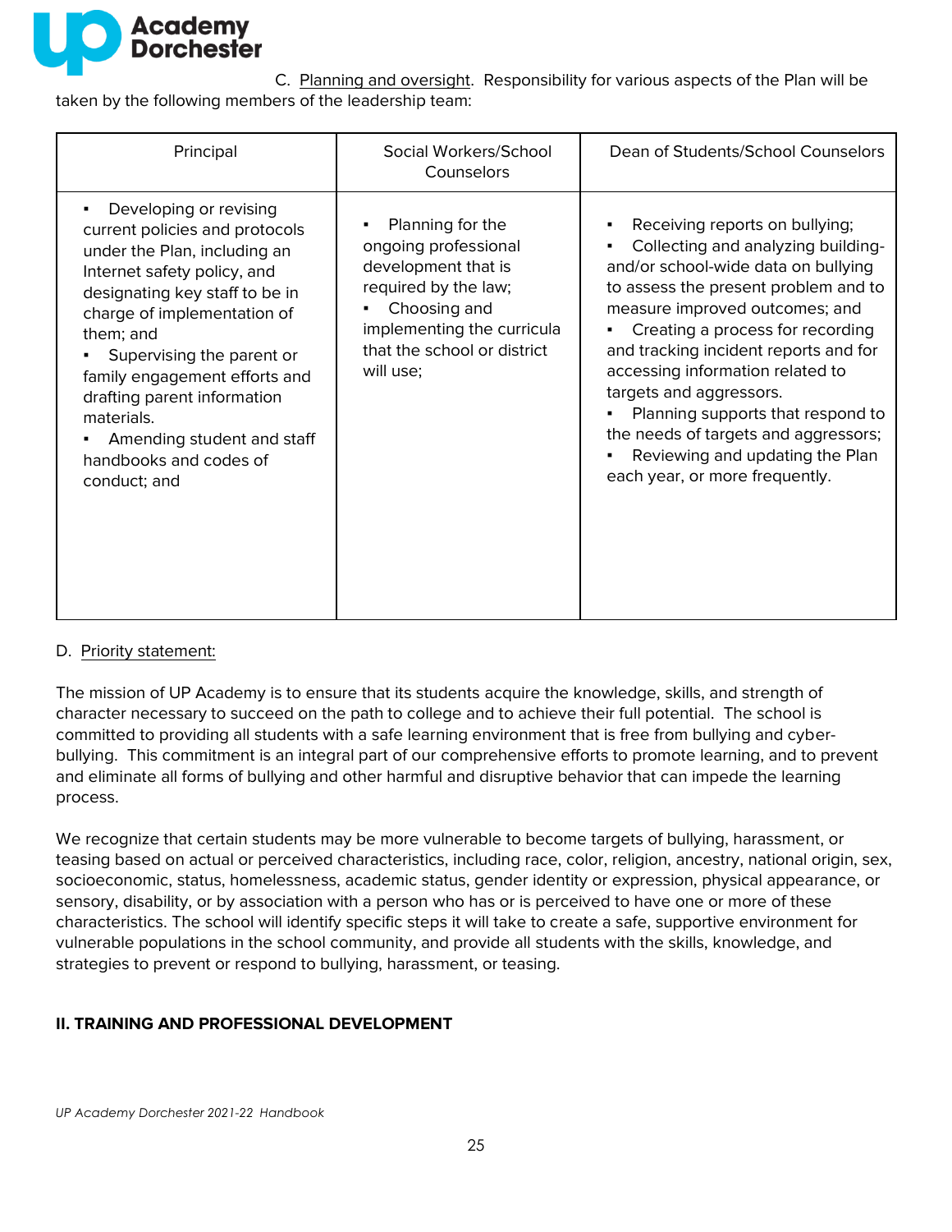C. Planning and oversight. Responsibility for various aspects of the Plan will be taken by the following members of the leadership team:

| Principal | Social Workers/School Counselors | Dean of Students/School Counselors |
| --- | --- | --- |
| ▪ Developing or revising current policies and protocols under the Plan, including an Internet safety policy, and designating key staff to be in charge of implementation of them; and<br>▪ Supervising the parent or family engagement efforts and drafting parent information materials.<br>▪ Amending student and staff handbooks and codes of conduct; and | ▪ Planning for the ongoing professional development that is required by the law;<br>▪ Choosing and implementing the curricula that the school or district will use; | ▪ Receiving reports on bullying;<br>▪ Collecting and analyzing building- and/or school-wide data on bullying to assess the present problem and to measure improved outcomes; and<br>▪ Creating a process for recording and tracking incident reports and for accessing information related to targets and aggressors.<br>▪ Planning supports that respond to the needs of targets and aggressors;<br>▪ Reviewing and updating the Plan each year, or more frequently. |

D. Priority statement:

The mission of UP Academy is to ensure that its students acquire the knowledge, skills, and strength of character necessary to succeed on the path to college and to achieve their full potential. The school is committed to providing all students with a safe learning environment that is free from bullying and cyber-bullying. This commitment is an integral part of our comprehensive efforts to promote learning, and to prevent and eliminate all forms of bullying and other harmful and disruptive behavior that can impede the learning process.

We recognize that certain students may be more vulnerable to become targets of bullying, harassment, or teasing based on actual or perceived characteristics, including race, color, religion, ancestry, national origin, sex, socioeconomic, status, homelessness, academic status, gender identity or expression, physical appearance, or sensory, disability, or by association with a person who has or is perceived to have one or more of these characteristics. The school will identify specific steps it will take to create a safe, supportive environment for vulnerable populations in the school community, and provide all students with the skills, knowledge, and strategies to prevent or respond to bullying, harassment, or teasing.

## II. TRAINING AND PROFESSIONAL DEVELOPMENT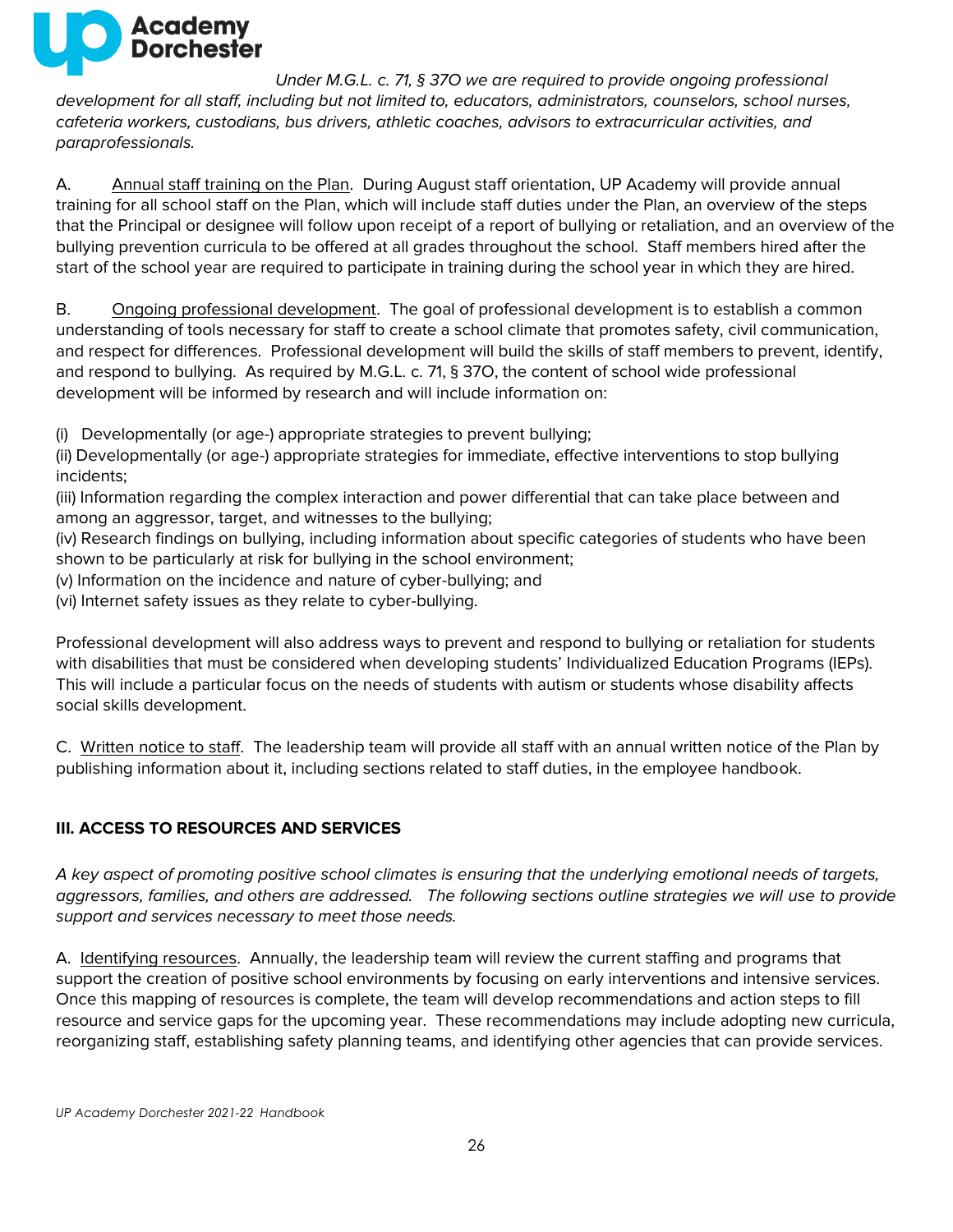*Under M.G.L. c. 71, § 37O we are required to provide ongoing professional development for all staff, including but not limited to, educators, administrators, counselors, school nurses, cafeteria workers, custodians, bus drivers, athletic coaches, advisors to extracurricular activities, and paraprofessionals.*

A. Annual staff training on the Plan. During August staff orientation, UP Academy will provide annual training for all school staff on the Plan, which will include staff duties under the Plan, an overview of the steps that the Principal or designee will follow upon receipt of a report of bullying or retaliation, and an overview of the bullying prevention curricula to be offered at all grades throughout the school. Staff members hired after the start of the school year are required to participate in training during the school year in which they are hired.

B. Ongoing professional development. The goal of professional development is to establish a common understanding of tools necessary for staff to create a school climate that promotes safety, civil communication, and respect for differences. Professional development will build the skills of staff members to prevent, identify, and respond to bullying. As required by M.G.L. c. 71, § 37O, the content of school wide professional development will be informed by research and will include information on:

(i) Developmentally (or age-) appropriate strategies to prevent bullying;
(ii) Developmentally (or age-) appropriate strategies for immediate, effective interventions to stop bullying incidents;
(iii) Information regarding the complex interaction and power differential that can take place between and among an aggressor, target, and witnesses to the bullying;
(iv) Research findings on bullying, including information about specific categories of students who have been shown to be particularly at risk for bullying in the school environment;
(v) Information on the incidence and nature of cyber-bullying; and
(vi) Internet safety issues as they relate to cyber-bullying.

Professional development will also address ways to prevent and respond to bullying or retaliation for students with disabilities that must be considered when developing students' Individualized Education Programs (IEPs). This will include a particular focus on the needs of students with autism or students whose disability affects social skills development.

C. Written notice to staff. The leadership team will provide all staff with an annual written notice of the Plan by publishing information about it, including sections related to staff duties, in the employee handbook.

### III. ACCESS TO RESOURCES AND SERVICES

*A key aspect of promoting positive school climates is ensuring that the underlying emotional needs of targets, aggressors, families, and others are addressed. The following sections outline strategies we will use to provide support and services necessary to meet those needs.*

A. Identifying resources. Annually, the leadership team will review the current staffing and programs that support the creation of positive school environments by focusing on early interventions and intensive services. Once this mapping of resources is complete, the team will develop recommendations and action steps to fill resource and service gaps for the upcoming year. These recommendations may include adopting new curricula, reorganizing staff, establishing safety planning teams, and identifying other agencies that can provide services.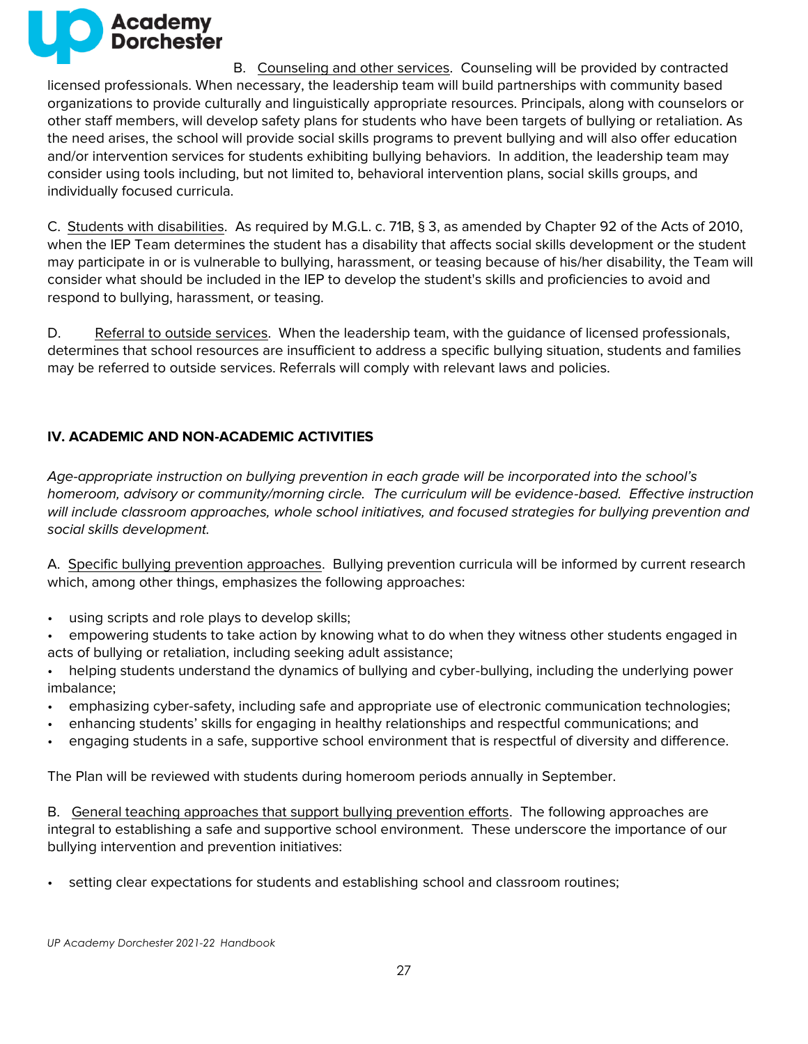B. Counseling and other services. Counseling will be provided by contracted licensed professionals. When necessary, the leadership team will build partnerships with community based organizations to provide culturally and linguistically appropriate resources. Principals, along with counselors or other staff members, will develop safety plans for students who have been targets of bullying or retaliation. As the need arises, the school will provide social skills programs to prevent bullying and will also offer education and/or intervention services for students exhibiting bullying behaviors. In addition, the leadership team may consider using tools including, but not limited to, behavioral intervention plans, social skills groups, and individually focused curricula.

C. Students with disabilities. As required by M.G.L. c. 71B, § 3, as amended by Chapter 92 of the Acts of 2010, when the IEP Team determines the student has a disability that affects social skills development or the student may participate in or is vulnerable to bullying, harassment, or teasing because of his/her disability, the Team will consider what should be included in the IEP to develop the student's skills and proficiencies to avoid and respond to bullying, harassment, or teasing.

D. Referral to outside services. When the leadership team, with the guidance of licensed professionals, determines that school resources are insufficient to address a specific bullying situation, students and families may be referred to outside services. Referrals will comply with relevant laws and policies.

## IV. ACADEMIC AND NON-ACADEMIC ACTIVITIES

*Age-appropriate instruction on bullying prevention in each grade will be incorporated into the school's homeroom, advisory or community/morning circle. The curriculum will be evidence-based. Effective instruction will include classroom approaches, whole school initiatives, and focused strategies for bullying prevention and social skills development.*

A. Specific bullying prevention approaches. Bullying prevention curricula will be informed by current research which, among other things, emphasizes the following approaches:

- using scripts and role plays to develop skills;
- empowering students to take action by knowing what to do when they witness other students engaged in acts of bullying or retaliation, including seeking adult assistance;
- helping students understand the dynamics of bullying and cyber-bullying, including the underlying power imbalance;
- emphasizing cyber-safety, including safe and appropriate use of electronic communication technologies;
- enhancing students' skills for engaging in healthy relationships and respectful communications; and
- engaging students in a safe, supportive school environment that is respectful of diversity and difference.

The Plan will be reviewed with students during homeroom periods annually in September.

B. General teaching approaches that support bullying prevention efforts. The following approaches are integral to establishing a safe and supportive school environment. These underscore the importance of our bullying intervention and prevention initiatives:

- setting clear expectations for students and establishing school and classroom routines;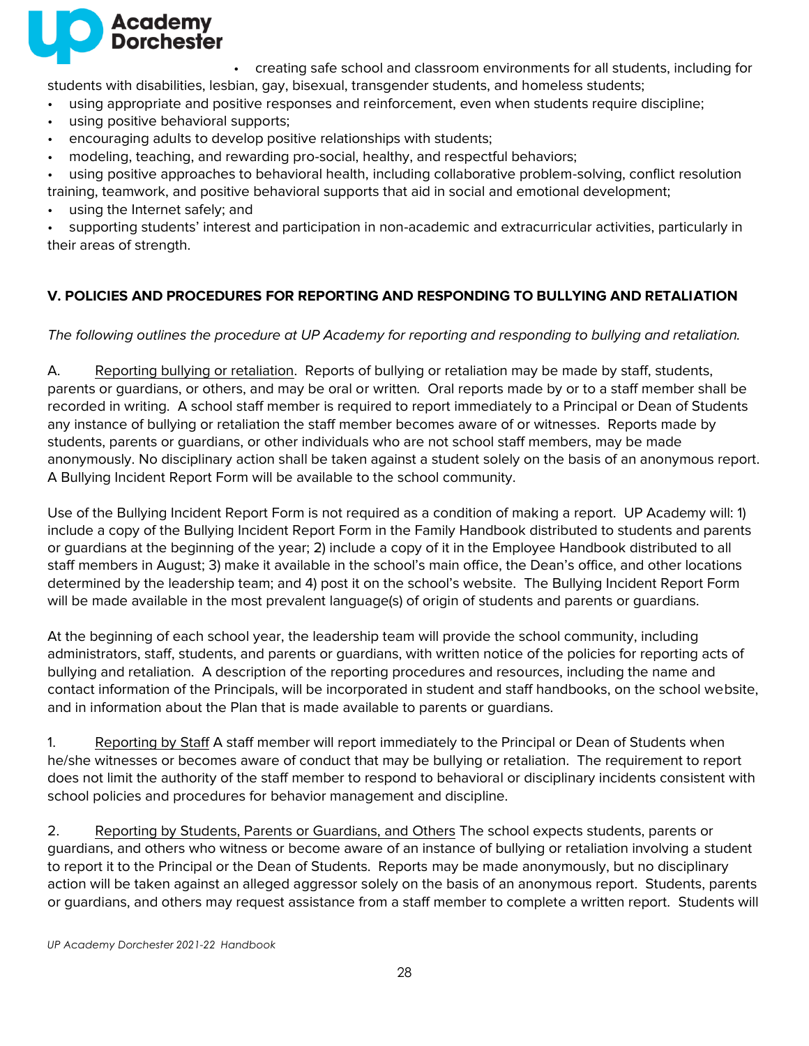- creating safe school and classroom environments for all students, including for students with disabilities, lesbian, gay, bisexual, transgender students, and homeless students;
- using appropriate and positive responses and reinforcement, even when students require discipline;
- using positive behavioral supports;
- encouraging adults to develop positive relationships with students;
- modeling, teaching, and rewarding pro-social, healthy, and respectful behaviors;
- using positive approaches to behavioral health, including collaborative problem-solving, conflict resolution training, teamwork, and positive behavioral supports that aid in social and emotional development;
- using the Internet safely; and
- supporting students' interest and participation in non-academic and extracurricular activities, particularly in their areas of strength.

## V. POLICIES AND PROCEDURES FOR REPORTING AND RESPONDING TO BULLYING AND RETALIATION

*The following outlines the procedure at UP Academy for reporting and responding to bullying and retaliation.*

A. Reporting bullying or retaliation. Reports of bullying or retaliation may be made by staff, students, parents or guardians, or others, and may be oral or written. Oral reports made by or to a staff member shall be recorded in writing. A school staff member is required to report immediately to a Principal or Dean of Students any instance of bullying or retaliation the staff member becomes aware of or witnesses. Reports made by students, parents or guardians, or other individuals who are not school staff members, may be made anonymously. No disciplinary action shall be taken against a student solely on the basis of an anonymous report. A Bullying Incident Report Form will be available to the school community.

Use of the Bullying Incident Report Form is not required as a condition of making a report. UP Academy will: 1) include a copy of the Bullying Incident Report Form in the Family Handbook distributed to students and parents or guardians at the beginning of the year; 2) include a copy of it in the Employee Handbook distributed to all staff members in August; 3) make it available in the school's main office, the Dean's office, and other locations determined by the leadership team; and 4) post it on the school's website. The Bullying Incident Report Form will be made available in the most prevalent language(s) of origin of students and parents or guardians.

At the beginning of each school year, the leadership team will provide the school community, including administrators, staff, students, and parents or guardians, with written notice of the policies for reporting acts of bullying and retaliation. A description of the reporting procedures and resources, including the name and contact information of the Principals, will be incorporated in student and staff handbooks, on the school website, and in information about the Plan that is made available to parents or guardians.

1. Reporting by Staff A staff member will report immediately to the Principal or Dean of Students when he/she witnesses or becomes aware of conduct that may be bullying or retaliation. The requirement to report does not limit the authority of the staff member to respond to behavioral or disciplinary incidents consistent with school policies and procedures for behavior management and discipline.

2. Reporting by Students, Parents or Guardians, and Others The school expects students, parents or guardians, and others who witness or become aware of an instance of bullying or retaliation involving a student to report it to the Principal or the Dean of Students. Reports may be made anonymously, but no disciplinary action will be taken against an alleged aggressor solely on the basis of an anonymous report. Students, parents or guardians, and others may request assistance from a staff member to complete a written report. Students will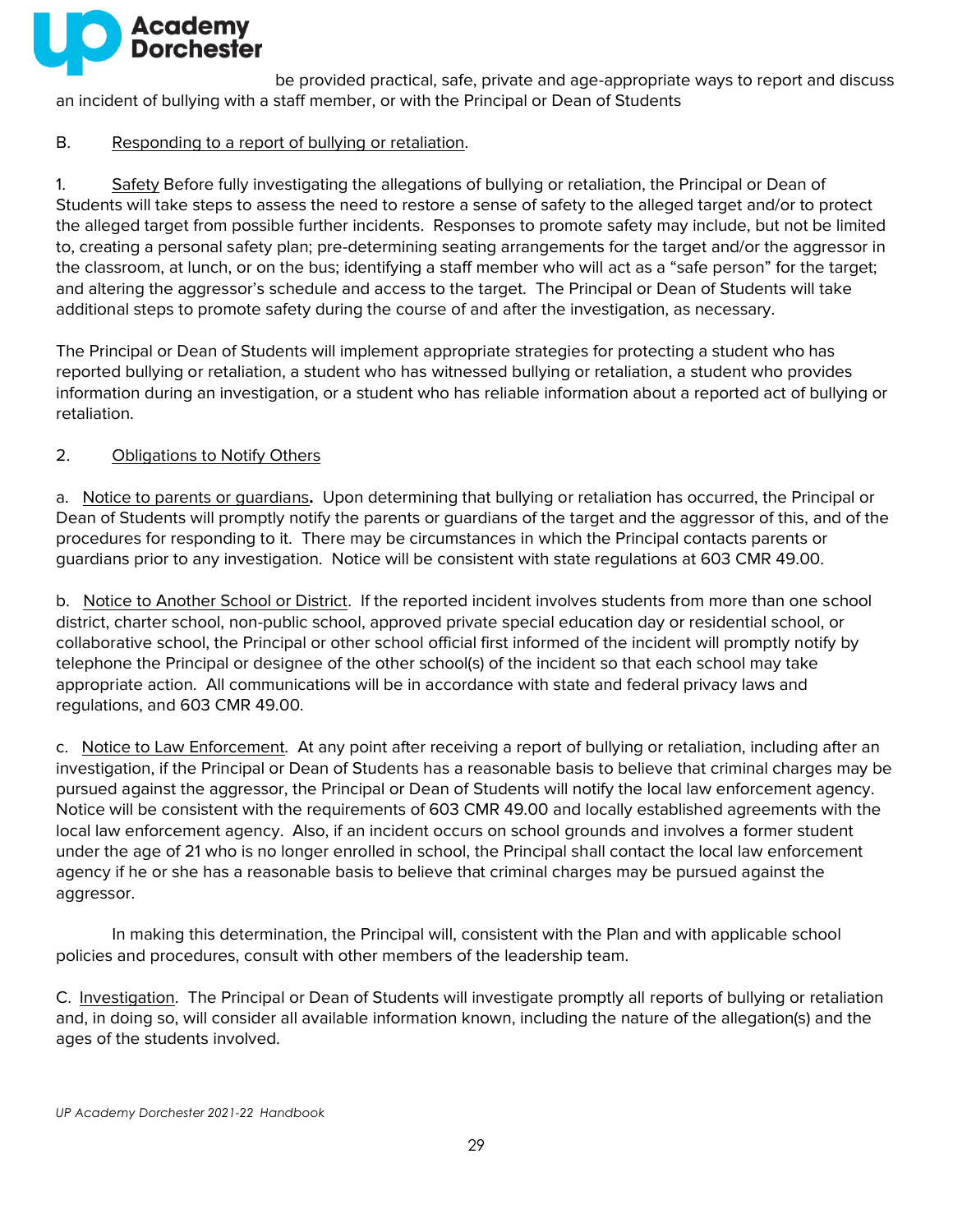be provided practical, safe, private and age-appropriate ways to report and discuss an incident of bullying with a staff member, or with the Principal or Dean of Students

B. Responding to a report of bullying or retaliation.

1. Safety Before fully investigating the allegations of bullying or retaliation, the Principal or Dean of Students will take steps to assess the need to restore a sense of safety to the alleged target and/or to protect the alleged target from possible further incidents. Responses to promote safety may include, but not be limited to, creating a personal safety plan; pre-determining seating arrangements for the target and/or the aggressor in the classroom, at lunch, or on the bus; identifying a staff member who will act as a "safe person" for the target; and altering the aggressor's schedule and access to the target. The Principal or Dean of Students will take additional steps to promote safety during the course of and after the investigation, as necessary.

The Principal or Dean of Students will implement appropriate strategies for protecting a student who has reported bullying or retaliation, a student who has witnessed bullying or retaliation, a student who provides information during an investigation, or a student who has reliable information about a reported act of bullying or retaliation.

2. Obligations to Notify Others

a. Notice to parents or guardians**.** Upon determining that bullying or retaliation has occurred, the Principal or Dean of Students will promptly notify the parents or guardians of the target and the aggressor of this, and of the procedures for responding to it. There may be circumstances in which the Principal contacts parents or guardians prior to any investigation. Notice will be consistent with state regulations at 603 CMR 49.00.

b. Notice to Another School or District. If the reported incident involves students from more than one school district, charter school, non-public school, approved private special education day or residential school, or collaborative school, the Principal or other school official first informed of the incident will promptly notify by telephone the Principal or designee of the other school(s) of the incident so that each school may take appropriate action. All communications will be in accordance with state and federal privacy laws and regulations, and 603 CMR 49.00.

c. Notice to Law Enforcement. At any point after receiving a report of bullying or retaliation, including after an investigation, if the Principal or Dean of Students has a reasonable basis to believe that criminal charges may be pursued against the aggressor, the Principal or Dean of Students will notify the local law enforcement agency. Notice will be consistent with the requirements of 603 CMR 49.00 and locally established agreements with the local law enforcement agency. Also, if an incident occurs on school grounds and involves a former student under the age of 21 who is no longer enrolled in school, the Principal shall contact the local law enforcement agency if he or she has a reasonable basis to believe that criminal charges may be pursued against the aggressor.

In making this determination, the Principal will, consistent with the Plan and with applicable school policies and procedures, consult with other members of the leadership team.

C. Investigation. The Principal or Dean of Students will investigate promptly all reports of bullying or retaliation and, in doing so, will consider all available information known, including the nature of the allegation(s) and the ages of the students involved.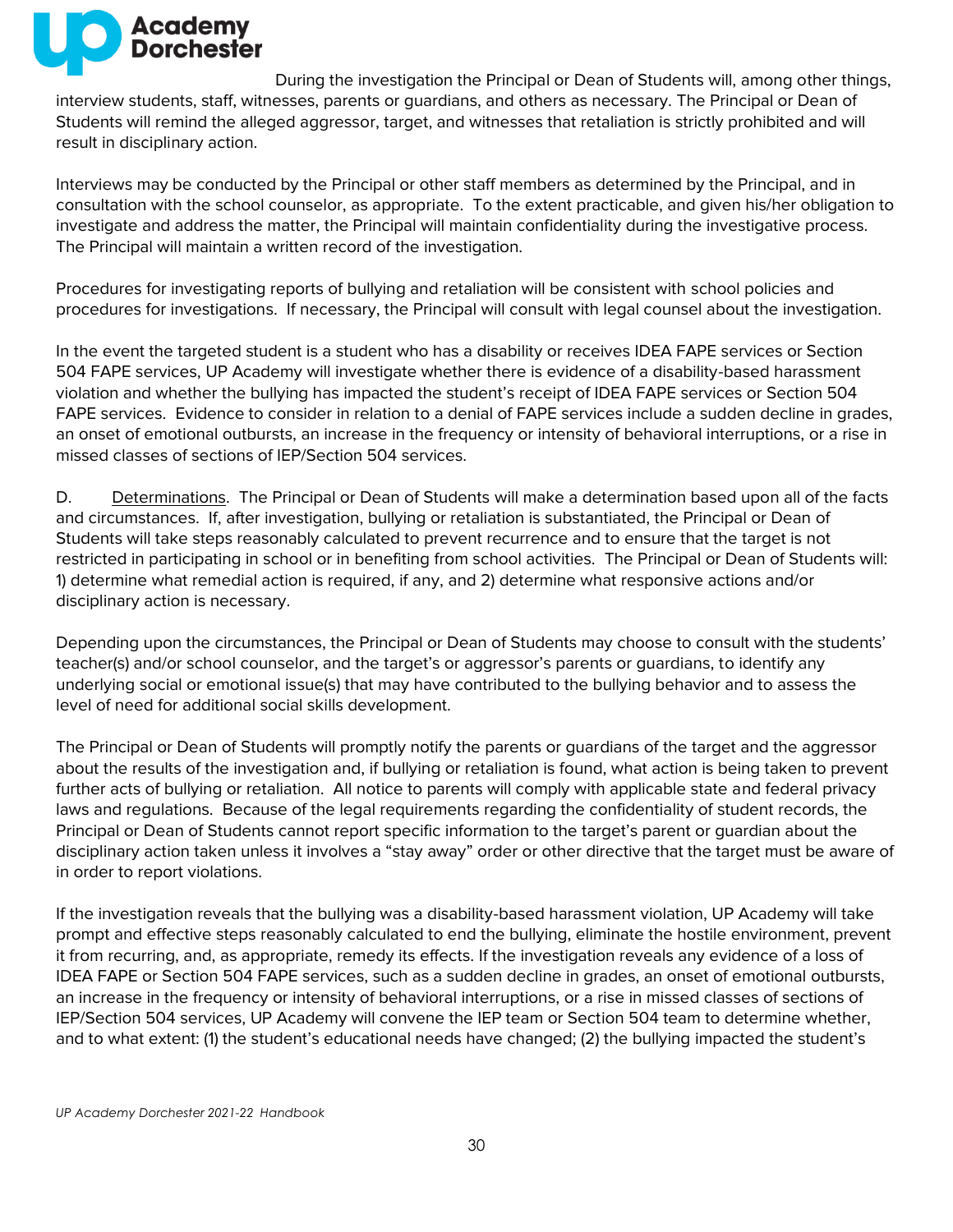During the investigation the Principal or Dean of Students will, among other things, interview students, staff, witnesses, parents or guardians, and others as necessary. The Principal or Dean of Students will remind the alleged aggressor, target, and witnesses that retaliation is strictly prohibited and will result in disciplinary action.

Interviews may be conducted by the Principal or other staff members as determined by the Principal, and in consultation with the school counselor, as appropriate. To the extent practicable, and given his/her obligation to investigate and address the matter, the Principal will maintain confidentiality during the investigative process. The Principal will maintain a written record of the investigation.

Procedures for investigating reports of bullying and retaliation will be consistent with school policies and procedures for investigations. If necessary, the Principal will consult with legal counsel about the investigation.

In the event the targeted student is a student who has a disability or receives IDEA FAPE services or Section 504 FAPE services, UP Academy will investigate whether there is evidence of a disability-based harassment violation and whether the bullying has impacted the student's receipt of IDEA FAPE services or Section 504 FAPE services. Evidence to consider in relation to a denial of FAPE services include a sudden decline in grades, an onset of emotional outbursts, an increase in the frequency or intensity of behavioral interruptions, or a rise in missed classes of sections of IEP/Section 504 services.

D. <u>Determinations</u>. The Principal or Dean of Students will make a determination based upon all of the facts and circumstances. If, after investigation, bullying or retaliation is substantiated, the Principal or Dean of Students will take steps reasonably calculated to prevent recurrence and to ensure that the target is not restricted in participating in school or in benefiting from school activities. The Principal or Dean of Students will: 1) determine what remedial action is required, if any, and 2) determine what responsive actions and/or disciplinary action is necessary.

Depending upon the circumstances, the Principal or Dean of Students may choose to consult with the students' teacher(s) and/or school counselor, and the target's or aggressor's parents or guardians, to identify any underlying social or emotional issue(s) that may have contributed to the bullying behavior and to assess the level of need for additional social skills development.

The Principal or Dean of Students will promptly notify the parents or guardians of the target and the aggressor about the results of the investigation and, if bullying or retaliation is found, what action is being taken to prevent further acts of bullying or retaliation. All notice to parents will comply with applicable state and federal privacy laws and regulations. Because of the legal requirements regarding the confidentiality of student records, the Principal or Dean of Students cannot report specific information to the target's parent or guardian about the disciplinary action taken unless it involves a "stay away" order or other directive that the target must be aware of in order to report violations.

If the investigation reveals that the bullying was a disability-based harassment violation, UP Academy will take prompt and effective steps reasonably calculated to end the bullying, eliminate the hostile environment, prevent it from recurring, and, as appropriate, remedy its effects. If the investigation reveals any evidence of a loss of IDEA FAPE or Section 504 FAPE services, such as a sudden decline in grades, an onset of emotional outbursts, an increase in the frequency or intensity of behavioral interruptions, or a rise in missed classes of sections of IEP/Section 504 services, UP Academy will convene the IEP team or Section 504 team to determine whether, and to what extent: (1) the student's educational needs have changed; (2) the bullying impacted the student's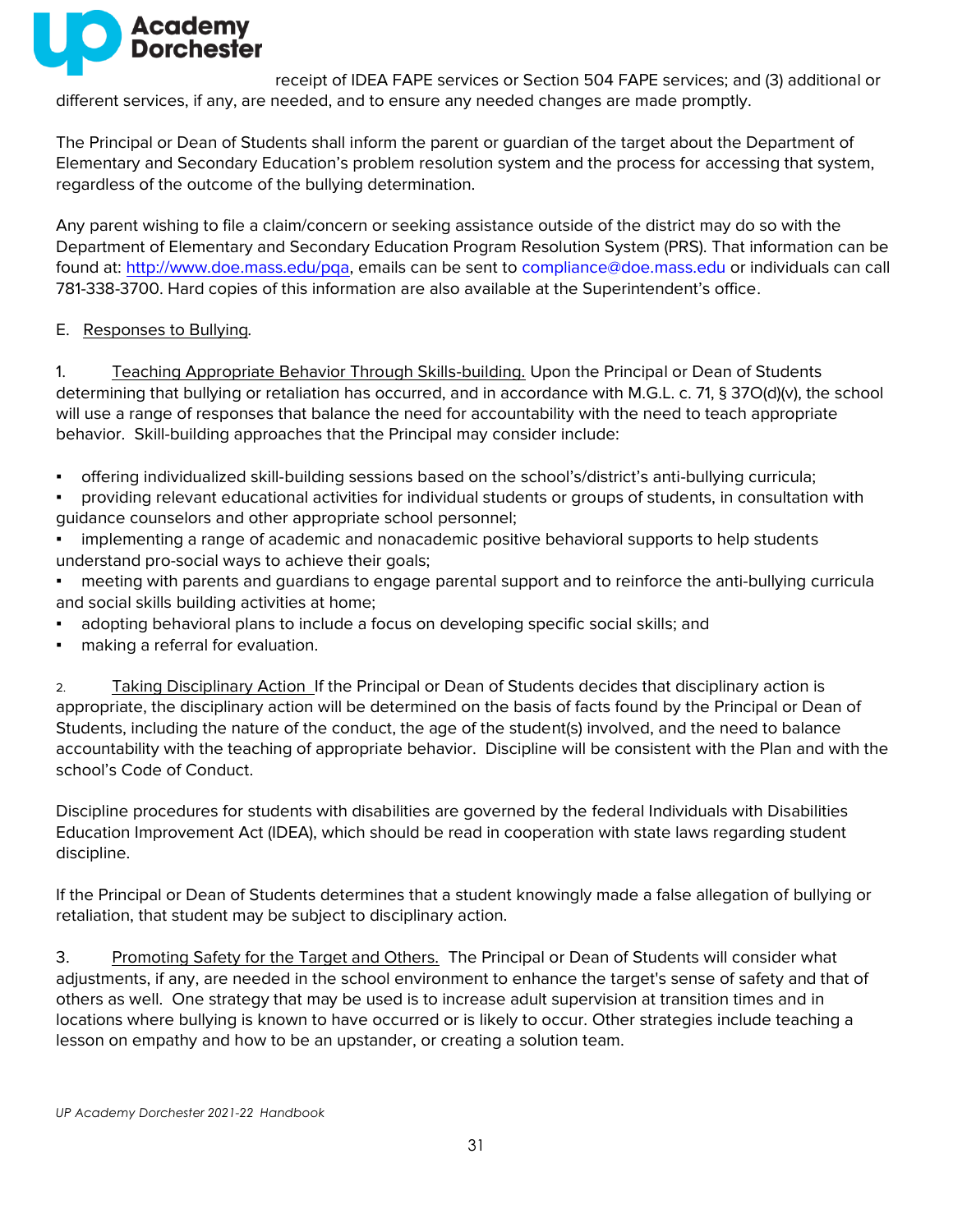receipt of IDEA FAPE services or Section 504 FAPE services; and (3) additional or different services, if any, are needed, and to ensure any needed changes are made promptly.

The Principal or Dean of Students shall inform the parent or guardian of the target about the Department of Elementary and Secondary Education's problem resolution system and the process for accessing that system, regardless of the outcome of the bullying determination.

Any parent wishing to file a claim/concern or seeking assistance outside of the district may do so with the Department of Elementary and Secondary Education Program Resolution System (PRS). That information can be found at: http://www.doe.mass.edu/pqa, emails can be sent to compliance@doe.mass.edu or individuals can call 781-338-3700. Hard copies of this information are also available at the Superintendent's office.

E. Responses to Bullying.

1. Teaching Appropriate Behavior Through Skills-building. Upon the Principal or Dean of Students determining that bullying or retaliation has occurred, and in accordance with M.G.L. c. 71, § 37O(d)(v), the school will use a range of responses that balance the need for accountability with the need to teach appropriate behavior. Skill-building approaches that the Principal may consider include:

- offering individualized skill-building sessions based on the school's/district's anti-bullying curricula;
- providing relevant educational activities for individual students or groups of students, in consultation with guidance counselors and other appropriate school personnel;
- implementing a range of academic and nonacademic positive behavioral supports to help students understand pro-social ways to achieve their goals;
- meeting with parents and guardians to engage parental support and to reinforce the anti-bullying curricula and social skills building activities at home;
- adopting behavioral plans to include a focus on developing specific social skills; and
- making a referral for evaluation.

2. Taking Disciplinary Action If the Principal or Dean of Students decides that disciplinary action is appropriate, the disciplinary action will be determined on the basis of facts found by the Principal or Dean of Students, including the nature of the conduct, the age of the student(s) involved, and the need to balance accountability with the teaching of appropriate behavior. Discipline will be consistent with the Plan and with the school's Code of Conduct.

Discipline procedures for students with disabilities are governed by the federal Individuals with Disabilities Education Improvement Act (IDEA), which should be read in cooperation with state laws regarding student discipline.

If the Principal or Dean of Students determines that a student knowingly made a false allegation of bullying or retaliation, that student may be subject to disciplinary action.

3. Promoting Safety for the Target and Others. The Principal or Dean of Students will consider what adjustments, if any, are needed in the school environment to enhance the target's sense of safety and that of others as well. One strategy that may be used is to increase adult supervision at transition times and in locations where bullying is known to have occurred or is likely to occur. Other strategies include teaching a lesson on empathy and how to be an upstander, or creating a solution team.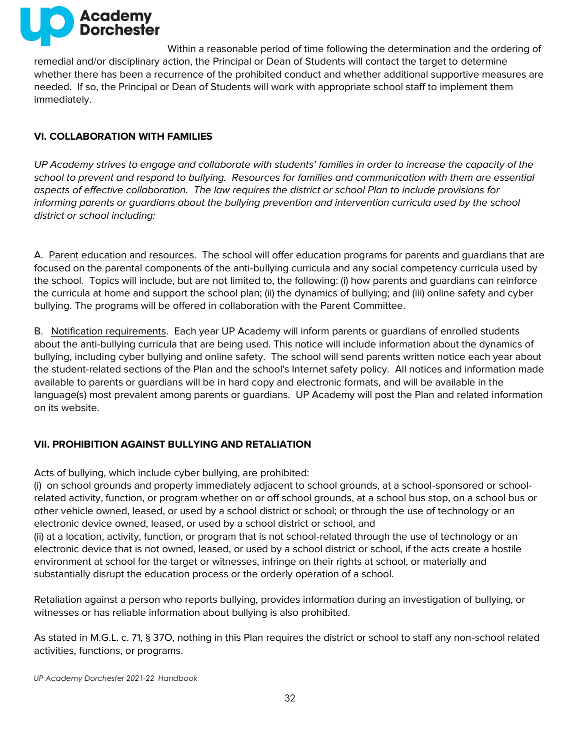Within a reasonable period of time following the determination and the ordering of remedial and/or disciplinary action, the Principal or Dean of Students will contact the target to determine whether there has been a recurrence of the prohibited conduct and whether additional supportive measures are needed. If so, the Principal or Dean of Students will work with appropriate school staff to implement them immediately.

## VI. COLLABORATION WITH FAMILIES

*UP Academy strives to engage and collaborate with students' families in order to increase the capacity of the school to prevent and respond to bullying. Resources for families and communication with them are essential aspects of effective collaboration. The law requires the district or school Plan to include provisions for informing parents or guardians about the bullying prevention and intervention curricula used by the school district or school including:*

A. Parent education and resources. The school will offer education programs for parents and guardians that are focused on the parental components of the anti-bullying curricula and any social competency curricula used by the school. Topics will include, but are not limited to, the following: (i) how parents and guardians can reinforce the curricula at home and support the school plan; (ii) the dynamics of bullying; and (iii) online safety and cyber bullying. The programs will be offered in collaboration with the Parent Committee.

B. Notification requirements. Each year UP Academy will inform parents or guardians of enrolled students about the anti-bullying curricula that are being used. This notice will include information about the dynamics of bullying, including cyber bullying and online safety. The school will send parents written notice each year about the student-related sections of the Plan and the school's Internet safety policy. All notices and information made available to parents or guardians will be in hard copy and electronic formats, and will be available in the language(s) most prevalent among parents or guardians. UP Academy will post the Plan and related information on its website.

## VII. PROHIBITION AGAINST BULLYING AND RETALIATION

Acts of bullying, which include cyber bullying, are prohibited:
(i) on school grounds and property immediately adjacent to school grounds, at a school-sponsored or school-related activity, function, or program whether on or off school grounds, at a school bus stop, on a school bus or other vehicle owned, leased, or used by a school district or school; or through the use of technology or an electronic device owned, leased, or used by a school district or school, and
(ii) at a location, activity, function, or program that is not school-related through the use of technology or an electronic device that is not owned, leased, or used by a school district or school, if the acts create a hostile environment at school for the target or witnesses, infringe on their rights at school, or materially and substantially disrupt the education process or the orderly operation of a school.

Retaliation against a person who reports bullying, provides information during an investigation of bullying, or witnesses or has reliable information about bullying is also prohibited.

As stated in M.G.L. c. 71, § 37O, nothing in this Plan requires the district or school to staff any non-school related activities, functions, or programs.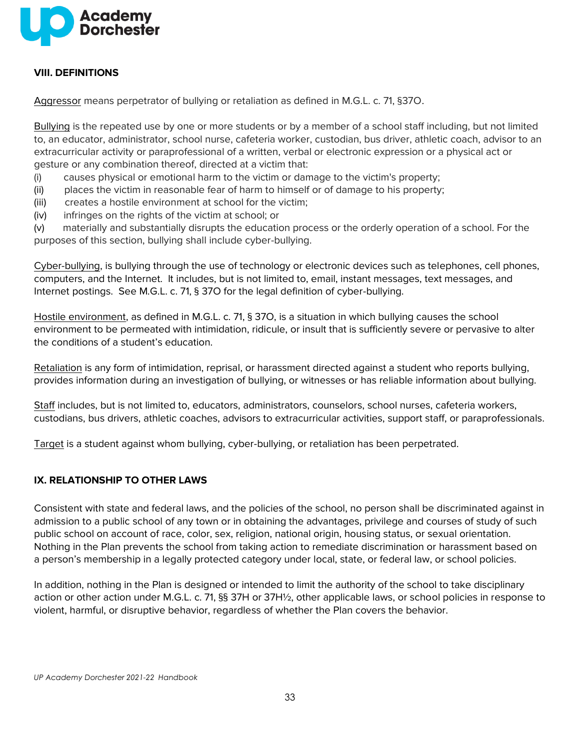## VIII. DEFINITIONS

Aggressor means perpetrator of bullying or retaliation as defined in M.G.L. c. 71, §37O.

Bullying is the repeated use by one or more students or by a member of a school staff including, but not limited to, an educator, administrator, school nurse, cafeteria worker, custodian, bus driver, athletic coach, advisor to an extracurricular activity or paraprofessional of a written, verbal or electronic expression or a physical act or gesture or any combination thereof, directed at a victim that:

(i) causes physical or emotional harm to the victim or damage to the victim's property;
(ii) places the victim in reasonable fear of harm to himself or of damage to his property;
(iii) creates a hostile environment at school for the victim;
(iv) infringes on the rights of the victim at school; or
(v) materially and substantially disrupts the education process or the orderly operation of a school. For the purposes of this section, bullying shall include cyber-bullying.

Cyber-bullying, is bullying through the use of technology or electronic devices such as telephones, cell phones, computers, and the Internet. It includes, but is not limited to, email, instant messages, text messages, and Internet postings. See M.G.L. c. 71, § 37O for the legal definition of cyber-bullying.

Hostile environment, as defined in M.G.L. c. 71, § 37O, is a situation in which bullying causes the school environment to be permeated with intimidation, ridicule, or insult that is sufficiently severe or pervasive to alter the conditions of a student's education.

Retaliation is any form of intimidation, reprisal, or harassment directed against a student who reports bullying, provides information during an investigation of bullying, or witnesses or has reliable information about bullying.

Staff includes, but is not limited to, educators, administrators, counselors, school nurses, cafeteria workers, custodians, bus drivers, athletic coaches, advisors to extracurricular activities, support staff, or paraprofessionals.

Target is a student against whom bullying, cyber-bullying, or retaliation has been perpetrated.

## IX. RELATIONSHIP TO OTHER LAWS

Consistent with state and federal laws, and the policies of the school, no person shall be discriminated against in admission to a public school of any town or in obtaining the advantages, privilege and courses of study of such public school on account of race, color, sex, religion, national origin, housing status, or sexual orientation. Nothing in the Plan prevents the school from taking action to remediate discrimination or harassment based on a person's membership in a legally protected category under local, state, or federal law, or school policies.

In addition, nothing in the Plan is designed or intended to limit the authority of the school to take disciplinary action or other action under M.G.L. c. 71, §§ 37H or 37H½, other applicable laws, or school policies in response to violent, harmful, or disruptive behavior, regardless of whether the Plan covers the behavior.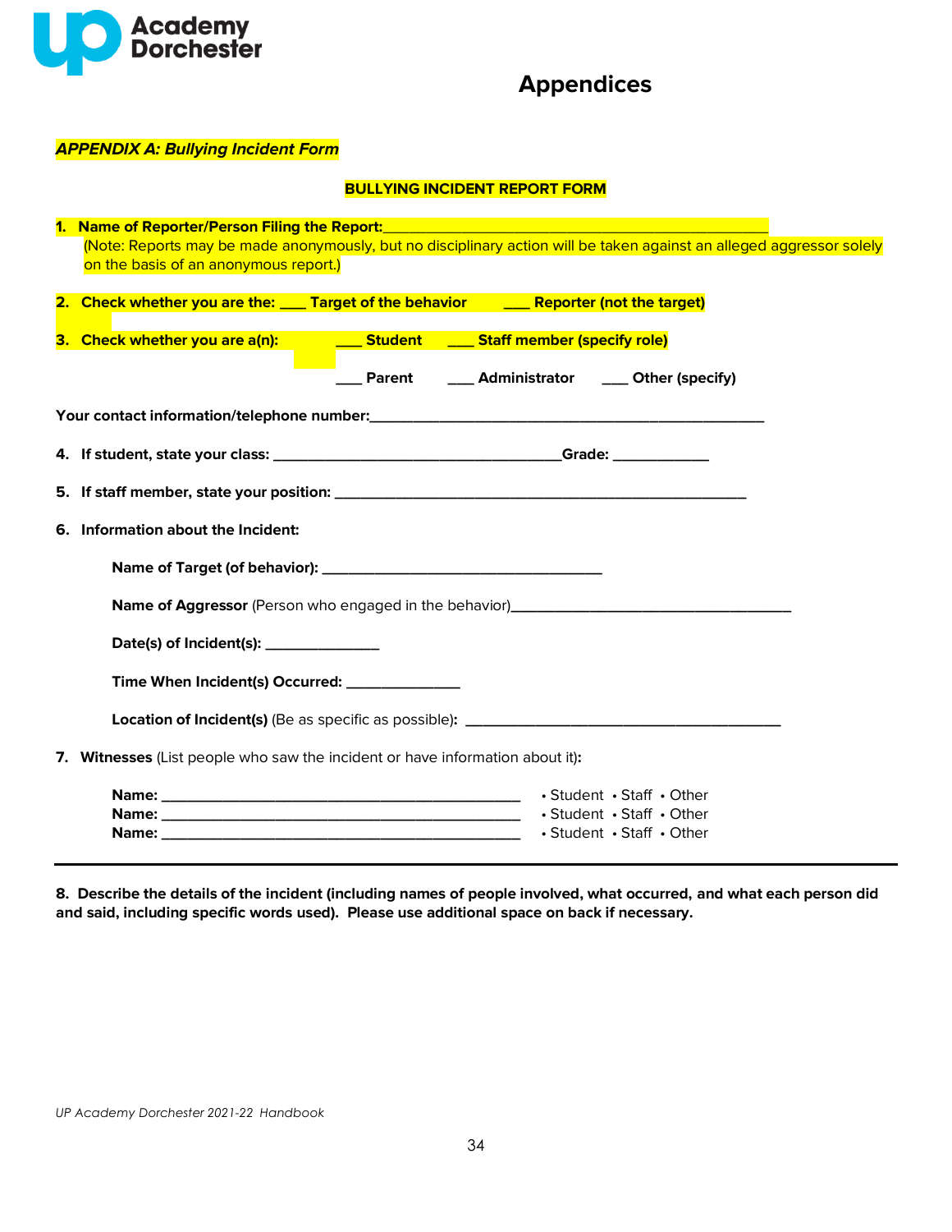# Appendices

***APPENDIX A: Bullying Incident Form***

**BULLYING INCIDENT REPORT FORM**

1. **Name of Reporter/Person Filing the Report:**_______________________________________________
   (Note: Reports may be made anonymously, but no disciplinary action will be taken against an alleged aggressor solely on the basis of an anonymous report.)

2. **Check whether you are the: ___ Target of the behavior ___ Reporter (not the target)**

3. **Check whether you are a(n): ___ Student ___ Staff member (specify role)**
   **___ Parent ___ Administrator ___ Other (specify)**

**Your contact information/telephone number:**_______________________________________________

4. **If student, state your class:** ___________________________________**Grade:** ____________

5. **If staff member, state your position:** ____________________________________________________

6. **Information about the Incident:**

   **Name of Target (of behavior):** ___________________________________

   **Name of Aggressor** (Person who engaged in the behavior)____________________________________

   **Date(s) of Incident(s):** ______________

   **Time When Incident(s) Occurred:** ______________

   **Location of Incident(s)** (Be as specific as possible)**:** ________________________________________

7. **Witnesses** (List people who saw the incident or have information about it)**:**

   **Name:** _______________________________________________ • Student • Staff • Other
   **Name:** _______________________________________________ • Student • Staff • Other
   **Name:** _______________________________________________ • Student • Staff • Other

---

**8. Describe the details of the incident (including names of people involved, what occurred, and what each person did and said, including specific words used). Please use additional space on back if necessary.**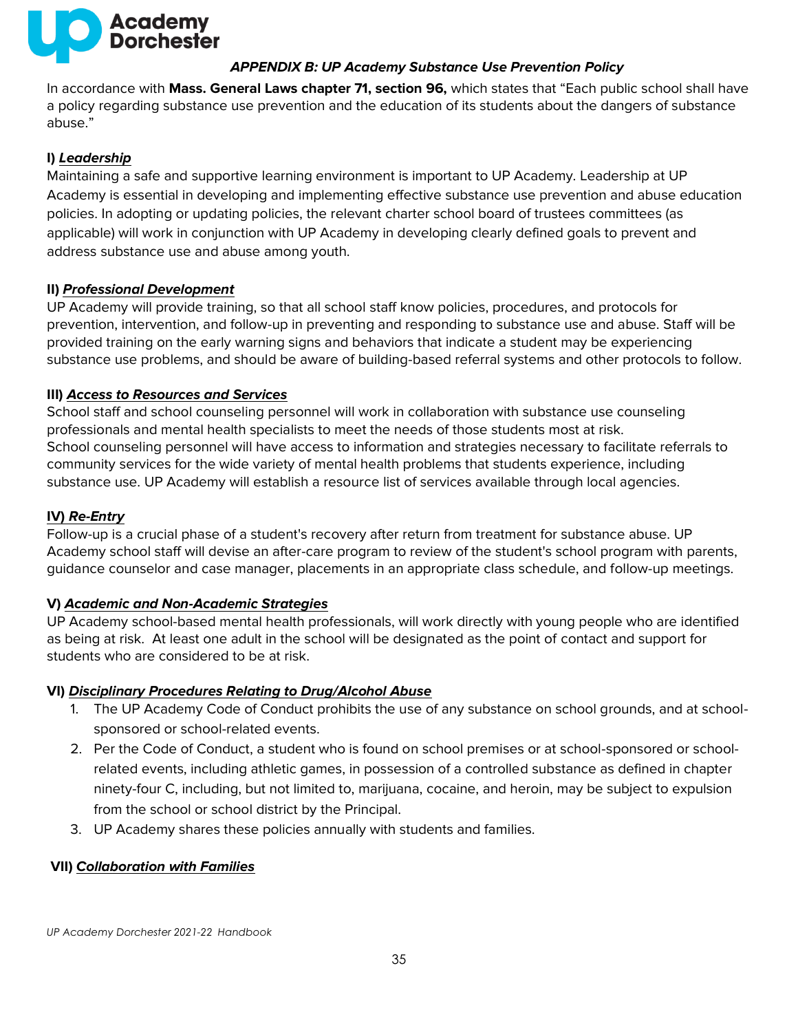### *APPENDIX B: UP Academy Substance Use Prevention Policy*

In accordance with **Mass. General Laws chapter 71, section 96,** which states that "Each public school shall have a policy regarding substance use prevention and the education of its students about the dangers of substance abuse."

#### I) *Leadership*

Maintaining a safe and supportive learning environment is important to UP Academy. Leadership at UP Academy is essential in developing and implementing effective substance use prevention and abuse education policies. In adopting or updating policies, the relevant charter school board of trustees committees (as applicable) will work in conjunction with UP Academy in developing clearly defined goals to prevent and address substance use and abuse among youth.

#### II) *Professional Development*

UP Academy will provide training, so that all school staff know policies, procedures, and protocols for prevention, intervention, and follow-up in preventing and responding to substance use and abuse. Staff will be provided training on the early warning signs and behaviors that indicate a student may be experiencing substance use problems, and should be aware of building-based referral systems and other protocols to follow.

#### III) *Access to Resources and Services*

School staff and school counseling personnel will work in collaboration with substance use counseling professionals and mental health specialists to meet the needs of those students most at risk.
School counseling personnel will have access to information and strategies necessary to facilitate referrals to community services for the wide variety of mental health problems that students experience, including substance use. UP Academy will establish a resource list of services available through local agencies.

#### IV) *Re-Entry*

Follow-up is a crucial phase of a student's recovery after return from treatment for substance abuse. UP Academy school staff will devise an after-care program to review of the student's school program with parents, guidance counselor and case manager, placements in an appropriate class schedule, and follow-up meetings.

#### V) *Academic and Non-Academic Strategies*

UP Academy school-based mental health professionals, will work directly with young people who are identified as being at risk. At least one adult in the school will be designated as the point of contact and support for students who are considered to be at risk.

#### VI) *Disciplinary Procedures Relating to Drug/Alcohol Abuse*

1. The UP Academy Code of Conduct prohibits the use of any substance on school grounds, and at school-sponsored or school-related events.
2. Per the Code of Conduct, a student who is found on school premises or at school-sponsored or school-related events, including athletic games, in possession of a controlled substance as defined in chapter ninety-four C, including, but not limited to, marijuana, cocaine, and heroin, may be subject to expulsion from the school or school district by the Principal.
3. UP Academy shares these policies annually with students and families.

#### VII) *Collaboration with Families*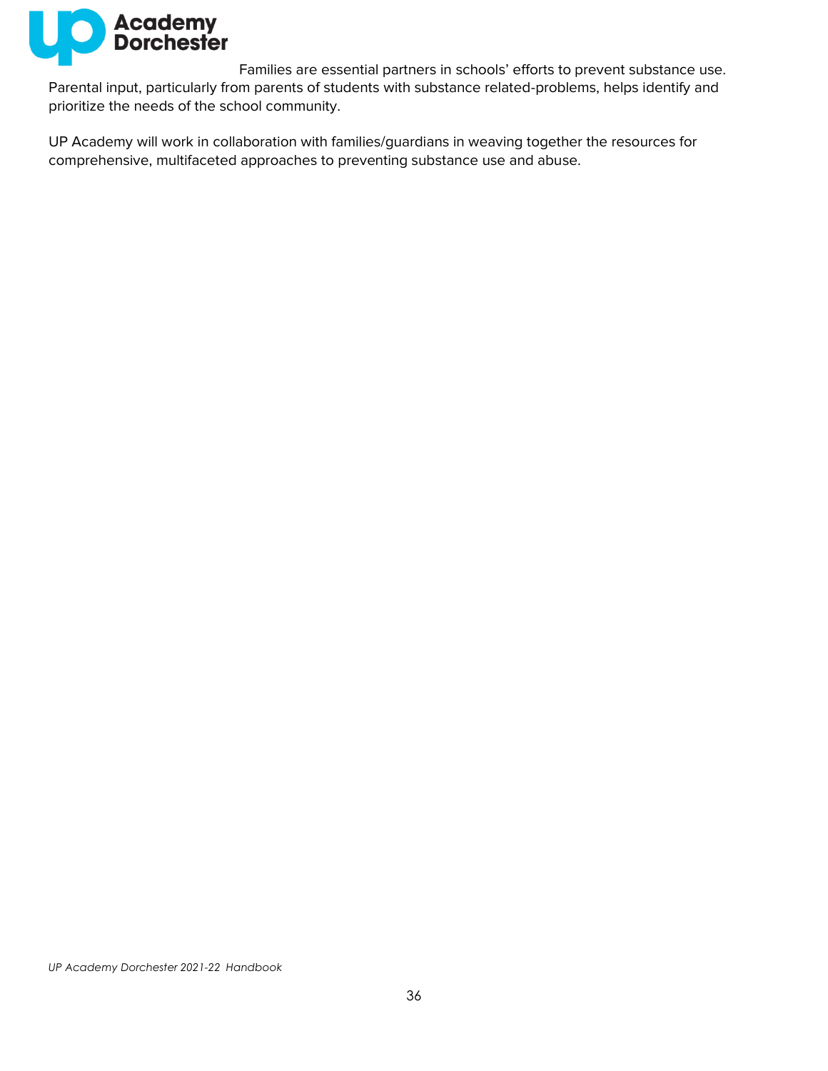Families are essential partners in schools' efforts to prevent substance use. Parental input, particularly from parents of students with substance related-problems, helps identify and prioritize the needs of the school community.

UP Academy will work in collaboration with families/guardians in weaving together the resources for comprehensive, multifaceted approaches to preventing substance use and abuse.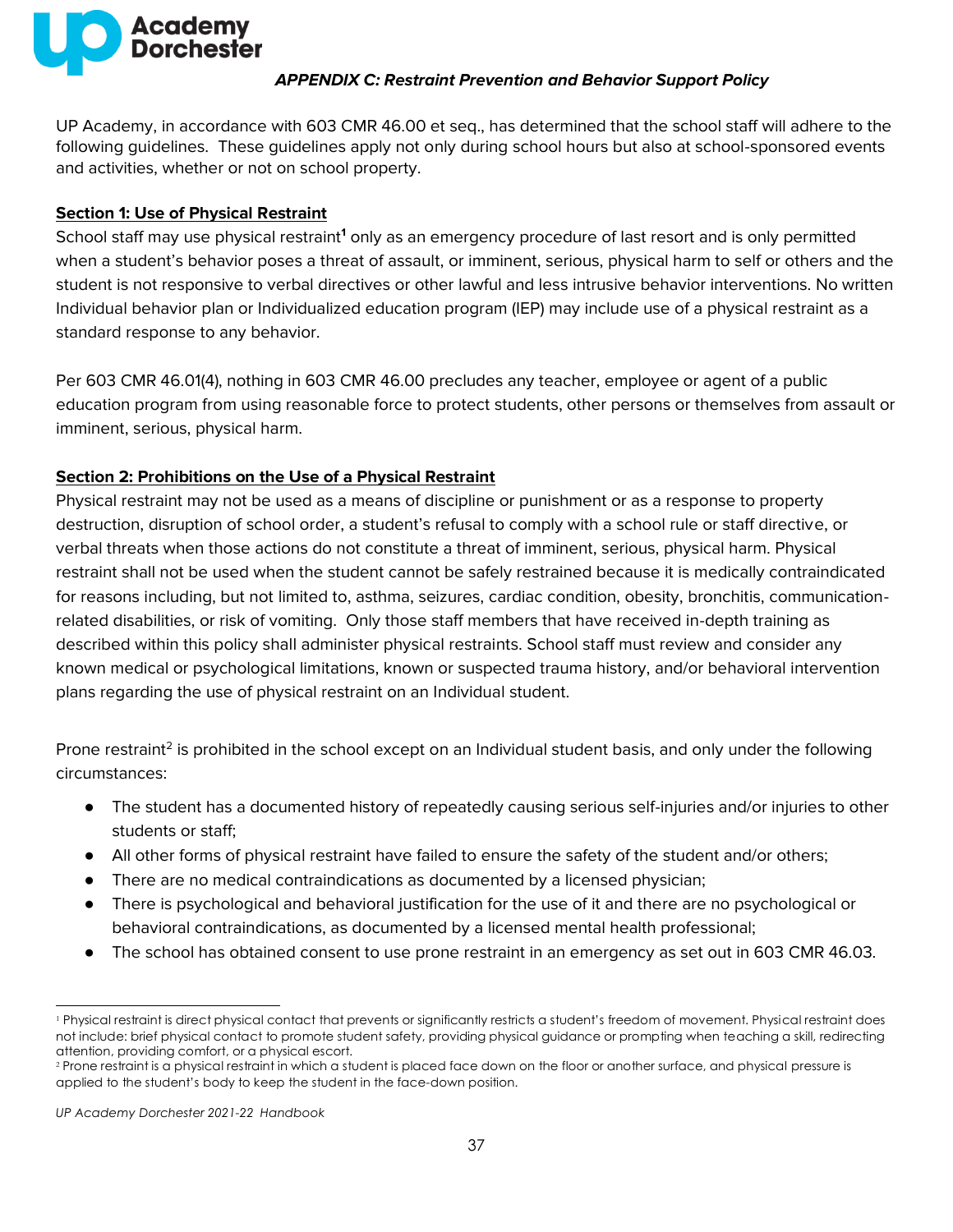## *APPENDIX C: Restraint Prevention and Behavior Support Policy*

UP Academy, in accordance with 603 CMR 46.00 et seq., has determined that the school staff will adhere to the following guidelines. These guidelines apply not only during school hours but also at school-sponsored events and activities, whether or not on school property.

### Section 1: Use of Physical Restraint

School staff may use physical restraint[1] only as an emergency procedure of last resort and is only permitted when a student's behavior poses a threat of assault, or imminent, serious, physical harm to self or others and the student is not responsive to verbal directives or other lawful and less intrusive behavior interventions. No written Individual behavior plan or Individualized education program (IEP) may include use of a physical restraint as a standard response to any behavior.

Per 603 CMR 46.01(4), nothing in 603 CMR 46.00 precludes any teacher, employee or agent of a public education program from using reasonable force to protect students, other persons or themselves from assault or imminent, serious, physical harm.

### Section 2: Prohibitions on the Use of a Physical Restraint

Physical restraint may not be used as a means of discipline or punishment or as a response to property destruction, disruption of school order, a student's refusal to comply with a school rule or staff directive, or verbal threats when those actions do not constitute a threat of imminent, serious, physical harm. Physical restraint shall not be used when the student cannot be safely restrained because it is medically contraindicated for reasons including, but not limited to, asthma, seizures, cardiac condition, obesity, bronchitis, communication-related disabilities, or risk of vomiting. Only those staff members that have received in-depth training as described within this policy shall administer physical restraints. School staff must review and consider any known medical or psychological limitations, known or suspected trauma history, and/or behavioral intervention plans regarding the use of physical restraint on an Individual student.

Prone restraint[2] is prohibited in the school except on an Individual student basis, and only under the following circumstances:

- The student has a documented history of repeatedly causing serious self-injuries and/or injuries to other students or staff;
- All other forms of physical restraint have failed to ensure the safety of the student and/or others;
- There are no medical contraindications as documented by a licensed physician;
- There is psychological and behavioral justification for the use of it and there are no psychological or behavioral contraindications, as documented by a licensed mental health professional;
- The school has obtained consent to use prone restraint in an emergency as set out in 603 CMR 46.03.

---

[1] Physical restraint is direct physical contact that prevents or significantly restricts a student's freedom of movement. Physical restraint does not include: brief physical contact to promote student safety, providing physical guidance or prompting when teaching a skill, redirecting attention, providing comfort, or a physical escort.

[2] Prone restraint is a physical restraint in which a student is placed face down on the floor or another surface, and physical pressure is applied to the student's body to keep the student in the face-down position.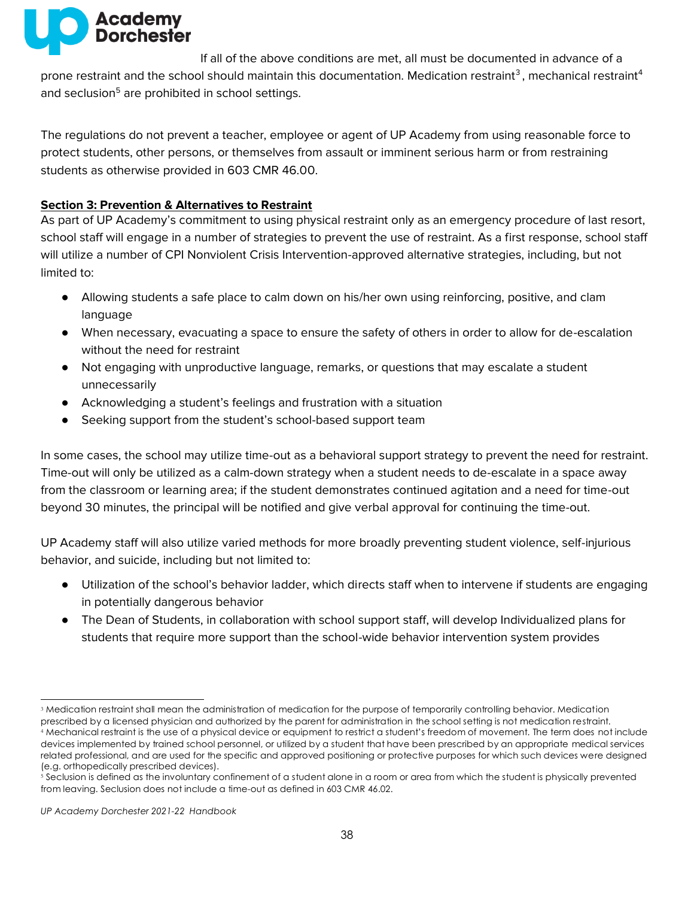If all of the above conditions are met, all must be documented in advance of a prone restraint and the school should maintain this documentation. Medication restraint[3], mechanical restraint[4] and seclusion[5] are prohibited in school settings.

The regulations do not prevent a teacher, employee or agent of UP Academy from using reasonable force to protect students, other persons, or themselves from assault or imminent serious harm or from restraining students as otherwise provided in 603 CMR 46.00.

**Section 3: Prevention & Alternatives to Restraint**

As part of UP Academy's commitment to using physical restraint only as an emergency procedure of last resort, school staff will engage in a number of strategies to prevent the use of restraint. As a first response, school staff will utilize a number of CPI Nonviolent Crisis Intervention-approved alternative strategies, including, but not limited to:

- Allowing students a safe place to calm down on his/her own using reinforcing, positive, and clam language
- When necessary, evacuating a space to ensure the safety of others in order to allow for de-escalation without the need for restraint
- Not engaging with unproductive language, remarks, or questions that may escalate a student unnecessarily
- Acknowledging a student's feelings and frustration with a situation
- Seeking support from the student's school-based support team

In some cases, the school may utilize time-out as a behavioral support strategy to prevent the need for restraint. Time-out will only be utilized as a calm-down strategy when a student needs to de-escalate in a space away from the classroom or learning area; if the student demonstrates continued agitation and a need for time-out beyond 30 minutes, the principal will be notified and give verbal approval for continuing the time-out.

UP Academy staff will also utilize varied methods for more broadly preventing student violence, self-injurious behavior, and suicide, including but not limited to:

- Utilization of the school's behavior ladder, which directs staff when to intervene if students are engaging in potentially dangerous behavior
- The Dean of Students, in collaboration with school support staff, will develop Individualized plans for students that require more support than the school-wide behavior intervention system provides

---

[3] Medication restraint shall mean the administration of medication for the purpose of temporarily controlling behavior. Medication prescribed by a licensed physician and authorized by the parent for administration in the school setting is not medication restraint.

[4] Mechanical restraint is the use of a physical device or equipment to restrict a student's freedom of movement. The term does not include devices implemented by trained school personnel, or utilized by a student that have been prescribed by an appropriate medical services related professional, and are used for the specific and approved positioning or protective purposes for which such devices were designed (e.g. orthopedically prescribed devices).

[5] Seclusion is defined as the involuntary confinement of a student alone in a room or area from which the student is physically prevented from leaving. Seclusion does not include a time-out as defined in 603 CMR 46.02.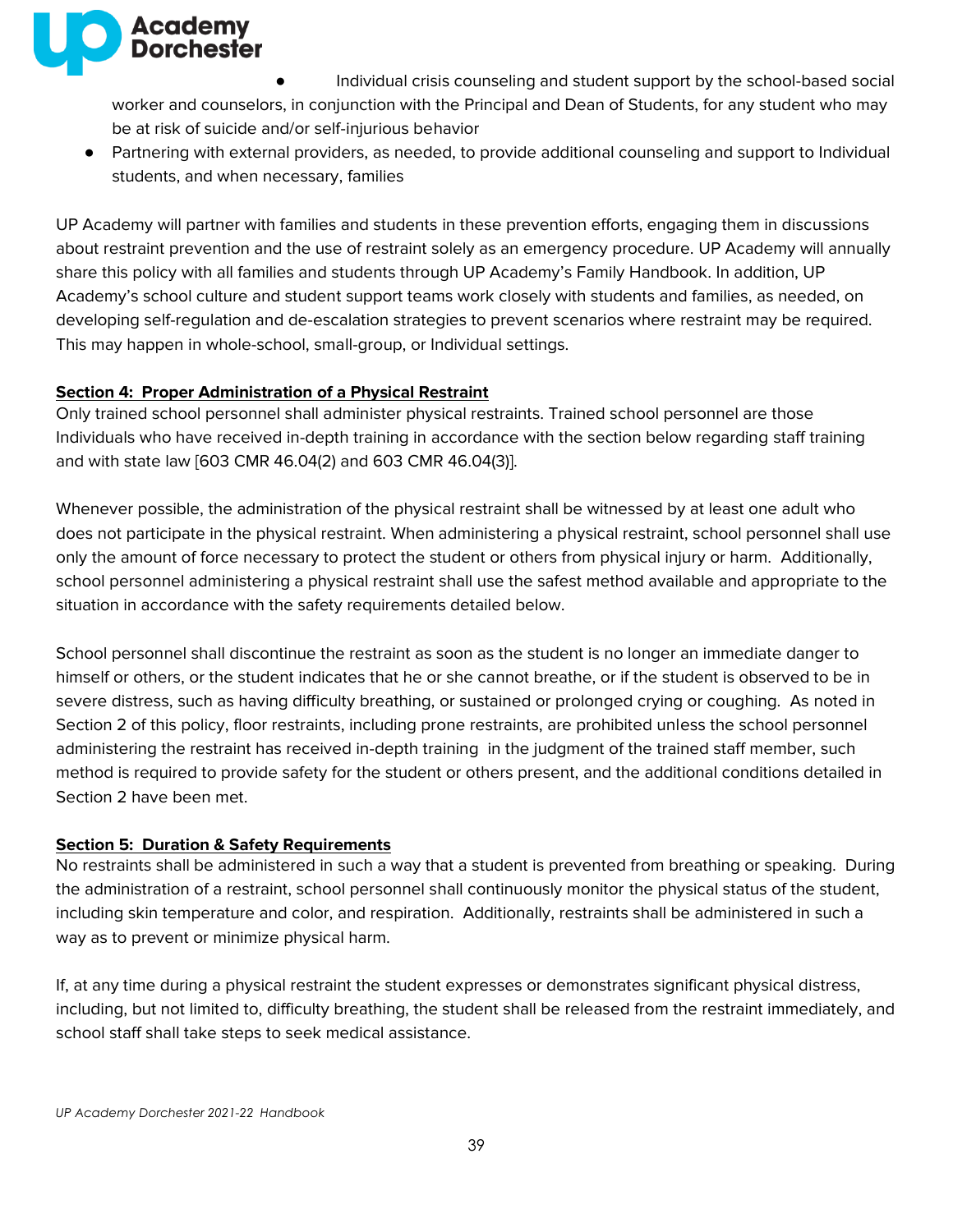- Individual crisis counseling and student support by the school-based social worker and counselors, in conjunction with the Principal and Dean of Students, for any student who may be at risk of suicide and/or self-injurious behavior
- Partnering with external providers, as needed, to provide additional counseling and support to Individual students, and when necessary, families

UP Academy will partner with families and students in these prevention efforts, engaging them in discussions about restraint prevention and the use of restraint solely as an emergency procedure. UP Academy will annually share this policy with all families and students through UP Academy's Family Handbook. In addition, UP Academy's school culture and student support teams work closely with students and families, as needed, on developing self-regulation and de-escalation strategies to prevent scenarios where restraint may be required. This may happen in whole-school, small-group, or Individual settings.

**Section 4: Proper Administration of a Physical Restraint**

Only trained school personnel shall administer physical restraints. Trained school personnel are those Individuals who have received in-depth training in accordance with the section below regarding staff training and with state law [603 CMR 46.04(2) and 603 CMR 46.04(3)].

Whenever possible, the administration of the physical restraint shall be witnessed by at least one adult who does not participate in the physical restraint. When administering a physical restraint, school personnel shall use only the amount of force necessary to protect the student or others from physical injury or harm. Additionally, school personnel administering a physical restraint shall use the safest method available and appropriate to the situation in accordance with the safety requirements detailed below.

School personnel shall discontinue the restraint as soon as the student is no longer an immediate danger to himself or others, or the student indicates that he or she cannot breathe, or if the student is observed to be in severe distress, such as having difficulty breathing, or sustained or prolonged crying or coughing. As noted in Section 2 of this policy, floor restraints, including prone restraints, are prohibited unless the school personnel administering the restraint has received in-depth training in the judgment of the trained staff member, such method is required to provide safety for the student or others present, and the additional conditions detailed in Section 2 have been met.

**Section 5: Duration & Safety Requirements**

No restraints shall be administered in such a way that a student is prevented from breathing or speaking. During the administration of a restraint, school personnel shall continuously monitor the physical status of the student, including skin temperature and color, and respiration. Additionally, restraints shall be administered in such a way as to prevent or minimize physical harm.

If, at any time during a physical restraint the student expresses or demonstrates significant physical distress, including, but not limited to, difficulty breathing, the student shall be released from the restraint immediately, and school staff shall take steps to seek medical assistance.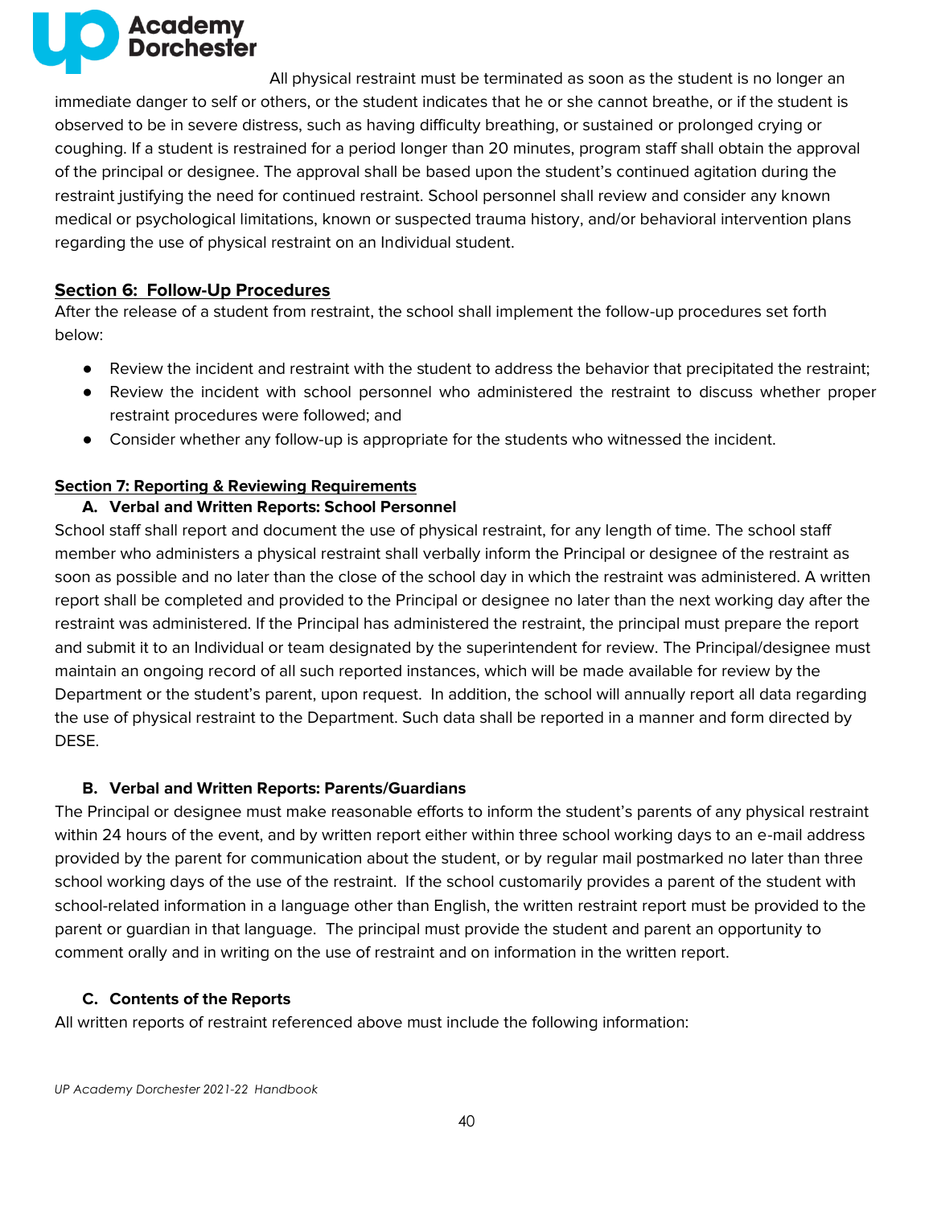All physical restraint must be terminated as soon as the student is no longer an immediate danger to self or others, or the student indicates that he or she cannot breathe, or if the student is observed to be in severe distress, such as having difficulty breathing, or sustained or prolonged crying or coughing. If a student is restrained for a period longer than 20 minutes, program staff shall obtain the approval of the principal or designee. The approval shall be based upon the student's continued agitation during the restraint justifying the need for continued restraint. School personnel shall review and consider any known medical or psychological limitations, known or suspected trauma history, and/or behavioral intervention plans regarding the use of physical restraint on an Individual student.

## Section 6: Follow-Up Procedures

After the release of a student from restraint, the school shall implement the follow-up procedures set forth below:

- Review the incident and restraint with the student to address the behavior that precipitated the restraint;
- Review the incident with school personnel who administered the restraint to discuss whether proper restraint procedures were followed; and
- Consider whether any follow-up is appropriate for the students who witnessed the incident.

## Section 7: Reporting & Reviewing Requirements

### A. Verbal and Written Reports: School Personnel

School staff shall report and document the use of physical restraint, for any length of time. The school staff member who administers a physical restraint shall verbally inform the Principal or designee of the restraint as soon as possible and no later than the close of the school day in which the restraint was administered. A written report shall be completed and provided to the Principal or designee no later than the next working day after the restraint was administered. If the Principal has administered the restraint, the principal must prepare the report and submit it to an Individual or team designated by the superintendent for review. The Principal/designee must maintain an ongoing record of all such reported instances, which will be made available for review by the Department or the student's parent, upon request. In addition, the school will annually report all data regarding the use of physical restraint to the Department. Such data shall be reported in a manner and form directed by DESE.

### B. Verbal and Written Reports: Parents/Guardians

The Principal or designee must make reasonable efforts to inform the student's parents of any physical restraint within 24 hours of the event, and by written report either within three school working days to an e-mail address provided by the parent for communication about the student, or by regular mail postmarked no later than three school working days of the use of the restraint. If the school customarily provides a parent of the student with school-related information in a language other than English, the written restraint report must be provided to the parent or guardian in that language. The principal must provide the student and parent an opportunity to comment orally and in writing on the use of restraint and on information in the written report.

### C. Contents of the Reports

All written reports of restraint referenced above must include the following information: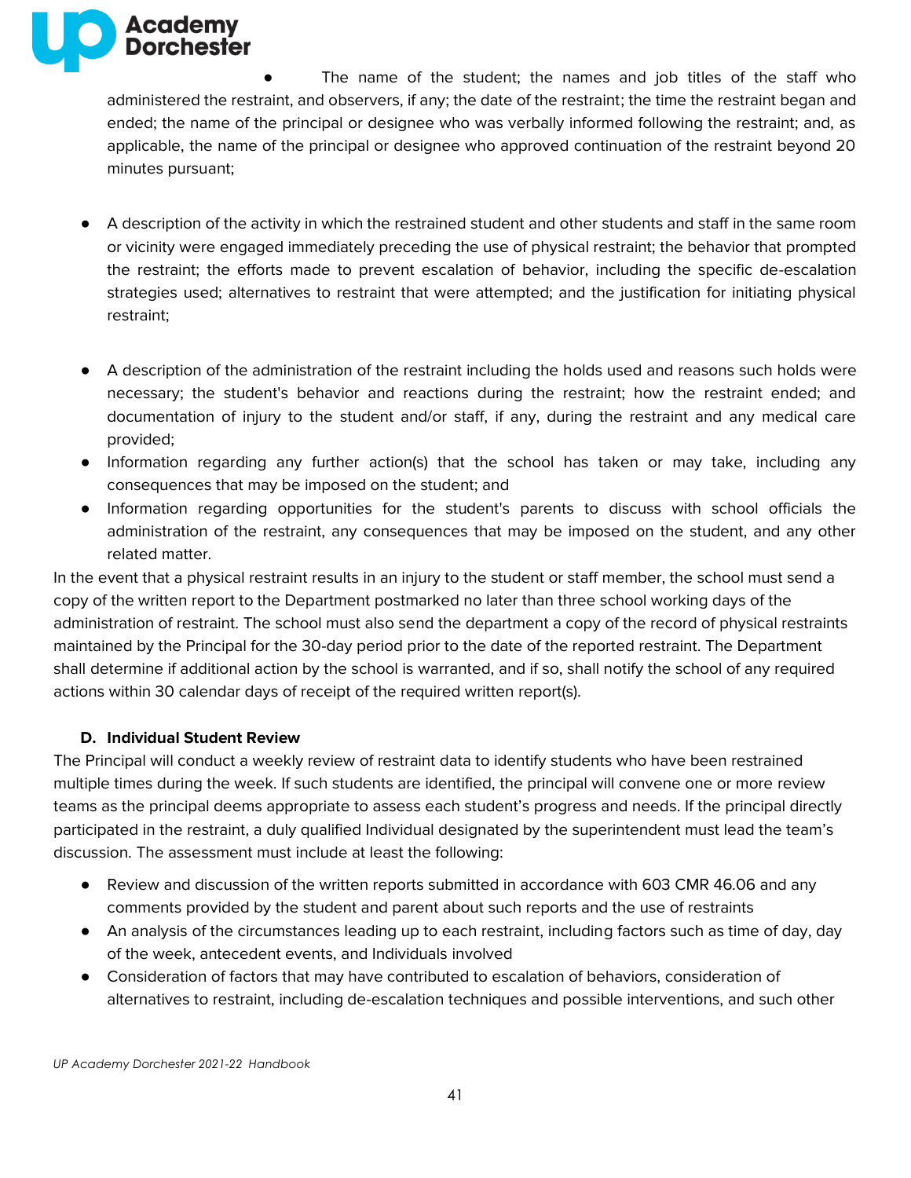- The name of the student; the names and job titles of the staff who administered the restraint, and observers, if any; the date of the restraint; the time the restraint began and ended; the name of the principal or designee who was verbally informed following the restraint; and, as applicable, the name of the principal or designee who approved continuation of the restraint beyond 20 minutes pursuant;

- A description of the activity in which the restrained student and other students and staff in the same room or vicinity were engaged immediately preceding the use of physical restraint; the behavior that prompted the restraint; the efforts made to prevent escalation of behavior, including the specific de-escalation strategies used; alternatives to restraint that were attempted; and the justification for initiating physical restraint;

- A description of the administration of the restraint including the holds used and reasons such holds were necessary; the student's behavior and reactions during the restraint; how the restraint ended; and documentation of injury to the student and/or staff, if any, during the restraint and any medical care provided;
- Information regarding any further action(s) that the school has taken or may take, including any consequences that may be imposed on the student; and
- Information regarding opportunities for the student's parents to discuss with school officials the administration of the restraint, any consequences that may be imposed on the student, and any other related matter.

In the event that a physical restraint results in an injury to the student or staff member, the school must send a copy of the written report to the Department postmarked no later than three school working days of the administration of restraint. The school must also send the department a copy of the record of physical restraints maintained by the Principal for the 30-day period prior to the date of the reported restraint. The Department shall determine if additional action by the school is warranted, and if so, shall notify the school of any required actions within 30 calendar days of receipt of the required written report(s).

**D. Individual Student Review**

The Principal will conduct a weekly review of restraint data to identify students who have been restrained multiple times during the week. If such students are identified, the principal will convene one or more review teams as the principal deems appropriate to assess each student's progress and needs. If the principal directly participated in the restraint, a duly qualified Individual designated by the superintendent must lead the team's discussion. The assessment must include at least the following:

- Review and discussion of the written reports submitted in accordance with 603 CMR 46.06 and any comments provided by the student and parent about such reports and the use of restraints
- An analysis of the circumstances leading up to each restraint, including factors such as time of day, day of the week, antecedent events, and Individuals involved
- Consideration of factors that may have contributed to escalation of behaviors, consideration of alternatives to restraint, including de-escalation techniques and possible interventions, and such other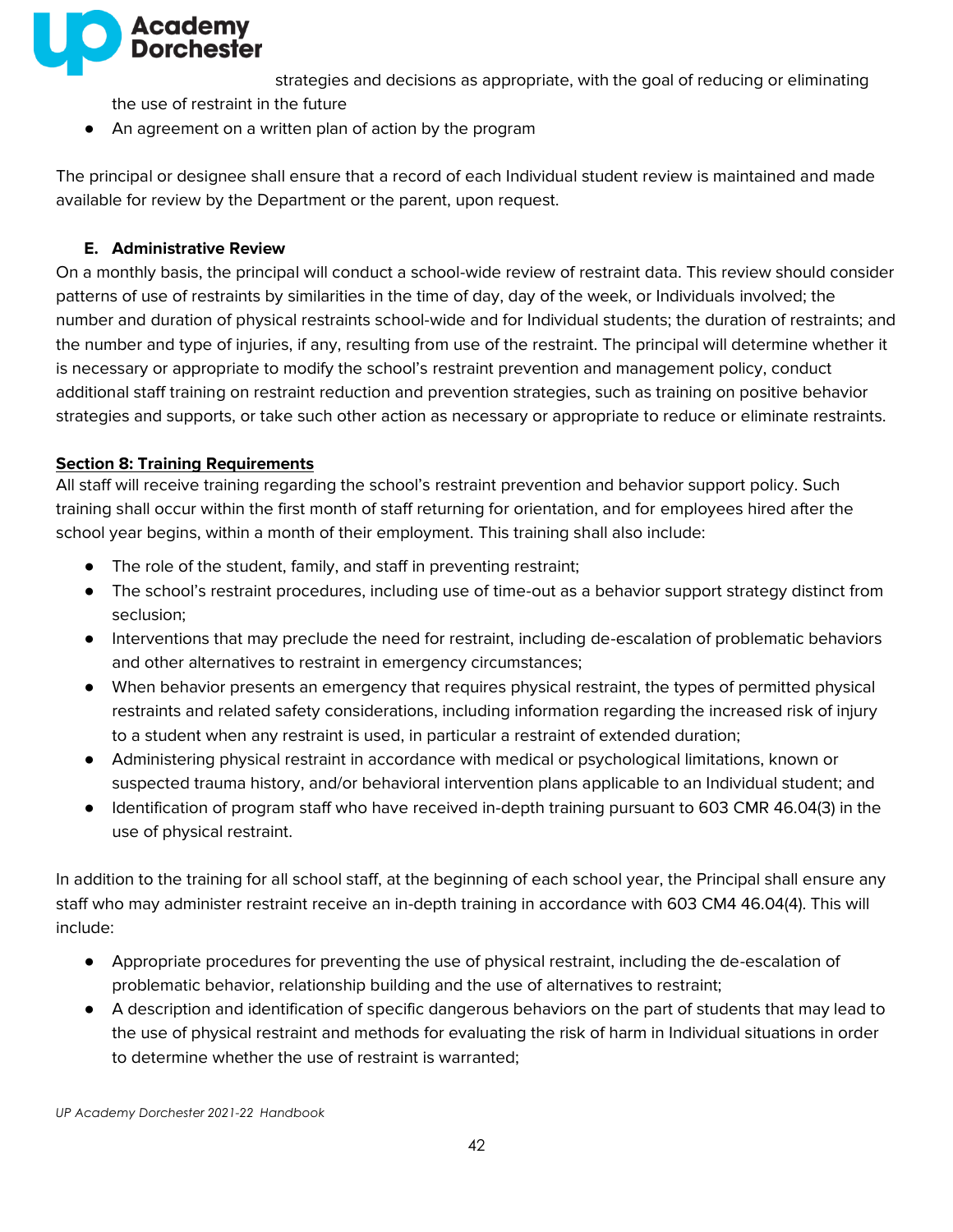strategies and decisions as appropriate, with the goal of reducing or eliminating the use of restraint in the future

- An agreement on a written plan of action by the program

The principal or designee shall ensure that a record of each Individual student review is maintained and made available for review by the Department or the parent, upon request.

### E. Administrative Review

On a monthly basis, the principal will conduct a school-wide review of restraint data. This review should consider patterns of use of restraints by similarities in the time of day, day of the week, or Individuals involved; the number and duration of physical restraints school-wide and for Individual students; the duration of restraints; and the number and type of injuries, if any, resulting from use of the restraint. The principal will determine whether it is necessary or appropriate to modify the school's restraint prevention and management policy, conduct additional staff training on restraint reduction and prevention strategies, such as training on positive behavior strategies and supports, or take such other action as necessary or appropriate to reduce or eliminate restraints.

## Section 8: Training Requirements

All staff will receive training regarding the school's restraint prevention and behavior support policy. Such training shall occur within the first month of staff returning for orientation, and for employees hired after the school year begins, within a month of their employment. This training shall also include:

- The role of the student, family, and staff in preventing restraint;
- The school's restraint procedures, including use of time-out as a behavior support strategy distinct from seclusion;
- Interventions that may preclude the need for restraint, including de-escalation of problematic behaviors and other alternatives to restraint in emergency circumstances;
- When behavior presents an emergency that requires physical restraint, the types of permitted physical restraints and related safety considerations, including information regarding the increased risk of injury to a student when any restraint is used, in particular a restraint of extended duration;
- Administering physical restraint in accordance with medical or psychological limitations, known or suspected trauma history, and/or behavioral intervention plans applicable to an Individual student; and
- Identification of program staff who have received in-depth training pursuant to 603 CMR 46.04(3) in the use of physical restraint.

In addition to the training for all school staff, at the beginning of each school year, the Principal shall ensure any staff who may administer restraint receive an in-depth training in accordance with 603 CM4 46.04(4). This will include:

- Appropriate procedures for preventing the use of physical restraint, including the de-escalation of problematic behavior, relationship building and the use of alternatives to restraint;
- A description and identification of specific dangerous behaviors on the part of students that may lead to the use of physical restraint and methods for evaluating the risk of harm in Individual situations in order to determine whether the use of restraint is warranted;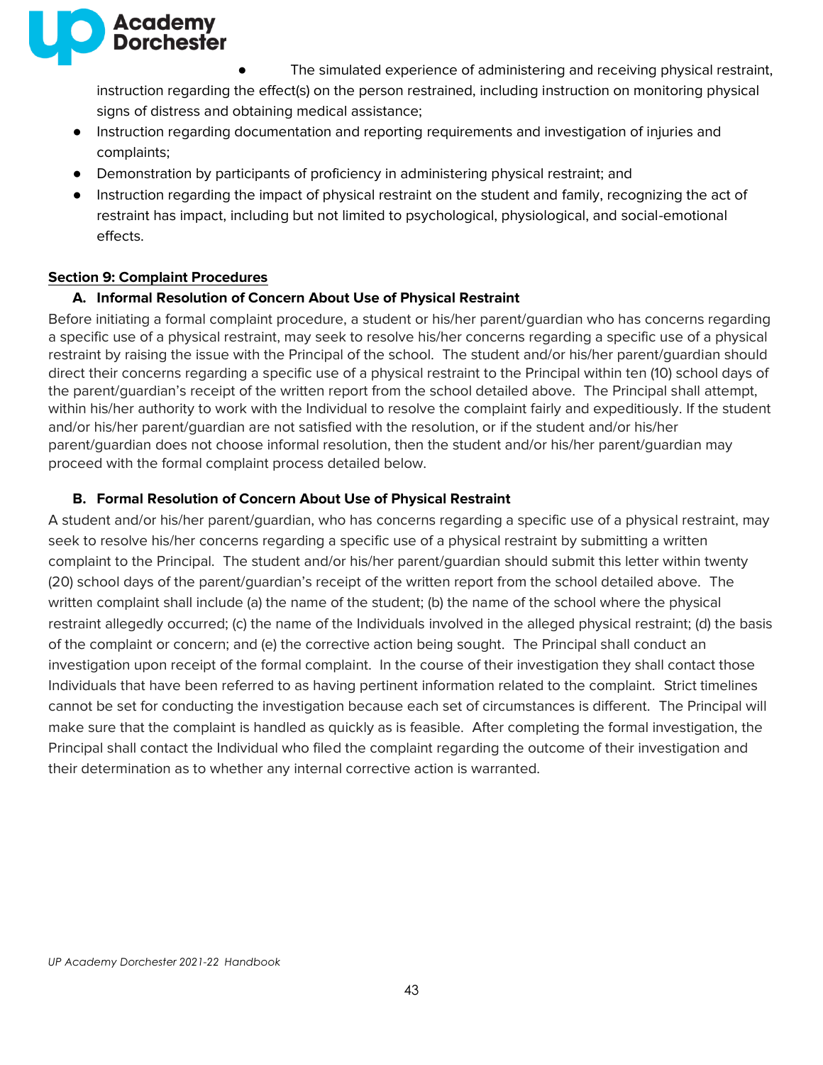- The simulated experience of administering and receiving physical restraint, instruction regarding the effect(s) on the person restrained, including instruction on monitoring physical signs of distress and obtaining medical assistance;
- Instruction regarding documentation and reporting requirements and investigation of injuries and complaints;
- Demonstration by participants of proficiency in administering physical restraint; and
- Instruction regarding the impact of physical restraint on the student and family, recognizing the act of restraint has impact, including but not limited to psychological, physiological, and social-emotional effects.

**Section 9: Complaint Procedures**

**A. Informal Resolution of Concern About Use of Physical Restraint**

Before initiating a formal complaint procedure, a student or his/her parent/guardian who has concerns regarding a specific use of a physical restraint, may seek to resolve his/her concerns regarding a specific use of a physical restraint by raising the issue with the Principal of the school. The student and/or his/her parent/guardian should direct their concerns regarding a specific use of a physical restraint to the Principal within ten (10) school days of the parent/guardian's receipt of the written report from the school detailed above. The Principal shall attempt, within his/her authority to work with the Individual to resolve the complaint fairly and expeditiously. If the student and/or his/her parent/guardian are not satisfied with the resolution, or if the student and/or his/her parent/guardian does not choose informal resolution, then the student and/or his/her parent/guardian may proceed with the formal complaint process detailed below.

**B. Formal Resolution of Concern About Use of Physical Restraint**

A student and/or his/her parent/guardian, who has concerns regarding a specific use of a physical restraint, may seek to resolve his/her concerns regarding a specific use of a physical restraint by submitting a written complaint to the Principal. The student and/or his/her parent/guardian should submit this letter within twenty (20) school days of the parent/guardian's receipt of the written report from the school detailed above. The written complaint shall include (a) the name of the student; (b) the name of the school where the physical restraint allegedly occurred; (c) the name of the Individuals involved in the alleged physical restraint; (d) the basis of the complaint or concern; and (e) the corrective action being sought. The Principal shall conduct an investigation upon receipt of the formal complaint. In the course of their investigation they shall contact those Individuals that have been referred to as having pertinent information related to the complaint. Strict timelines cannot be set for conducting the investigation because each set of circumstances is different. The Principal will make sure that the complaint is handled as quickly as is feasible. After completing the formal investigation, the Principal shall contact the Individual who filed the complaint regarding the outcome of their investigation and their determination as to whether any internal corrective action is warranted.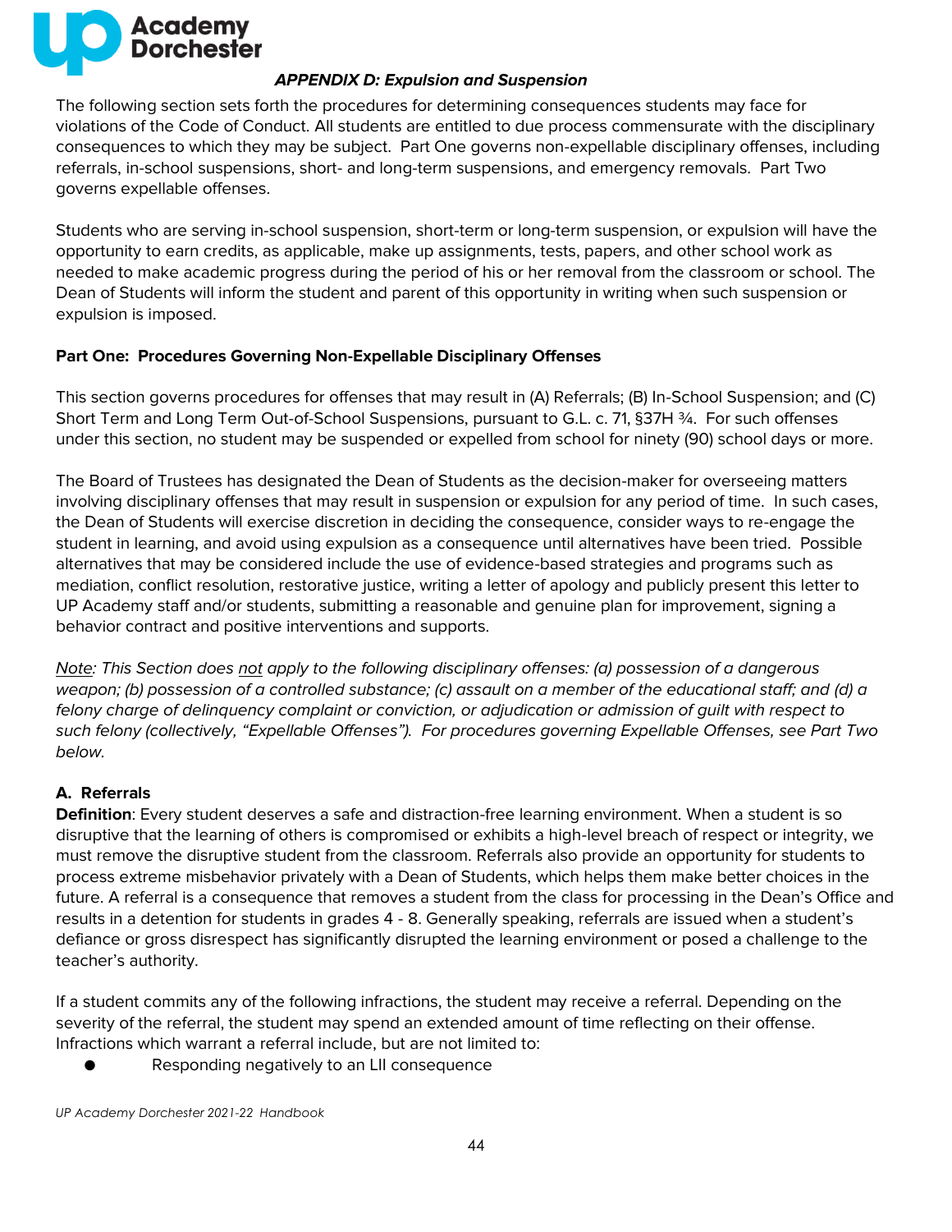*APPENDIX D: Expulsion and Suspension*

The following section sets forth the procedures for determining consequences students may face for violations of the Code of Conduct. All students are entitled to due process commensurate with the disciplinary consequences to which they may be subject. Part One governs non-expellable disciplinary offenses, including referrals, in-school suspensions, short- and long-term suspensions, and emergency removals. Part Two governs expellable offenses.

Students who are serving in-school suspension, short-term or long-term suspension, or expulsion will have the opportunity to earn credits, as applicable, make up assignments, tests, papers, and other school work as needed to make academic progress during the period of his or her removal from the classroom or school. The Dean of Students will inform the student and parent of this opportunity in writing when such suspension or expulsion is imposed.

**Part One: Procedures Governing Non-Expellable Disciplinary Offenses**

This section governs procedures for offenses that may result in (A) Referrals; (B) In-School Suspension; and (C) Short Term and Long Term Out-of-School Suspensions, pursuant to G.L. c. 71, §37H ¾. For such offenses under this section, no student may be suspended or expelled from school for ninety (90) school days or more.

The Board of Trustees has designated the Dean of Students as the decision-maker for overseeing matters involving disciplinary offenses that may result in suspension or expulsion for any period of time. In such cases, the Dean of Students will exercise discretion in deciding the consequence, consider ways to re-engage the student in learning, and avoid using expulsion as a consequence until alternatives have been tried. Possible alternatives that may be considered include the use of evidence-based strategies and programs such as mediation, conflict resolution, restorative justice, writing a letter of apology and publicly present this letter to UP Academy staff and/or students, submitting a reasonable and genuine plan for improvement, signing a behavior contract and positive interventions and supports.

*Note: This Section does not apply to the following disciplinary offenses: (a) possession of a dangerous weapon; (b) possession of a controlled substance; (c) assault on a member of the educational staff; and (d) a felony charge of delinquency complaint or conviction, or adjudication or admission of guilt with respect to such felony (collectively, "Expellable Offenses"). For procedures governing Expellable Offenses, see Part Two below.*

**A. Referrals**

**Definition**: Every student deserves a safe and distraction-free learning environment. When a student is so disruptive that the learning of others is compromised or exhibits a high-level breach of respect or integrity, we must remove the disruptive student from the classroom. Referrals also provide an opportunity for students to process extreme misbehavior privately with a Dean of Students, which helps them make better choices in the future. A referral is a consequence that removes a student from the class for processing in the Dean's Office and results in a detention for students in grades 4 - 8. Generally speaking, referrals are issued when a student's defiance or gross disrespect has significantly disrupted the learning environment or posed a challenge to the teacher's authority.

If a student commits any of the following infractions, the student may receive a referral. Depending on the severity of the referral, the student may spend an extended amount of time reflecting on their offense. Infractions which warrant a referral include, but are not limited to:

- Responding negatively to an LII consequence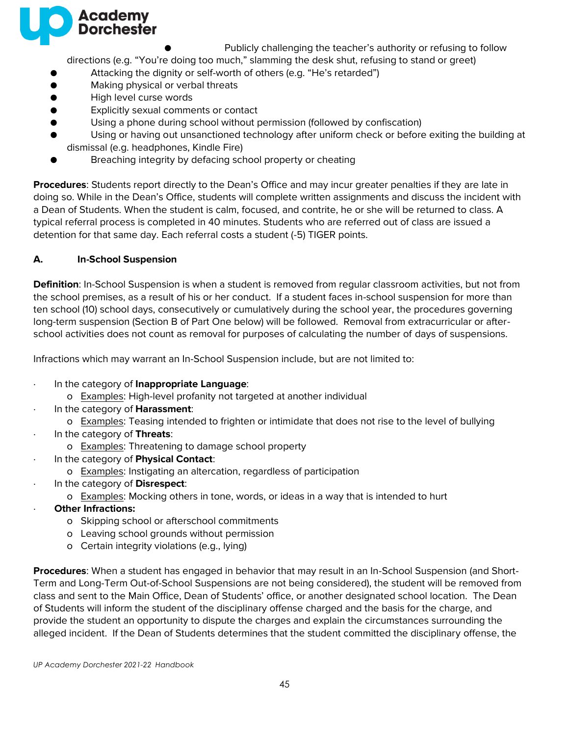- Publicly challenging the teacher's authority or refusing to follow directions (e.g. "You're doing too much," slamming the desk shut, refusing to stand or greet)
- Attacking the dignity or self-worth of others (e.g. "He's retarded")
- Making physical or verbal threats
- High level curse words
- Explicitly sexual comments or contact
- Using a phone during school without permission (followed by confiscation)
- Using or having out unsanctioned technology after uniform check or before exiting the building at dismissal (e.g. headphones, Kindle Fire)
- Breaching integrity by defacing school property or cheating

**Procedures**: Students report directly to the Dean's Office and may incur greater penalties if they are late in doing so. While in the Dean's Office, students will complete written assignments and discuss the incident with a Dean of Students. When the student is calm, focused, and contrite, he or she will be returned to class. A typical referral process is completed in 40 minutes. Students who are referred out of class are issued a detention for that same day. Each referral costs a student (-5) TIGER points.

### A. In-School Suspension

**Definition**: In-School Suspension is when a student is removed from regular classroom activities, but not from the school premises, as a result of his or her conduct. If a student faces in-school suspension for more than ten school (10) school days, consecutively or cumulatively during the school year, the procedures governing long-term suspension (Section B of Part One below) will be followed. Removal from extracurricular or after-school activities does not count as removal for purposes of calculating the number of days of suspensions.

Infractions which may warrant an In-School Suspension include, but are not limited to:

- In the category of **Inappropriate Language**:
  - Examples: High-level profanity not targeted at another individual
- In the category of **Harassment**:
  - Examples: Teasing intended to frighten or intimidate that does not rise to the level of bullying
- In the category of **Threats**:
  - Examples: Threatening to damage school property
- In the category of **Physical Contact**:
  - Examples: Instigating an altercation, regardless of participation
- In the category of **Disrespect**:
  - Examples: Mocking others in tone, words, or ideas in a way that is intended to hurt
- **Other Infractions:**
  - Skipping school or afterschool commitments
  - Leaving school grounds without permission
  - Certain integrity violations (e.g., lying)

**Procedures**: When a student has engaged in behavior that may result in an In-School Suspension (and Short-Term and Long-Term Out-of-School Suspensions are not being considered), the student will be removed from class and sent to the Main Office, Dean of Students' office, or another designated school location. The Dean of Students will inform the student of the disciplinary offense charged and the basis for the charge, and provide the student an opportunity to dispute the charges and explain the circumstances surrounding the alleged incident. If the Dean of Students determines that the student committed the disciplinary offense, the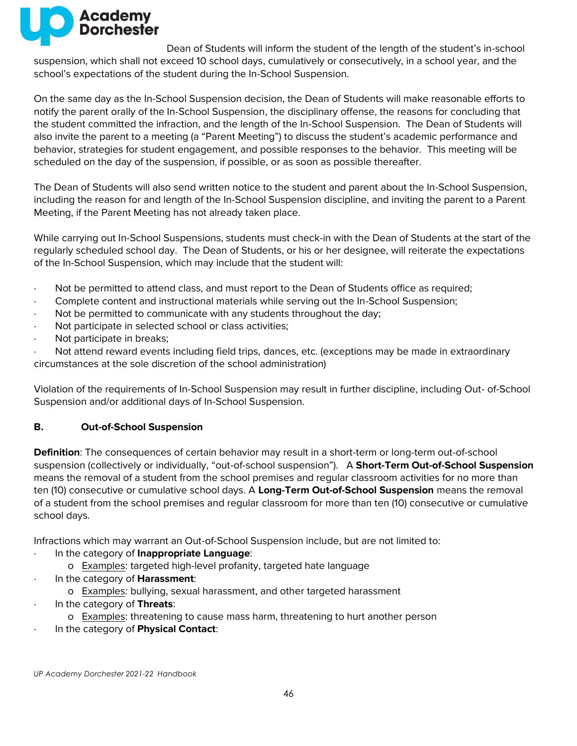Dean of Students will inform the student of the length of the student's in-school suspension, which shall not exceed 10 school days, cumulatively or consecutively, in a school year, and the school's expectations of the student during the In-School Suspension.

On the same day as the In-School Suspension decision, the Dean of Students will make reasonable efforts to notify the parent orally of the In-School Suspension, the disciplinary offense, the reasons for concluding that the student committed the infraction, and the length of the In-School Suspension. The Dean of Students will also invite the parent to a meeting (a "Parent Meeting") to discuss the student's academic performance and behavior, strategies for student engagement, and possible responses to the behavior. This meeting will be scheduled on the day of the suspension, if possible, or as soon as possible thereafter.

The Dean of Students will also send written notice to the student and parent about the In-School Suspension, including the reason for and length of the In-School Suspension discipline, and inviting the parent to a Parent Meeting, if the Parent Meeting has not already taken place.

While carrying out In-School Suspensions, students must check-in with the Dean of Students at the start of the regularly scheduled school day. The Dean of Students, or his or her designee, will reiterate the expectations of the In-School Suspension, which may include that the student will:

- Not be permitted to attend class, and must report to the Dean of Students office as required;
- Complete content and instructional materials while serving out the In-School Suspension;
- Not be permitted to communicate with any students throughout the day;
- Not participate in selected school or class activities;
- Not participate in breaks;
- Not attend reward events including field trips, dances, etc. (exceptions may be made in extraordinary circumstances at the sole discretion of the school administration)

Violation of the requirements of In-School Suspension may result in further discipline, including Out- of-School Suspension and/or additional days of In-School Suspension.

### B. Out-of-School Suspension

**Definition**: The consequences of certain behavior may result in a short-term or long-term out-of-school suspension (collectively or individually, "out-of-school suspension"). A **Short-Term Out-of-School Suspension** means the removal of a student from the school premises and regular classroom activities for no more than ten (10) consecutive or cumulative school days. A **Long-Term Out-of-School Suspension** means the removal of a student from the school premises and regular classroom for more than ten (10) consecutive or cumulative school days.

Infractions which may warrant an Out-of-School Suspension include, but are not limited to:

- In the category of **Inappropriate Language**:
  - Examples: targeted high-level profanity, targeted hate language
- In the category of **Harassment**:
  - Examples: bullying, sexual harassment, and other targeted harassment
- In the category of **Threats**:
  - Examples: threatening to cause mass harm, threatening to hurt another person
- In the category of **Physical Contact**: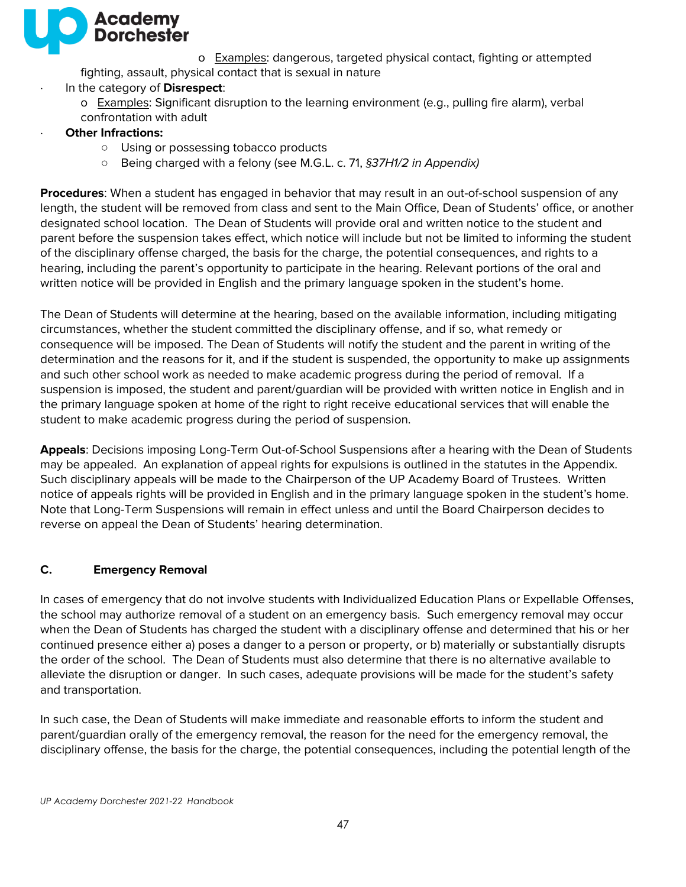- Examples: dangerous, targeted physical contact, fighting or attempted fighting, assault, physical contact that is sexual in nature
- In the category of **Disrespect**:
  - Examples: Significant disruption to the learning environment (e.g., pulling fire alarm), verbal confrontation with adult
- **Other Infractions:**
  - Using or possessing tobacco products
  - Being charged with a felony (see M.G.L. c. 71, *§37H1/2 in Appendix)*

**Procedures**: When a student has engaged in behavior that may result in an out-of-school suspension of any length, the student will be removed from class and sent to the Main Office, Dean of Students' office, or another designated school location. The Dean of Students will provide oral and written notice to the student and parent before the suspension takes effect, which notice will include but not be limited to informing the student of the disciplinary offense charged, the basis for the charge, the potential consequences, and rights to a hearing, including the parent's opportunity to participate in the hearing. Relevant portions of the oral and written notice will be provided in English and the primary language spoken in the student's home.

The Dean of Students will determine at the hearing, based on the available information, including mitigating circumstances, whether the student committed the disciplinary offense, and if so, what remedy or consequence will be imposed. The Dean of Students will notify the student and the parent in writing of the determination and the reasons for it, and if the student is suspended, the opportunity to make up assignments and such other school work as needed to make academic progress during the period of removal. If a suspension is imposed, the student and parent/guardian will be provided with written notice in English and in the primary language spoken at home of the right to right receive educational services that will enable the student to make academic progress during the period of suspension.

**Appeals**: Decisions imposing Long-Term Out-of-School Suspensions after a hearing with the Dean of Students may be appealed. An explanation of appeal rights for expulsions is outlined in the statutes in the Appendix. Such disciplinary appeals will be made to the Chairperson of the UP Academy Board of Trustees. Written notice of appeals rights will be provided in English and in the primary language spoken in the student's home. Note that Long-Term Suspensions will remain in effect unless and until the Board Chairperson decides to reverse on appeal the Dean of Students' hearing determination.

### C. Emergency Removal

In cases of emergency that do not involve students with Individualized Education Plans or Expellable Offenses, the school may authorize removal of a student on an emergency basis. Such emergency removal may occur when the Dean of Students has charged the student with a disciplinary offense and determined that his or her continued presence either a) poses a danger to a person or property, or b) materially or substantially disrupts the order of the school. The Dean of Students must also determine that there is no alternative available to alleviate the disruption or danger. In such cases, adequate provisions will be made for the student's safety and transportation.

In such case, the Dean of Students will make immediate and reasonable efforts to inform the student and parent/guardian orally of the emergency removal, the reason for the need for the emergency removal, the disciplinary offense, the basis for the charge, the potential consequences, including the potential length of the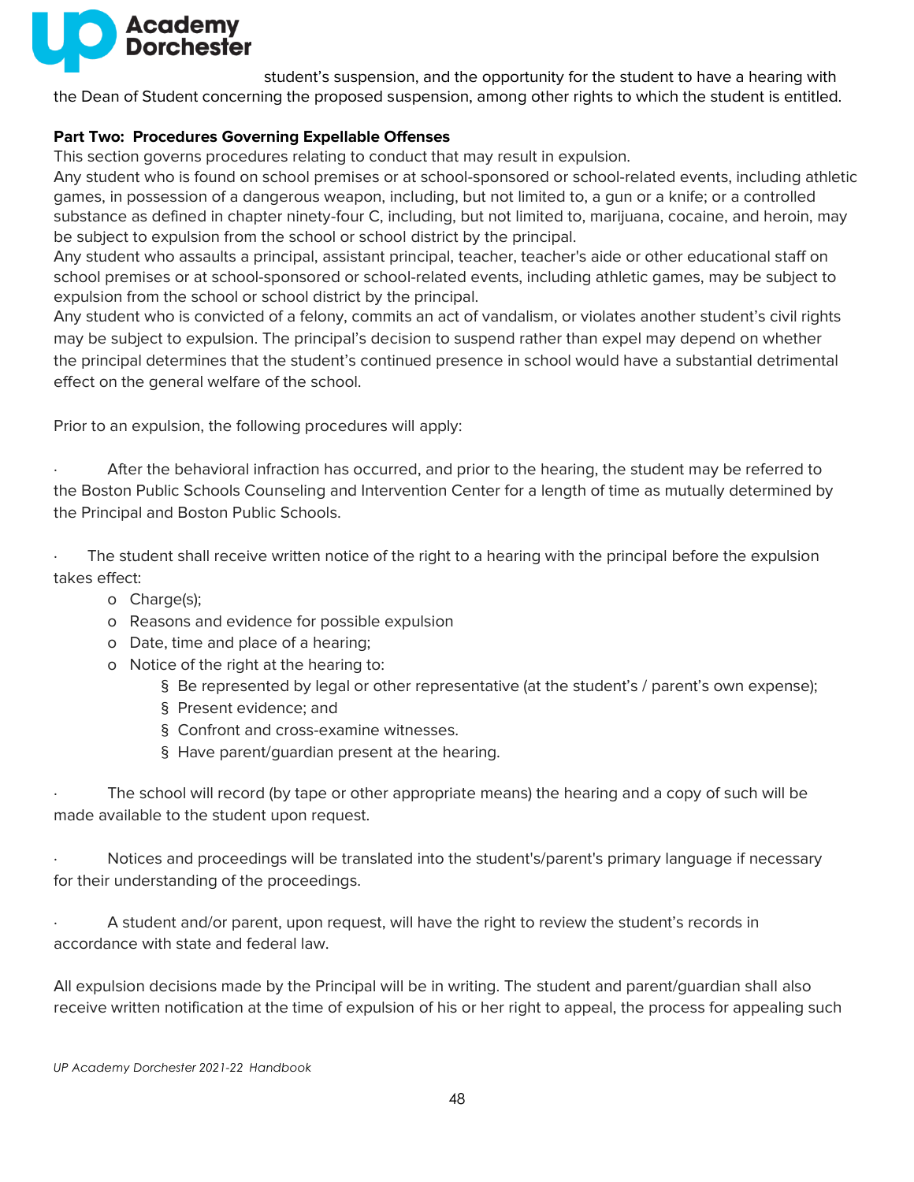student's suspension, and the opportunity for the student to have a hearing with the Dean of Student concerning the proposed suspension, among other rights to which the student is entitled.

**Part Two: Procedures Governing Expellable Offenses**

This section governs procedures relating to conduct that may result in expulsion.

Any student who is found on school premises or at school-sponsored or school-related events, including athletic games, in possession of a dangerous weapon, including, but not limited to, a gun or a knife; or a controlled substance as defined in chapter ninety-four C, including, but not limited to, marijuana, cocaine, and heroin, may be subject to expulsion from the school or school district by the principal.

Any student who assaults a principal, assistant principal, teacher, teacher's aide or other educational staff on school premises or at school-sponsored or school-related events, including athletic games, may be subject to expulsion from the school or school district by the principal.

Any student who is convicted of a felony, commits an act of vandalism, or violates another student's civil rights may be subject to expulsion. The principal's decision to suspend rather than expel may depend on whether the principal determines that the student's continued presence in school would have a substantial detrimental effect on the general welfare of the school.

Prior to an expulsion, the following procedures will apply:

- After the behavioral infraction has occurred, and prior to the hearing, the student may be referred to the Boston Public Schools Counseling and Intervention Center for a length of time as mutually determined by the Principal and Boston Public Schools.

- The student shall receive written notice of the right to a hearing with the principal before the expulsion takes effect:
  - Charge(s);
  - Reasons and evidence for possible expulsion
  - Date, time and place of a hearing;
  - Notice of the right at the hearing to:
    - Be represented by legal or other representative (at the student's / parent's own expense);
    - Present evidence; and
    - Confront and cross-examine witnesses.
    - Have parent/guardian present at the hearing.

- The school will record (by tape or other appropriate means) the hearing and a copy of such will be made available to the student upon request.

- Notices and proceedings will be translated into the student's/parent's primary language if necessary for their understanding of the proceedings.

- A student and/or parent, upon request, will have the right to review the student's records in accordance with state and federal law.

All expulsion decisions made by the Principal will be in writing. The student and parent/guardian shall also receive written notification at the time of expulsion of his or her right to appeal, the process for appealing such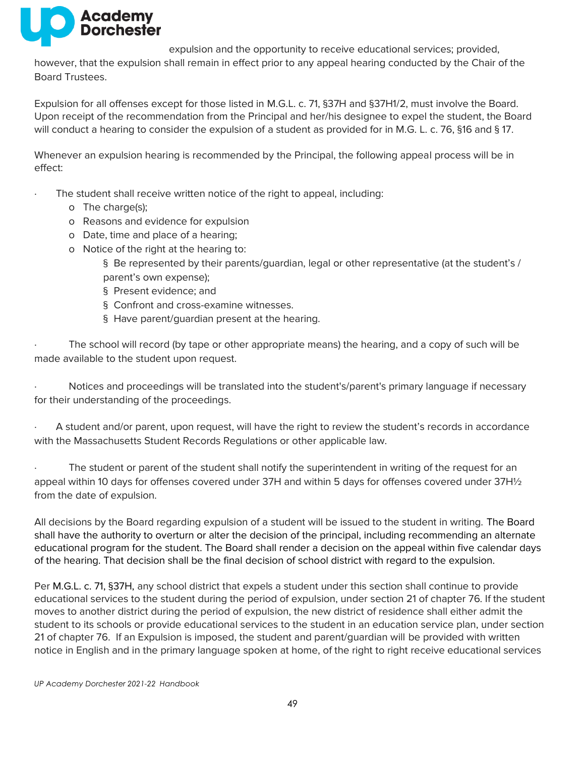expulsion and the opportunity to receive educational services; provided, however, that the expulsion shall remain in effect prior to any appeal hearing conducted by the Chair of the Board Trustees.

Expulsion for all offenses except for those listed in M.G.L. c. 71, §37H and §37H1/2, must involve the Board. Upon receipt of the recommendation from the Principal and her/his designee to expel the student, the Board will conduct a hearing to consider the expulsion of a student as provided for in M.G. L. c. 76, §16 and § 17.

Whenever an expulsion hearing is recommended by the Principal, the following appeal process will be in effect:

- The student shall receive written notice of the right to appeal, including:
  - The charge(s);
  - Reasons and evidence for expulsion
  - Date, time and place of a hearing;
  - Notice of the right at the hearing to:
    - Be represented by their parents/guardian, legal or other representative (at the student's / parent's own expense);
    - Present evidence; and
    - Confront and cross-examine witnesses.
    - Have parent/guardian present at the hearing.

- The school will record (by tape or other appropriate means) the hearing, and a copy of such will be made available to the student upon request.

- Notices and proceedings will be translated into the student's/parent's primary language if necessary for their understanding of the proceedings.

- A student and/or parent, upon request, will have the right to review the student's records in accordance with the Massachusetts Student Records Regulations or other applicable law.

- The student or parent of the student shall notify the superintendent in writing of the request for an appeal within 10 days for offenses covered under 37H and within 5 days for offenses covered under 37H½ from the date of expulsion.

All decisions by the Board regarding expulsion of a student will be issued to the student in writing. The Board shall have the authority to overturn or alter the decision of the principal, including recommending an alternate educational program for the student. The Board shall render a decision on the appeal within five calendar days of the hearing. That decision shall be the final decision of school district with regard to the expulsion.

Per M.G.L. c. 71, §37H, any school district that expels a student under this section shall continue to provide educational services to the student during the period of expulsion, under section 21 of chapter 76. If the student moves to another district during the period of expulsion, the new district of residence shall either admit the student to its schools or provide educational services to the student in an education service plan, under section 21 of chapter 76. If an Expulsion is imposed, the student and parent/guardian will be provided with written notice in English and in the primary language spoken at home, of the right to right receive educational services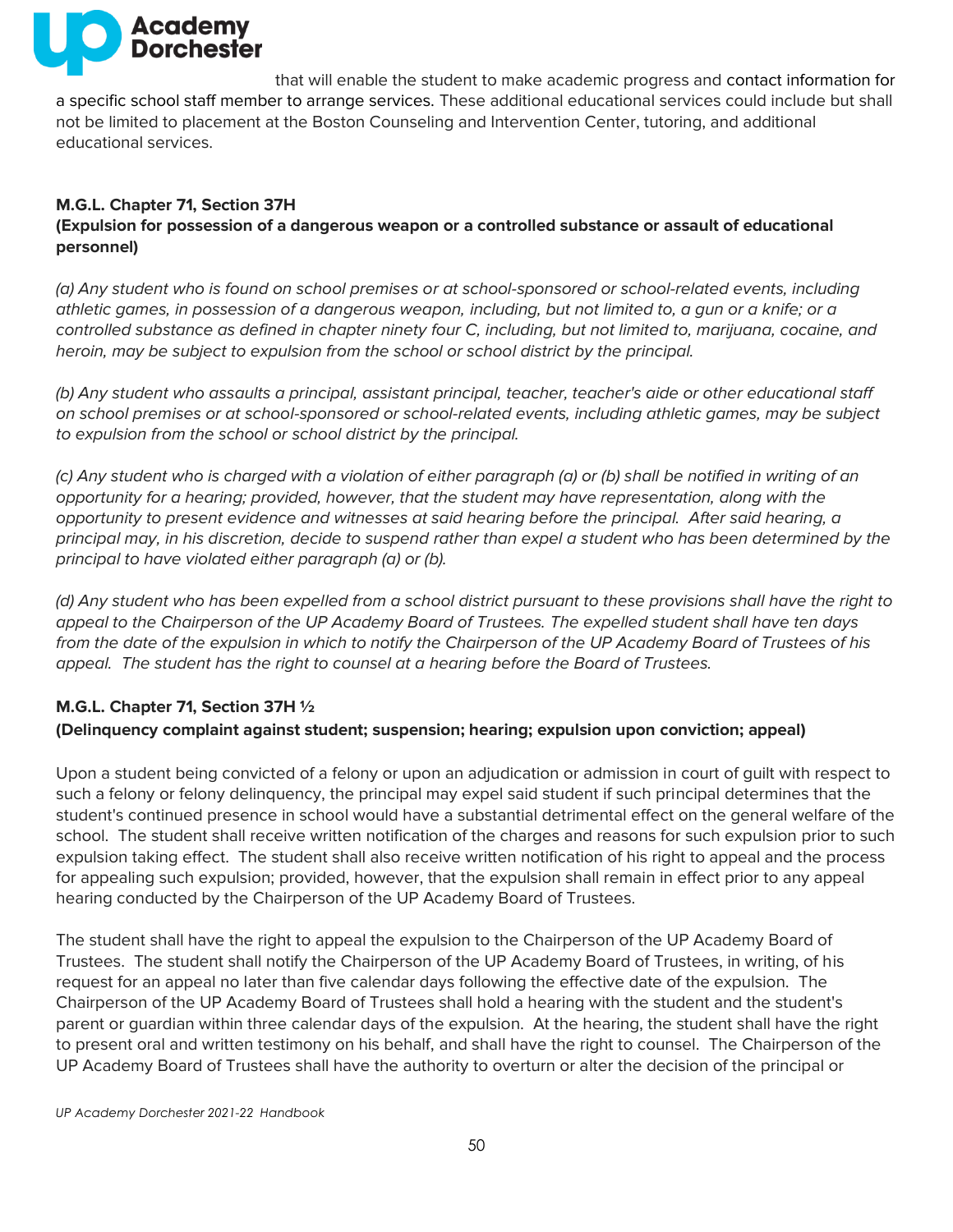that will enable the student to make academic progress and contact information for a specific school staff member to arrange services. These additional educational services could include but shall not be limited to placement at the Boston Counseling and Intervention Center, tutoring, and additional educational services.

### M.G.L. Chapter 71, Section 37H
### (Expulsion for possession of a dangerous weapon or a controlled substance or assault of educational personnel)

*(a) Any student who is found on school premises or at school-sponsored or school-related events, including athletic games, in possession of a dangerous weapon, including, but not limited to, a gun or a knife; or a controlled substance as defined in chapter ninety four C, including, but not limited to, marijuana, cocaine, and heroin, may be subject to expulsion from the school or school district by the principal.*

*(b) Any student who assaults a principal, assistant principal, teacher, teacher's aide or other educational staff on school premises or at school-sponsored or school-related events, including athletic games, may be subject to expulsion from the school or school district by the principal.*

*(c) Any student who is charged with a violation of either paragraph (a) or (b) shall be notified in writing of an opportunity for a hearing; provided, however, that the student may have representation, along with the opportunity to present evidence and witnesses at said hearing before the principal. After said hearing, a principal may, in his discretion, decide to suspend rather than expel a student who has been determined by the principal to have violated either paragraph (a) or (b).*

*(d) Any student who has been expelled from a school district pursuant to these provisions shall have the right to appeal to the Chairperson of the UP Academy Board of Trustees. The expelled student shall have ten days from the date of the expulsion in which to notify the Chairperson of the UP Academy Board of Trustees of his appeal. The student has the right to counsel at a hearing before the Board of Trustees.*

### M.G.L. Chapter 71, Section 37H ½
### (Delinquency complaint against student; suspension; hearing; expulsion upon conviction; appeal)

Upon a student being convicted of a felony or upon an adjudication or admission in court of guilt with respect to such a felony or felony delinquency, the principal may expel said student if such principal determines that the student's continued presence in school would have a substantial detrimental effect on the general welfare of the school. The student shall receive written notification of the charges and reasons for such expulsion prior to such expulsion taking effect. The student shall also receive written notification of his right to appeal and the process for appealing such expulsion; provided, however, that the expulsion shall remain in effect prior to any appeal hearing conducted by the Chairperson of the UP Academy Board of Trustees.

The student shall have the right to appeal the expulsion to the Chairperson of the UP Academy Board of Trustees. The student shall notify the Chairperson of the UP Academy Board of Trustees, in writing, of his request for an appeal no later than five calendar days following the effective date of the expulsion. The Chairperson of the UP Academy Board of Trustees shall hold a hearing with the student and the student's parent or guardian within three calendar days of the expulsion. At the hearing, the student shall have the right to present oral and written testimony on his behalf, and shall have the right to counsel. The Chairperson of the UP Academy Board of Trustees shall have the authority to overturn or alter the decision of the principal or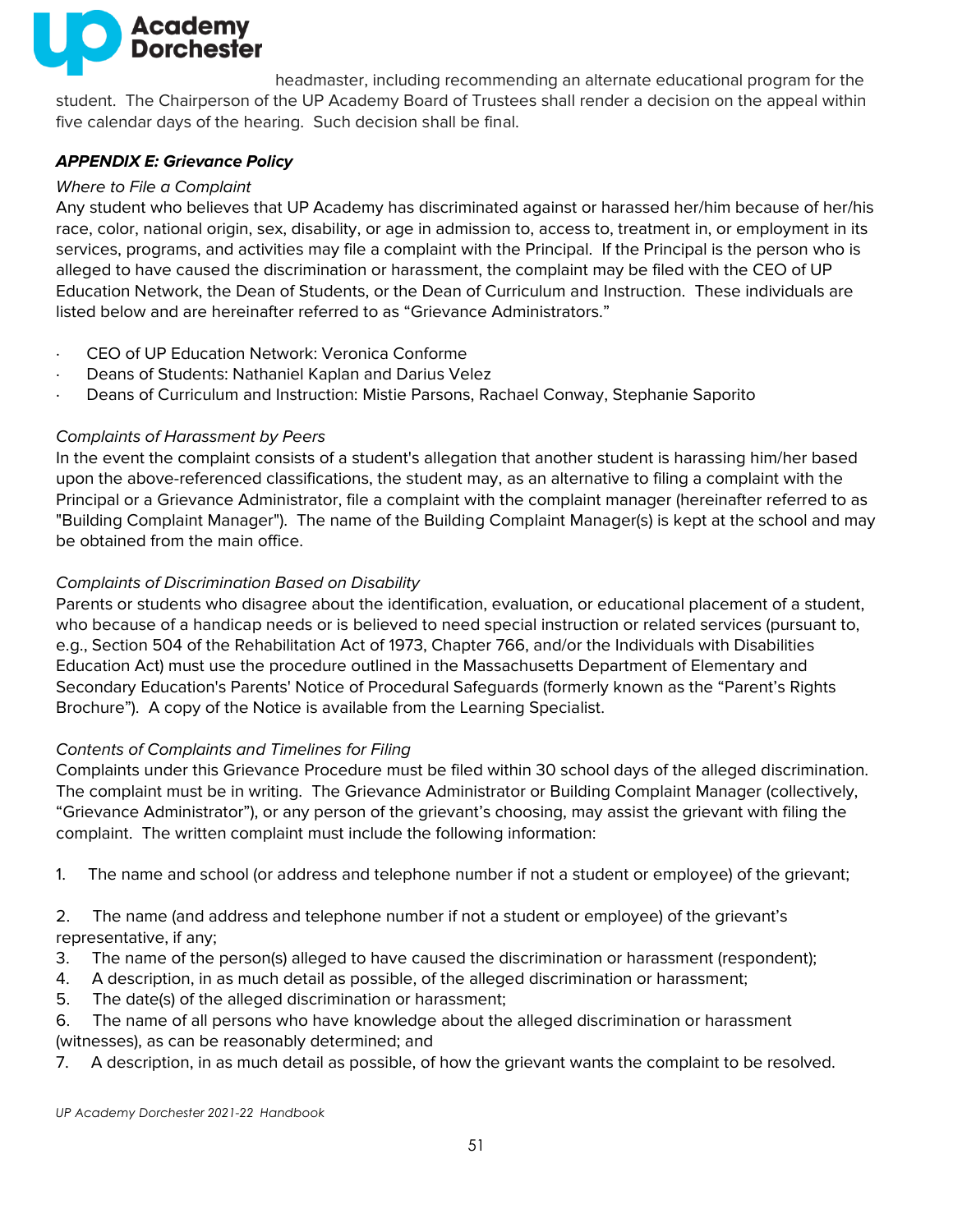headmaster, including recommending an alternate educational program for the student. The Chairperson of the UP Academy Board of Trustees shall render a decision on the appeal within five calendar days of the hearing. Such decision shall be final.

### ***APPENDIX E: Grievance Policy***

*Where to File a Complaint*

Any student who believes that UP Academy has discriminated against or harassed her/him because of her/his race, color, national origin, sex, disability, or age in admission to, access to, treatment in, or employment in its services, programs, and activities may file a complaint with the Principal. If the Principal is the person who is alleged to have caused the discrimination or harassment, the complaint may be filed with the CEO of UP Education Network, the Dean of Students, or the Dean of Curriculum and Instruction. These individuals are listed below and are hereinafter referred to as "Grievance Administrators."

- CEO of UP Education Network: Veronica Conforme
- Deans of Students: Nathaniel Kaplan and Darius Velez
- Deans of Curriculum and Instruction: Mistie Parsons, Rachael Conway, Stephanie Saporito

*Complaints of Harassment by Peers*

In the event the complaint consists of a student's allegation that another student is harassing him/her based upon the above-referenced classifications, the student may, as an alternative to filing a complaint with the Principal or a Grievance Administrator, file a complaint with the complaint manager (hereinafter referred to as "Building Complaint Manager"). The name of the Building Complaint Manager(s) is kept at the school and may be obtained from the main office.

*Complaints of Discrimination Based on Disability*

Parents or students who disagree about the identification, evaluation, or educational placement of a student, who because of a handicap needs or is believed to need special instruction or related services (pursuant to, e.g., Section 504 of the Rehabilitation Act of 1973, Chapter 766, and/or the Individuals with Disabilities Education Act) must use the procedure outlined in the Massachusetts Department of Elementary and Secondary Education's Parents' Notice of Procedural Safeguards (formerly known as the "Parent's Rights Brochure"). A copy of the Notice is available from the Learning Specialist.

*Contents of Complaints and Timelines for Filing*

Complaints under this Grievance Procedure must be filed within 30 school days of the alleged discrimination. The complaint must be in writing. The Grievance Administrator or Building Complaint Manager (collectively, "Grievance Administrator"), or any person of the grievant's choosing, may assist the grievant with filing the complaint. The written complaint must include the following information:

1. The name and school (or address and telephone number if not a student or employee) of the grievant;
2. The name (and address and telephone number if not a student or employee) of the grievant's representative, if any;
3. The name of the person(s) alleged to have caused the discrimination or harassment (respondent);
4. A description, in as much detail as possible, of the alleged discrimination or harassment;
5. The date(s) of the alleged discrimination or harassment;
6. The name of all persons who have knowledge about the alleged discrimination or harassment (witnesses), as can be reasonably determined; and
7. A description, in as much detail as possible, of how the grievant wants the complaint to be resolved.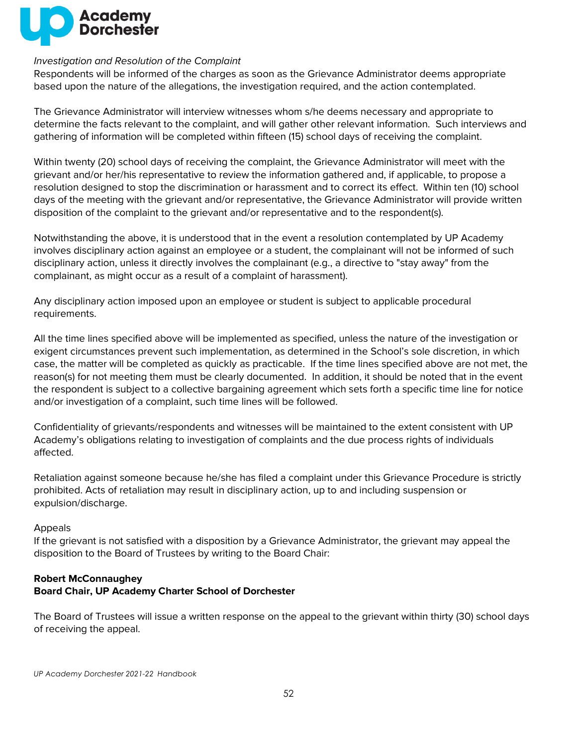*Investigation and Resolution of the Complaint*

Respondents will be informed of the charges as soon as the Grievance Administrator deems appropriate based upon the nature of the allegations, the investigation required, and the action contemplated.

The Grievance Administrator will interview witnesses whom s/he deems necessary and appropriate to determine the facts relevant to the complaint, and will gather other relevant information. Such interviews and gathering of information will be completed within fifteen (15) school days of receiving the complaint.

Within twenty (20) school days of receiving the complaint, the Grievance Administrator will meet with the grievant and/or her/his representative to review the information gathered and, if applicable, to propose a resolution designed to stop the discrimination or harassment and to correct its effect. Within ten (10) school days of the meeting with the grievant and/or representative, the Grievance Administrator will provide written disposition of the complaint to the grievant and/or representative and to the respondent(s).

Notwithstanding the above, it is understood that in the event a resolution contemplated by UP Academy involves disciplinary action against an employee or a student, the complainant will not be informed of such disciplinary action, unless it directly involves the complainant (e.g., a directive to "stay away" from the complainant, as might occur as a result of a complaint of harassment).

Any disciplinary action imposed upon an employee or student is subject to applicable procedural requirements.

All the time lines specified above will be implemented as specified, unless the nature of the investigation or exigent circumstances prevent such implementation, as determined in the School's sole discretion, in which case, the matter will be completed as quickly as practicable. If the time lines specified above are not met, the reason(s) for not meeting them must be clearly documented. In addition, it should be noted that in the event the respondent is subject to a collective bargaining agreement which sets forth a specific time line for notice and/or investigation of a complaint, such time lines will be followed.

Confidentiality of grievants/respondents and witnesses will be maintained to the extent consistent with UP Academy's obligations relating to investigation of complaints and the due process rights of individuals affected.

Retaliation against someone because he/she has filed a complaint under this Grievance Procedure is strictly prohibited. Acts of retaliation may result in disciplinary action, up to and including suspension or expulsion/discharge.

Appeals

If the grievant is not satisfied with a disposition by a Grievance Administrator, the grievant may appeal the disposition to the Board of Trustees by writing to the Board Chair:

**Robert McConnaughey**
**Board Chair, UP Academy Charter School of Dorchester**

The Board of Trustees will issue a written response on the appeal to the grievant within thirty (30) school days of receiving the appeal.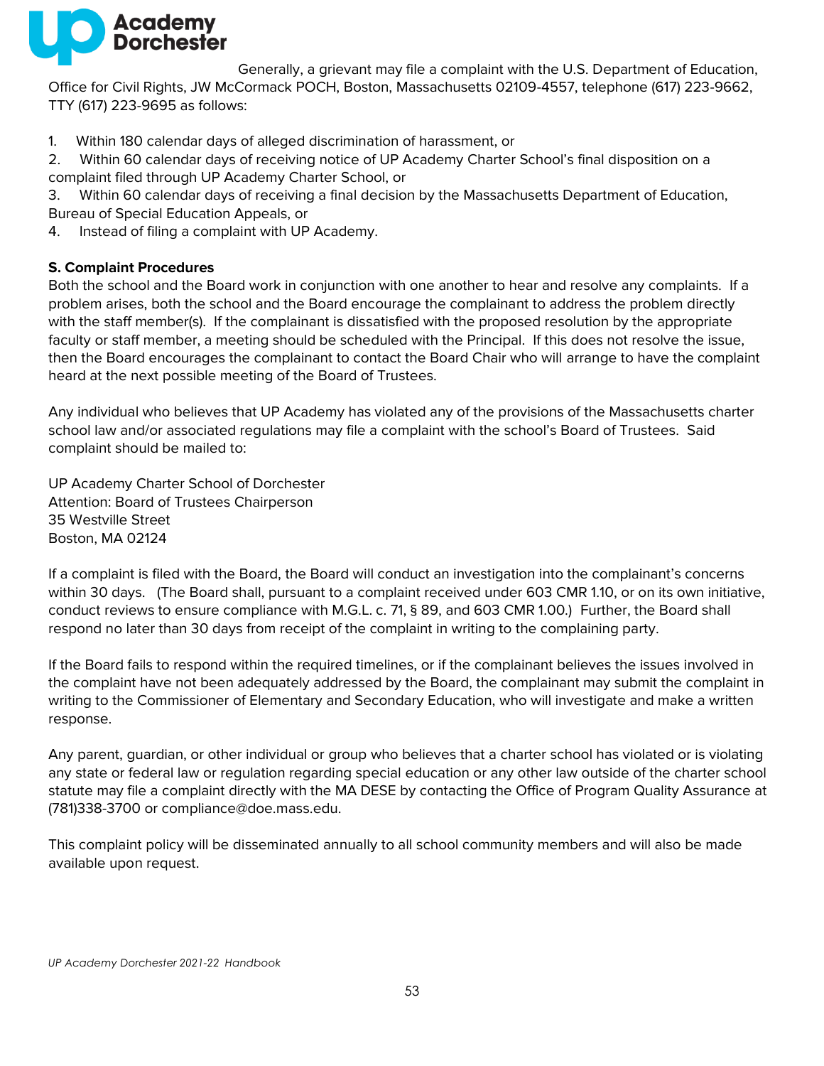Generally, a grievant may file a complaint with the U.S. Department of Education, Office for Civil Rights, JW McCormack POCH, Boston, Massachusetts 02109-4557, telephone (617) 223-9662, TTY (617) 223-9695 as follows:

1. Within 180 calendar days of alleged discrimination of harassment, or
2. Within 60 calendar days of receiving notice of UP Academy Charter School's final disposition on a complaint filed through UP Academy Charter School, or
3. Within 60 calendar days of receiving a final decision by the Massachusetts Department of Education, Bureau of Special Education Appeals, or
4. Instead of filing a complaint with UP Academy.

**S. Complaint Procedures**

Both the school and the Board work in conjunction with one another to hear and resolve any complaints. If a problem arises, both the school and the Board encourage the complainant to address the problem directly with the staff member(s). If the complainant is dissatisfied with the proposed resolution by the appropriate faculty or staff member, a meeting should be scheduled with the Principal. If this does not resolve the issue, then the Board encourages the complainant to contact the Board Chair who will arrange to have the complaint heard at the next possible meeting of the Board of Trustees.

Any individual who believes that UP Academy has violated any of the provisions of the Massachusetts charter school law and/or associated regulations may file a complaint with the school's Board of Trustees. Said complaint should be mailed to:

UP Academy Charter School of Dorchester
Attention: Board of Trustees Chairperson
35 Westville Street
Boston, MA 02124

If a complaint is filed with the Board, the Board will conduct an investigation into the complainant's concerns within 30 days. (The Board shall, pursuant to a complaint received under 603 CMR 1.10, or on its own initiative, conduct reviews to ensure compliance with M.G.L. c. 71, § 89, and 603 CMR 1.00.) Further, the Board shall respond no later than 30 days from receipt of the complaint in writing to the complaining party.

If the Board fails to respond within the required timelines, or if the complainant believes the issues involved in the complaint have not been adequately addressed by the Board, the complainant may submit the complaint in writing to the Commissioner of Elementary and Secondary Education, who will investigate and make a written response.

Any parent, guardian, or other individual or group who believes that a charter school has violated or is violating any state or federal law or regulation regarding special education or any other law outside of the charter school statute may file a complaint directly with the MA DESE by contacting the Office of Program Quality Assurance at (781)338-3700 or compliance@doe.mass.edu.

This complaint policy will be disseminated annually to all school community members and will also be made available upon request.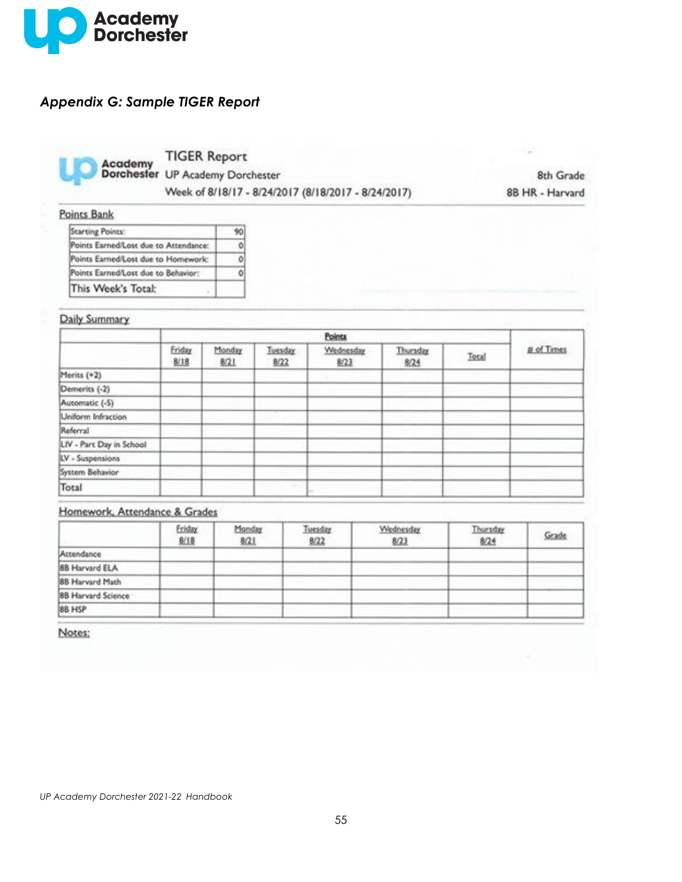## *Appendix G: Sample TIGER Report*

**TIGER Report**
UP Academy Dorchester
Week of 8/18/17 - 8/24/2017 (8/18/2017 - 8/24/2017)

8th Grade
8B HR - Harvard

Points Bank

| | |
|---|---|
| Starting Points: | 90 |
| Points Earned/Lost due to Attendance: | 0 |
| Points Earned/Lost due to Homework: | 0 |
| Points Earned/Lost due to Behavior: | 0 |
| This Week's Total: | |

Daily Summary

| | Points | | | | | | |
|---|---|---|---|---|---|---|---|
| | Friday 8/18 | Monday 8/21 | Tuesday 8/22 | Wednesday 8/23 | Thursday 8/24 | Total | # of Times |
| Merits (+2) | | | | | | | |
| Demerits (-2) | | | | | | | |
| Automatic (-5) | | | | | | | |
| Uniform Infraction | | | | | | | |
| Referral | | | | | | | |
| LIV - Part Day in School | | | | | | | |
| LV - Suspensions | | | | | | | |
| System Behavior | | | | | | | |
| Total | | | | | | | |

Homework, Attendance & Grades

| | Friday 8/18 | Monday 8/21 | Tuesday 8/22 | Wednesday 8/23 | Thursday 8/24 | Grade |
|---|---|---|---|---|---|---|
| Attendance | | | | | | |
| 8B Harvard ELA | | | | | | |
| 8B Harvard Math | | | | | | |
| 8B Harvard Science | | | | | | |
| 8B HSP | | | | | | |

Notes: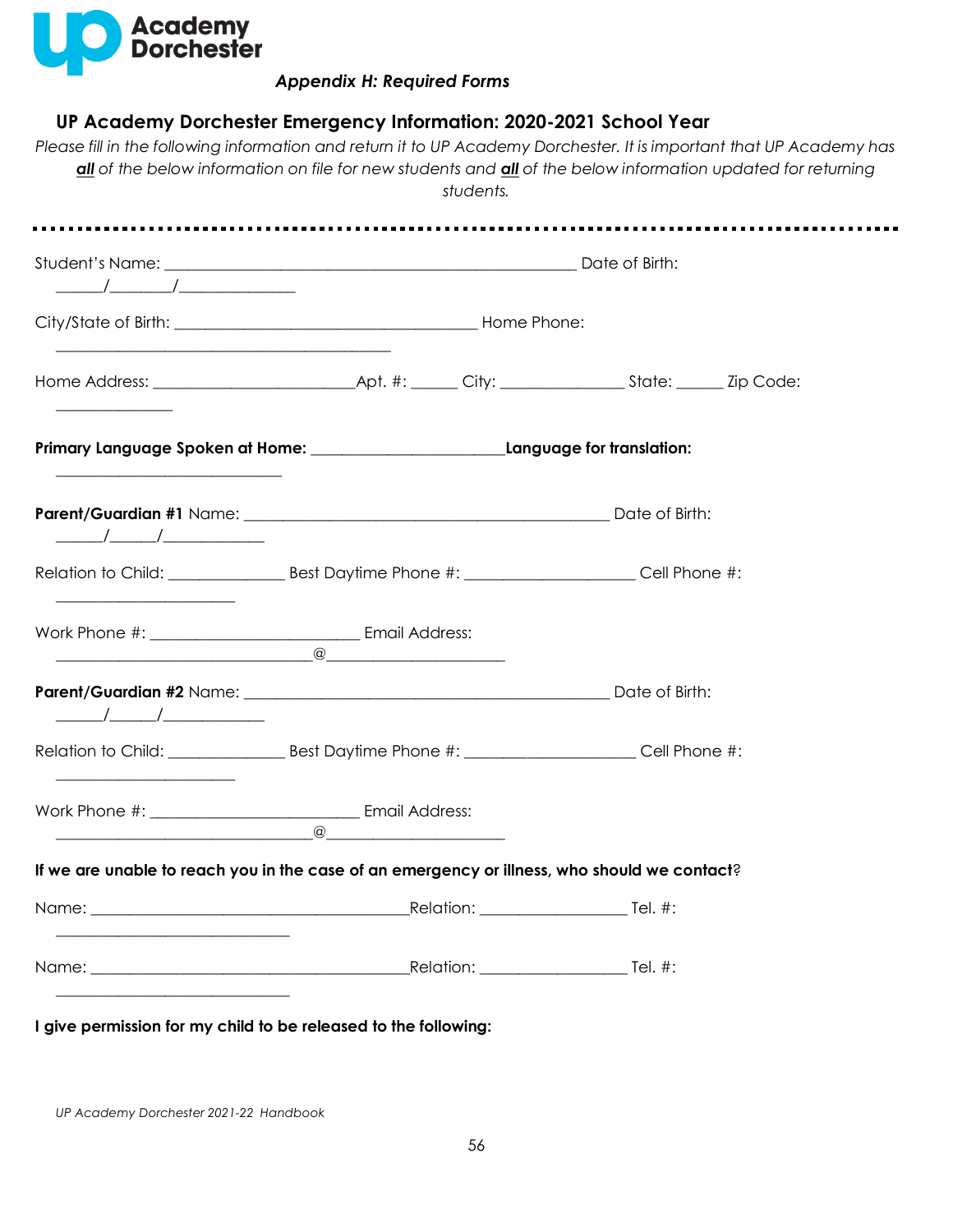Academy Dorchester

*Appendix H: Required Forms*

## UP Academy Dorchester Emergency Information: 2020-2021 School Year

*Please fill in the following information and return it to UP Academy Dorchester. It is important that UP Academy has **all** of the below information on file for new students and **all** of the below information updated for returning students.*

Student's Name: ________________________________________________ Date of Birth: ______/_______/______________

City/State of Birth: ___________________________________ Home Phone: _______________________________________

Home Address: _______________________Apt. #: _____ City: ______________ State: _____ Zip Code: ______________

**Primary Language Spoken at Home:** ______________________**Language for translation:** ___________________________

**Parent/Guardian #1** Name: ___________________________________________ Date of Birth: ______/______/____________

Relation to Child: _____________ Best Daytime Phone #: ____________________ Cell Phone #: ____________________

Work Phone #: ________________________ Email Address: _____________________________@_____________________

**Parent/Guardian #2** Name: ___________________________________________ Date of Birth: ______/______/____________

Relation to Child: _____________ Best Daytime Phone #: ____________________ Cell Phone #: ____________________

Work Phone #: ________________________ Email Address: _____________________________@_____________________

**If we are unable to reach you in the case of an emergency or illness, who should we contact?**

Name: _____________________________________Relation: _________________ Tel. #: ___________________________

Name: _____________________________________Relation: _________________ Tel. #: ___________________________

**I give permission for my child to be released to the following:**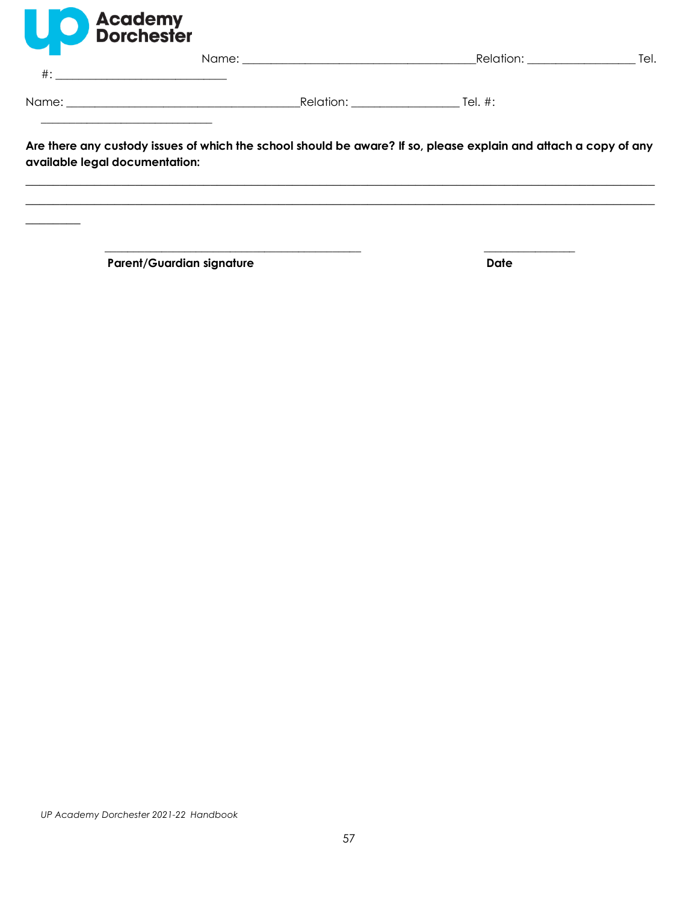Name: ______________________________________Relation: _________________ Tel. #: ___________________________

Name: ______________________________________Relation: _________________ Tel. #: ___________________________

**Are there any custody issues of which the school should be aware? If so, please explain and attach a copy of any available legal documentation:**

_____________________________________________________________________________________________________

_____________________________________________________________________________________________________

_________

_________________________________________ _______________

**Parent/Guardian signature** **Date**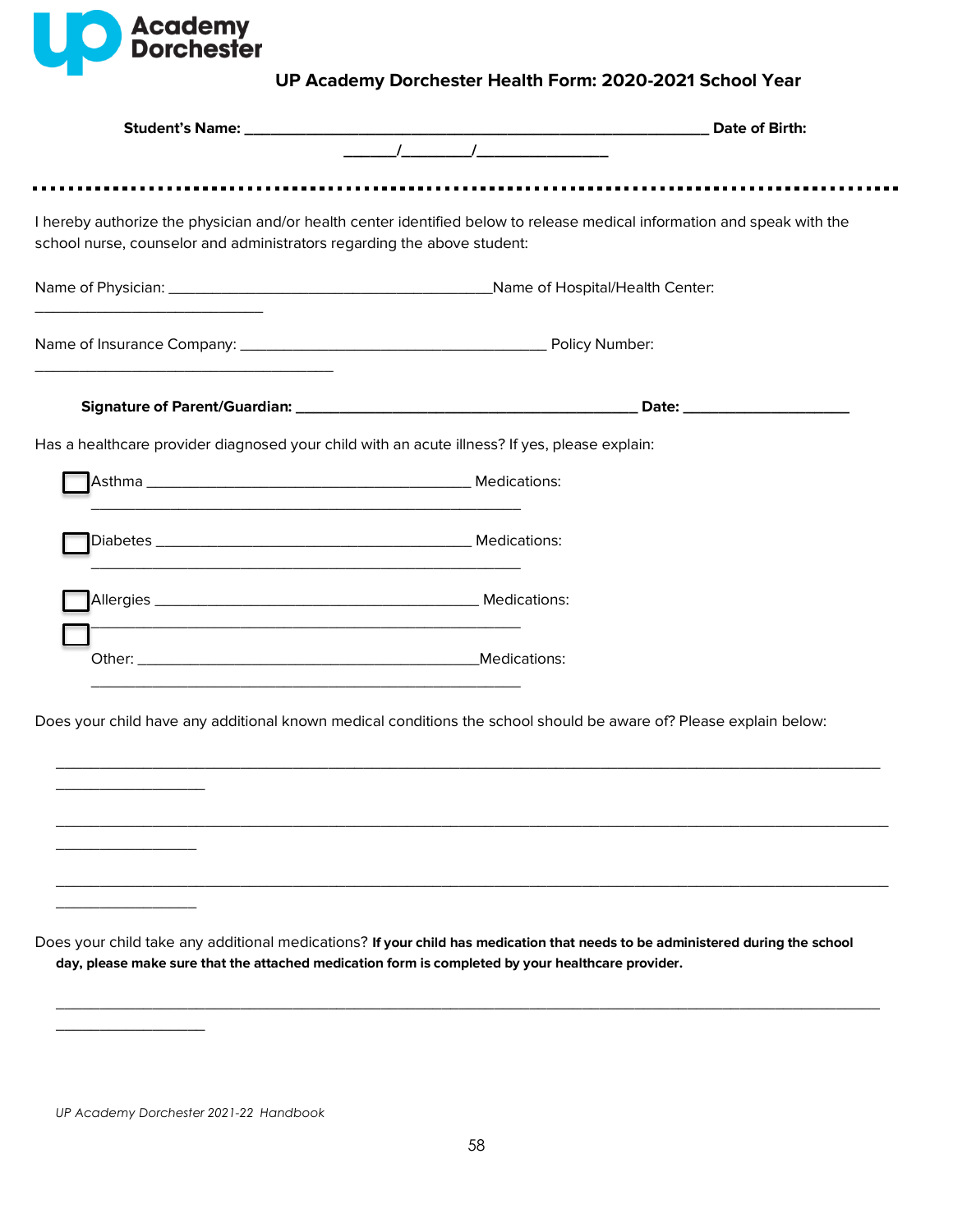**Academy Dorchester**

## UP Academy Dorchester Health Form: 2020-2021 School Year

**Student's Name:** ___________________________________________________ **Date of Birth:** _______/________/_______________

I hereby authorize the physician and/or health center identified below to release medical information and speak with the school nurse, counselor and administrators regarding the above student:

Name of Physician: ____________________________________Name of Hospital/Health Center: ___________________________

Name of Insurance Company: __________________________________ Policy Number: ___________________________________

**Signature of Parent/Guardian:** _______________________________________ **Date:** ___________________

Has a healthcare provider diagnosed your child with an acute illness? If yes, please explain:

☐ Asthma ____________________________________ Medications: ________________________________________________

☐ Diabetes ___________________________________ Medications: ________________________________________________

☐ Allergies ___________________________________ Medications: ________________________________________________

☐ Other: ______________________________________Medications: ________________________________________________

Does your child have any additional known medical conditions the school should be aware of? Please explain below:

_____________________________________________________________________________________________________________

_____________________________________________________________________________________________________________

_____________________________________________________________________________________________________________

Does your child take any additional medications? **If your child has medication that needs to be administered during the school day, please make sure that the attached medication form is completed by your healthcare provider.**

_____________________________________________________________________________________________________________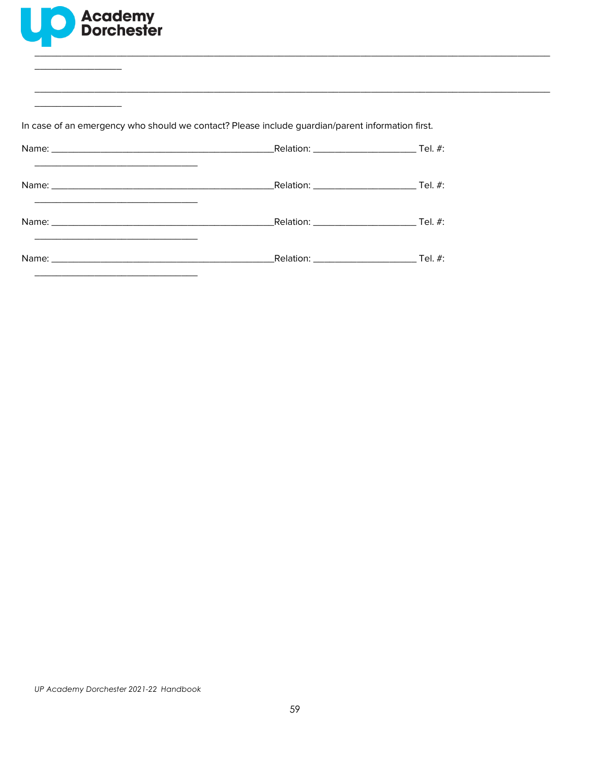\_\_\_\_\_\_\_\_\_\_\_\_\_\_\_\_\_\_\_\_\_\_\_\_\_\_\_\_\_\_\_\_\_\_\_\_\_\_\_\_\_\_\_\_\_\_\_\_\_\_\_\_\_\_\_\_\_\_\_\_\_\_\_\_\_\_\_\_\_\_\_\_\_\_\_\_\_\_\_\_\_\_\_\_\_\_\_\_\_\_\_\_\_\_\_\_\_\_\_\_\_\_\_\_\_\_\_\_\_\_\_\_

\_\_\_\_\_\_\_\_\_\_\_\_\_\_\_\_\_\_

\_\_\_\_\_\_\_\_\_\_\_\_\_\_\_\_\_\_\_\_\_\_\_\_\_\_\_\_\_\_\_\_\_\_\_\_\_\_\_\_\_\_\_\_\_\_\_\_\_\_\_\_\_\_\_\_\_\_\_\_\_\_\_\_\_\_\_\_\_\_\_\_\_\_\_\_\_\_\_\_\_\_\_\_\_\_\_\_\_\_\_\_\_\_\_\_\_\_\_\_\_\_\_\_\_\_\_\_\_\_\_\_

\_\_\_\_\_\_\_\_\_\_\_\_\_\_\_\_\_\_

In case of an emergency who should we contact? Please include guardian/parent information first.

Name: \_\_\_\_\_\_\_\_\_\_\_\_\_\_\_\_\_\_\_\_\_\_\_\_\_\_\_\_\_\_\_\_\_\_\_\_\_\_\_\_\_\_\_\_\_\_Relation: \_\_\_\_\_\_\_\_\_\_\_\_\_\_\_\_\_\_\_\_\_ Tel. #: \_\_\_\_\_\_\_\_\_\_\_\_\_\_\_\_\_\_\_\_\_\_\_\_\_\_\_\_\_\_\_\_\_\_

Name: \_\_\_\_\_\_\_\_\_\_\_\_\_\_\_\_\_\_\_\_\_\_\_\_\_\_\_\_\_\_\_\_\_\_\_\_\_\_\_\_\_\_\_\_\_\_Relation: \_\_\_\_\_\_\_\_\_\_\_\_\_\_\_\_\_\_\_\_\_ Tel. #: \_\_\_\_\_\_\_\_\_\_\_\_\_\_\_\_\_\_\_\_\_\_\_\_\_\_\_\_\_\_\_\_\_\_

Name: \_\_\_\_\_\_\_\_\_\_\_\_\_\_\_\_\_\_\_\_\_\_\_\_\_\_\_\_\_\_\_\_\_\_\_\_\_\_\_\_\_\_\_\_\_\_Relation: \_\_\_\_\_\_\_\_\_\_\_\_\_\_\_\_\_\_\_\_\_ Tel. #: \_\_\_\_\_\_\_\_\_\_\_\_\_\_\_\_\_\_\_\_\_\_\_\_\_\_\_\_\_\_\_\_\_\_

Name: \_\_\_\_\_\_\_\_\_\_\_\_\_\_\_\_\_\_\_\_\_\_\_\_\_\_\_\_\_\_\_\_\_\_\_\_\_\_\_\_\_\_\_\_\_\_Relation: \_\_\_\_\_\_\_\_\_\_\_\_\_\_\_\_\_\_\_\_\_ Tel. #: \_\_\_\_\_\_\_\_\_\_\_\_\_\_\_\_\_\_\_\_\_\_\_\_\_\_\_\_\_\_\_\_\_\_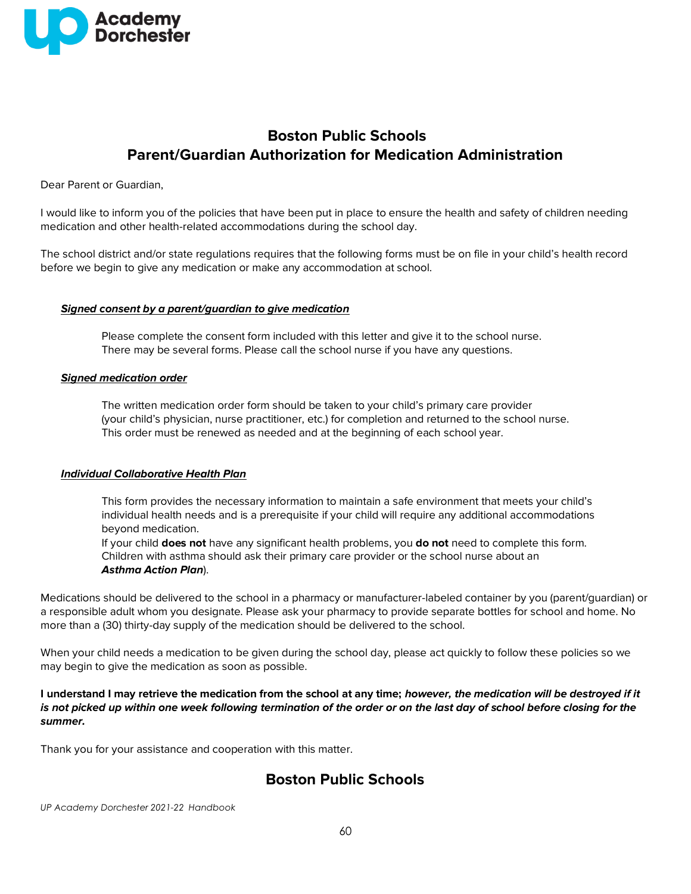# Boston Public Schools
# Parent/Guardian Authorization for Medication Administration

Dear Parent or Guardian,

I would like to inform you of the policies that have been put in place to ensure the health and safety of children needing medication and other health-related accommodations during the school day.

The school district and/or state regulations requires that the following forms must be on file in your child's health record before we begin to give any medication or make any accommodation at school.

***Signed consent by a parent/guardian to give medication***

Please complete the consent form included with this letter and give it to the school nurse. There may be several forms. Please call the school nurse if you have any questions.

***Signed medication order***

The written medication order form should be taken to your child's primary care provider (your child's physician, nurse practitioner, etc.) for completion and returned to the school nurse. This order must be renewed as needed and at the beginning of each school year.

***Individual Collaborative Health Plan***

This form provides the necessary information to maintain a safe environment that meets your child's individual health needs and is a prerequisite if your child will require any additional accommodations beyond medication.

If your child **does not** have any significant health problems, you **do not** need to complete this form. Children with asthma should ask their primary care provider or the school nurse about an ***Asthma Action Plan***).

Medications should be delivered to the school in a pharmacy or manufacturer-labeled container by you (parent/guardian) or a responsible adult whom you designate. Please ask your pharmacy to provide separate bottles for school and home. No more than a (30) thirty-day supply of the medication should be delivered to the school.

When your child needs a medication to be given during the school day, please act quickly to follow these policies so we may begin to give the medication as soon as possible.

**I understand I may retrieve the medication from the school at any time; *however, the medication will be destroyed if it is not picked up within one week following termination of the order or on the last day of school before closing for the summer.***

Thank you for your assistance and cooperation with this matter.

## Boston Public Schools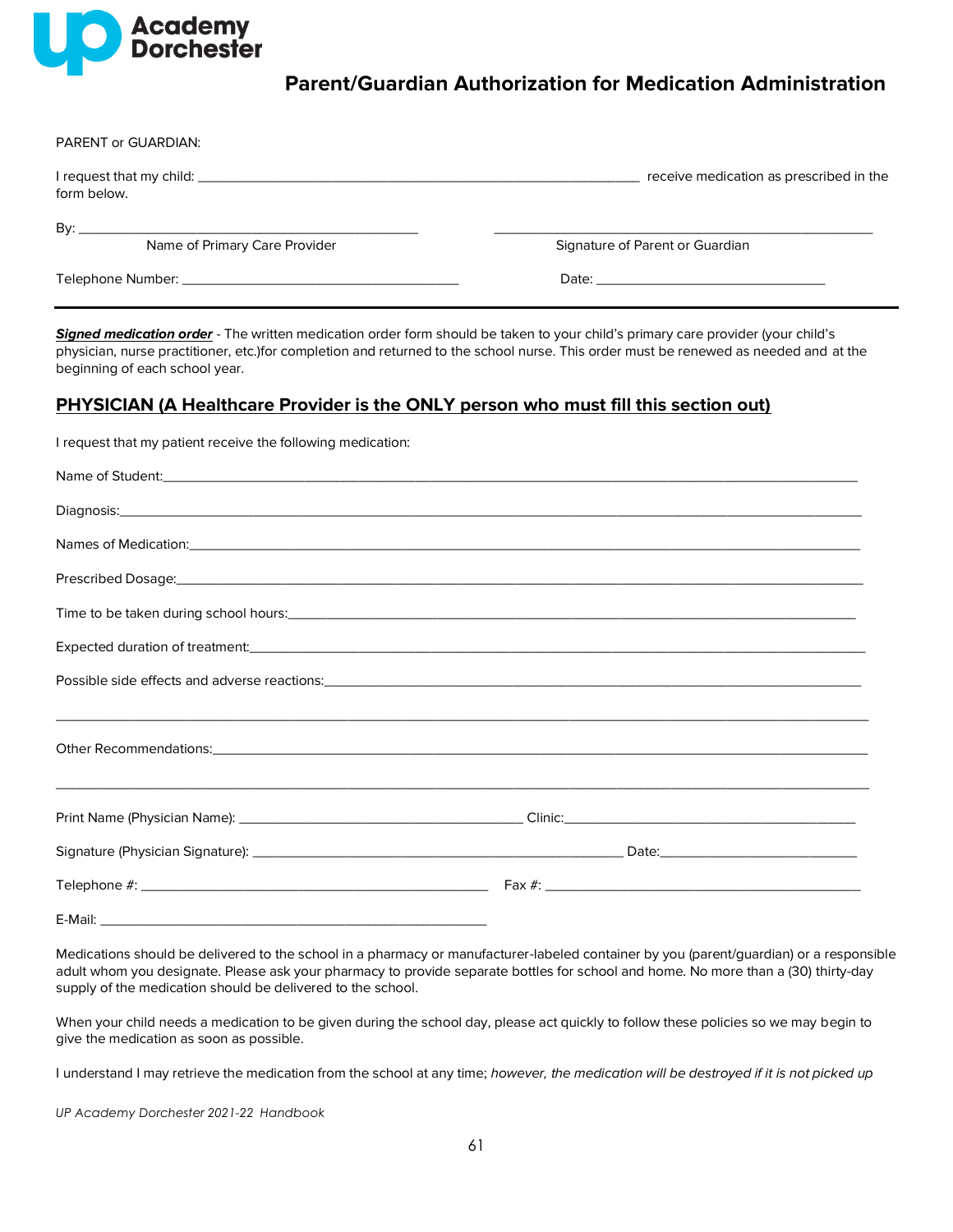Academy Dorchester

# Parent/Guardian Authorization for Medication Administration

PARENT or GUARDIAN:

I request that my child: ____________________________________________________ receive medication as prescribed in the form below.

By: ____________________________________________ ________________________________________________

Name of Primary Care Provider — Signature of Parent or Guardian

Telephone Number: ___________________________________ Date: _____________________________

---

***Signed medication order*** - The written medication order form should be taken to your child's primary care provider (your child's physician, nurse practitioner, etc.)for completion and returned to the school nurse. This order must be renewed as needed and at the beginning of each school year.

## PHYSICIAN (A Healthcare Provider is the ONLY person who must fill this section out)

I request that my patient receive the following medication:

Name of Student:_______________________________________________________________________________

Diagnosis:______________________________________________________________________________________

Names of Medication:___________________________________________________________________________

Prescribed Dosage:_____________________________________________________________________________

Time to be taken during school hours:___________________________________________________________

Expected duration of treatment:_________________________________________________________________

Possible side effects and adverse reactions:_______________________________________________________

_______________________________________________________________________________________________

Other Recommendations:_______________________________________________________________________

_______________________________________________________________________________________________

Print Name (Physician Name): ____________________________________ Clinic:________________________________________

Signature (Physician Signature): _______________________________________________ Date:__________________________

Telephone #: ______________________________________________ Fax #: __________________________________________

E-Mail: ______________________________________________________

Medications should be delivered to the school in a pharmacy or manufacturer-labeled container by you (parent/guardian) or a responsible adult whom you designate. Please ask your pharmacy to provide separate bottles for school and home. No more than a (30) thirty-day supply of the medication should be delivered to the school.

When your child needs a medication to be given during the school day, please act quickly to follow these policies so we may begin to give the medication as soon as possible.

I understand I may retrieve the medication from the school at any time; *however, the medication will be destroyed if it is not picked up*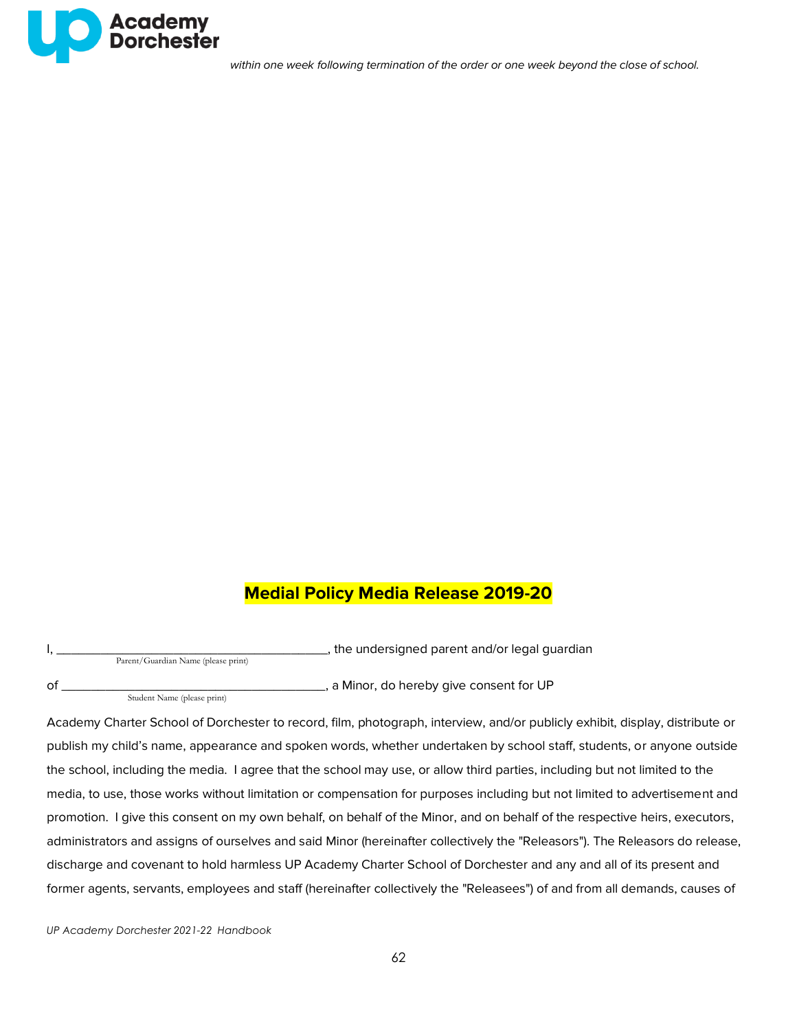*within one week following termination of the order or one week beyond the close of school.*

## Medial Policy Media Release 2019-20

I, ________________________________________, the undersigned parent and/or legal guardian
Parent/Guardian Name (please print)

of ________________________________________, a Minor, do hereby give consent for UP
Student Name (please print)

Academy Charter School of Dorchester to record, film, photograph, interview, and/or publicly exhibit, display, distribute or publish my child's name, appearance and spoken words, whether undertaken by school staff, students, or anyone outside the school, including the media. I agree that the school may use, or allow third parties, including but not limited to the media, to use, those works without limitation or compensation for purposes including but not limited to advertisement and promotion. I give this consent on my own behalf, on behalf of the Minor, and on behalf of the respective heirs, executors, administrators and assigns of ourselves and said Minor (hereinafter collectively the "Releasors"). The Releasors do release, discharge and covenant to hold harmless UP Academy Charter School of Dorchester and any and all of its present and former agents, servants, employees and staff (hereinafter collectively the "Releasees") of and from all demands, causes of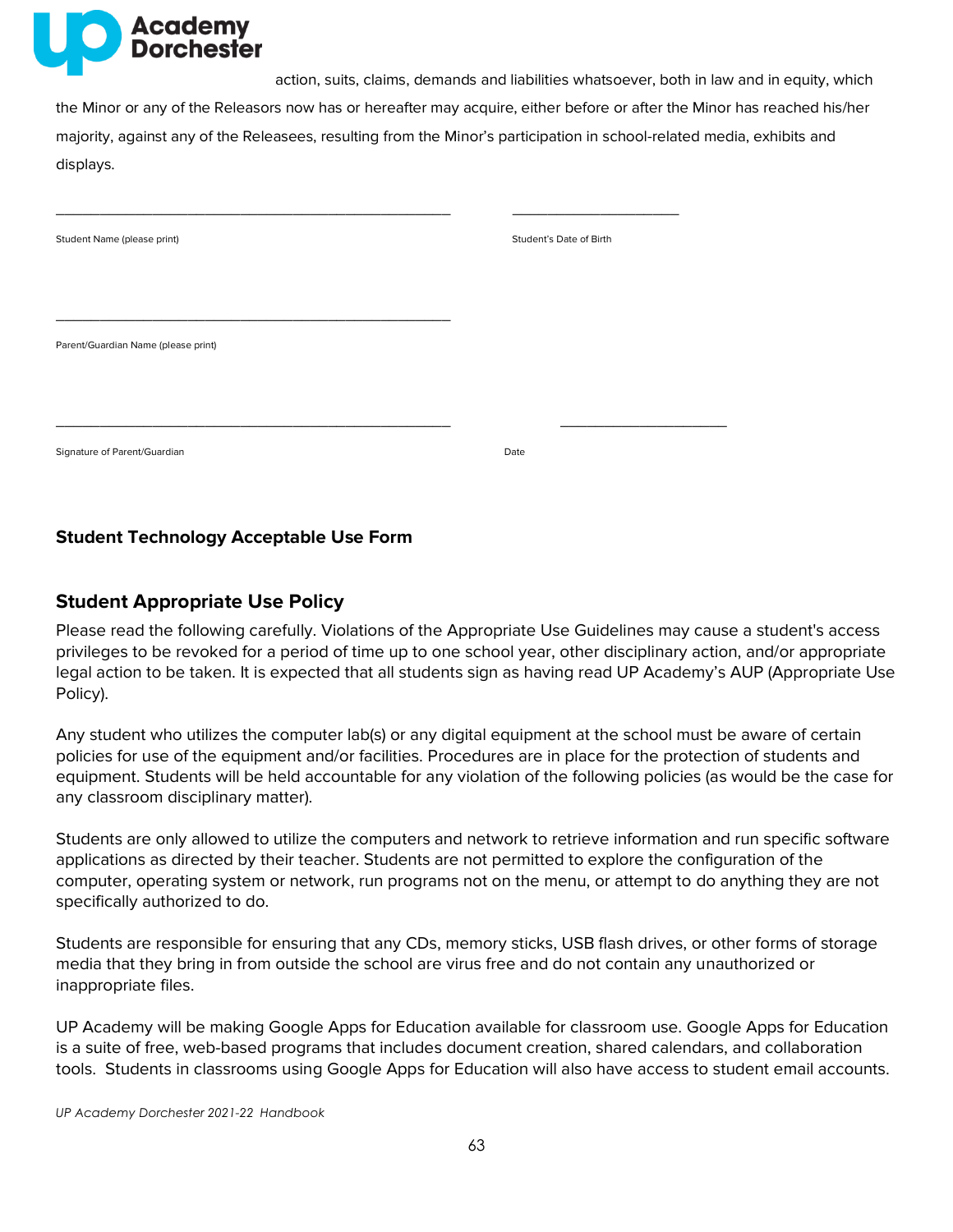action, suits, claims, demands and liabilities whatsoever, both in law and in equity, which the Minor or any of the Releasors now has or hereafter may acquire, either before or after the Minor has reached his/her majority, against any of the Releasees, resulting from the Minor's participation in school-related media, exhibits and displays.

_______________________________________________ _____________________

Student Name (please print) Student's Date of Birth

_______________________________________________

Parent/Guardian Name (please print)

_______________________________________________ _____________________

Signature of Parent/Guardian Date

### Student Technology Acceptable Use Form

## Student Appropriate Use Policy

Please read the following carefully. Violations of the Appropriate Use Guidelines may cause a student's access privileges to be revoked for a period of time up to one school year, other disciplinary action, and/or appropriate legal action to be taken. It is expected that all students sign as having read UP Academy's AUP (Appropriate Use Policy).

Any student who utilizes the computer lab(s) or any digital equipment at the school must be aware of certain policies for use of the equipment and/or facilities. Procedures are in place for the protection of students and equipment. Students will be held accountable for any violation of the following policies (as would be the case for any classroom disciplinary matter).

Students are only allowed to utilize the computers and network to retrieve information and run specific software applications as directed by their teacher. Students are not permitted to explore the configuration of the computer, operating system or network, run programs not on the menu, or attempt to do anything they are not specifically authorized to do.

Students are responsible for ensuring that any CDs, memory sticks, USB flash drives, or other forms of storage media that they bring in from outside the school are virus free and do not contain any unauthorized or inappropriate files.

UP Academy will be making Google Apps for Education available for classroom use. Google Apps for Education is a suite of free, web-based programs that includes document creation, shared calendars, and collaboration tools. Students in classrooms using Google Apps for Education will also have access to student email accounts.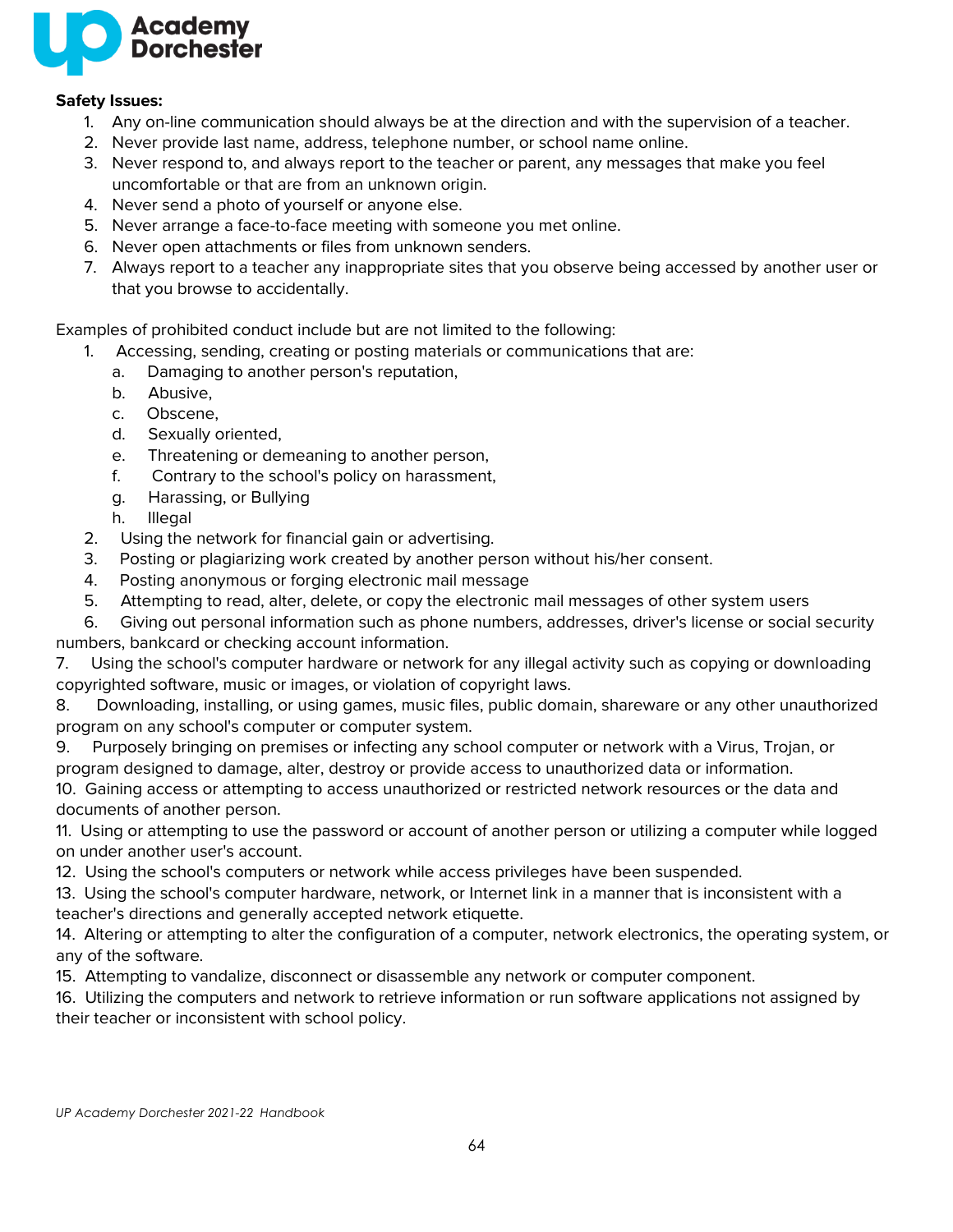**Safety Issues:**

1. Any on-line communication should always be at the direction and with the supervision of a teacher.
2. Never provide last name, address, telephone number, or school name online.
3. Never respond to, and always report to the teacher or parent, any messages that make you feel uncomfortable or that are from an unknown origin.
4. Never send a photo of yourself or anyone else.
5. Never arrange a face-to-face meeting with someone you met online.
6. Never open attachments or files from unknown senders.
7. Always report to a teacher any inappropriate sites that you observe being accessed by another user or that you browse to accidentally.

Examples of prohibited conduct include but are not limited to the following:

1. Accessing, sending, creating or posting materials or communications that are:
   a. Damaging to another person's reputation,
   b. Abusive,
   c. Obscene,
   d. Sexually oriented,
   e. Threatening or demeaning to another person,
   f. Contrary to the school's policy on harassment,
   g. Harassing, or Bullying
   h. Illegal
2. Using the network for financial gain or advertising.
3. Posting or plagiarizing work created by another person without his/her consent.
4. Posting anonymous or forging electronic mail message
5. Attempting to read, alter, delete, or copy the electronic mail messages of other system users
6. Giving out personal information such as phone numbers, addresses, driver's license or social security numbers, bankcard or checking account information.
7. Using the school's computer hardware or network for any illegal activity such as copying or downloading copyrighted software, music or images, or violation of copyright laws.
8. Downloading, installing, or using games, music files, public domain, shareware or any other unauthorized program on any school's computer or computer system.
9. Purposely bringing on premises or infecting any school computer or network with a Virus, Trojan, or program designed to damage, alter, destroy or provide access to unauthorized data or information.
10. Gaining access or attempting to access unauthorized or restricted network resources or the data and documents of another person.
11. Using or attempting to use the password or account of another person or utilizing a computer while logged on under another user's account.
12. Using the school's computers or network while access privileges have been suspended.
13. Using the school's computer hardware, network, or Internet link in a manner that is inconsistent with a teacher's directions and generally accepted network etiquette.
14. Altering or attempting to alter the configuration of a computer, network electronics, the operating system, or any of the software.
15. Attempting to vandalize, disconnect or disassemble any network or computer component.
16. Utilizing the computers and network to retrieve information or run software applications not assigned by their teacher or inconsistent with school policy.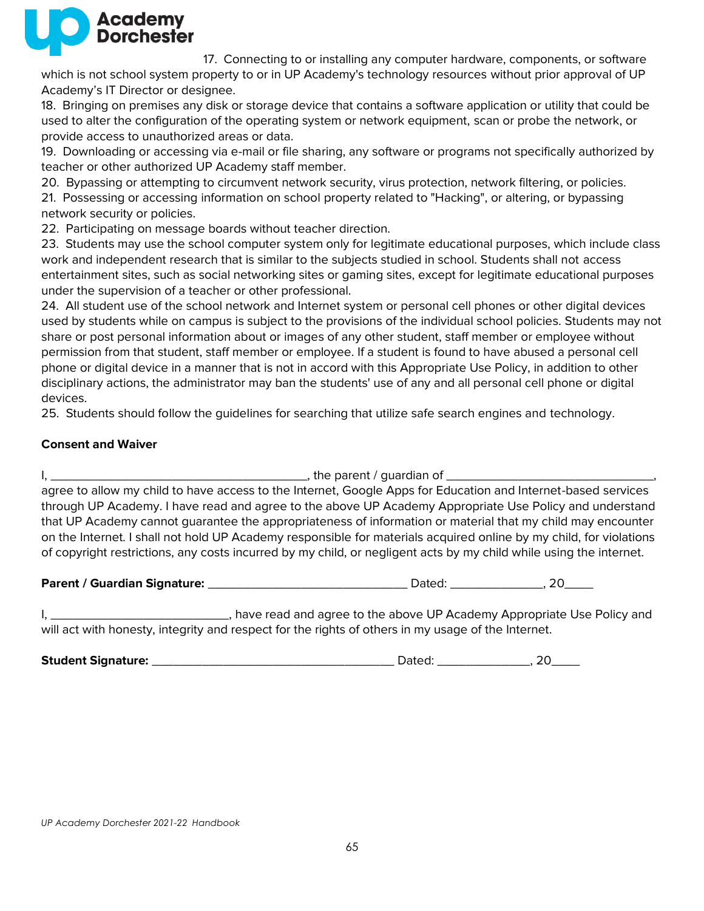17. Connecting to or installing any computer hardware, components, or software which is not school system property to or in UP Academy's technology resources without prior approval of UP Academy's IT Director or designee.
18. Bringing on premises any disk or storage device that contains a software application or utility that could be used to alter the configuration of the operating system or network equipment, scan or probe the network, or provide access to unauthorized areas or data.
19. Downloading or accessing via e-mail or file sharing, any software or programs not specifically authorized by teacher or other authorized UP Academy staff member.
20. Bypassing or attempting to circumvent network security, virus protection, network filtering, or policies.
21. Possessing or accessing information on school property related to "Hacking", or altering, or bypassing network security or policies.
22. Participating on message boards without teacher direction.
23. Students may use the school computer system only for legitimate educational purposes, which include class work and independent research that is similar to the subjects studied in school. Students shall not access entertainment sites, such as social networking sites or gaming sites, except for legitimate educational purposes under the supervision of a teacher or other professional.
24. All student use of the school network and Internet system or personal cell phones or other digital devices used by students while on campus is subject to the provisions of the individual school policies. Students may not share or post personal information about or images of any other student, staff member or employee without permission from that student, staff member or employee. If a student is found to have abused a personal cell phone or digital device in a manner that is not in accord with this Appropriate Use Policy, in addition to other disciplinary actions, the administrator may ban the students' use of any and all personal cell phone or digital devices.
25. Students should follow the guidelines for searching that utilize safe search engines and technology.

**Consent and Waiver**

I, ________________________________________, the parent / guardian of ________________________________, agree to allow my child to have access to the Internet, Google Apps for Education and Internet-based services through UP Academy. I have read and agree to the above UP Academy Appropriate Use Policy and understand that UP Academy cannot guarantee the appropriateness of information or material that my child may encounter on the Internet. I shall not hold UP Academy responsible for materials acquired online by my child, for violations of copyright restrictions, any costs incurred by my child, or negligent acts by my child while using the internet.

**Parent / Guardian Signature:** ______________________________ Dated: ______________, 20____

I, ___________________________, have read and agree to the above UP Academy Appropriate Use Policy and will act with honesty, integrity and respect for the rights of others in my usage of the Internet.

**Student Signature:** _____________________________________ Dated: ______________, 20____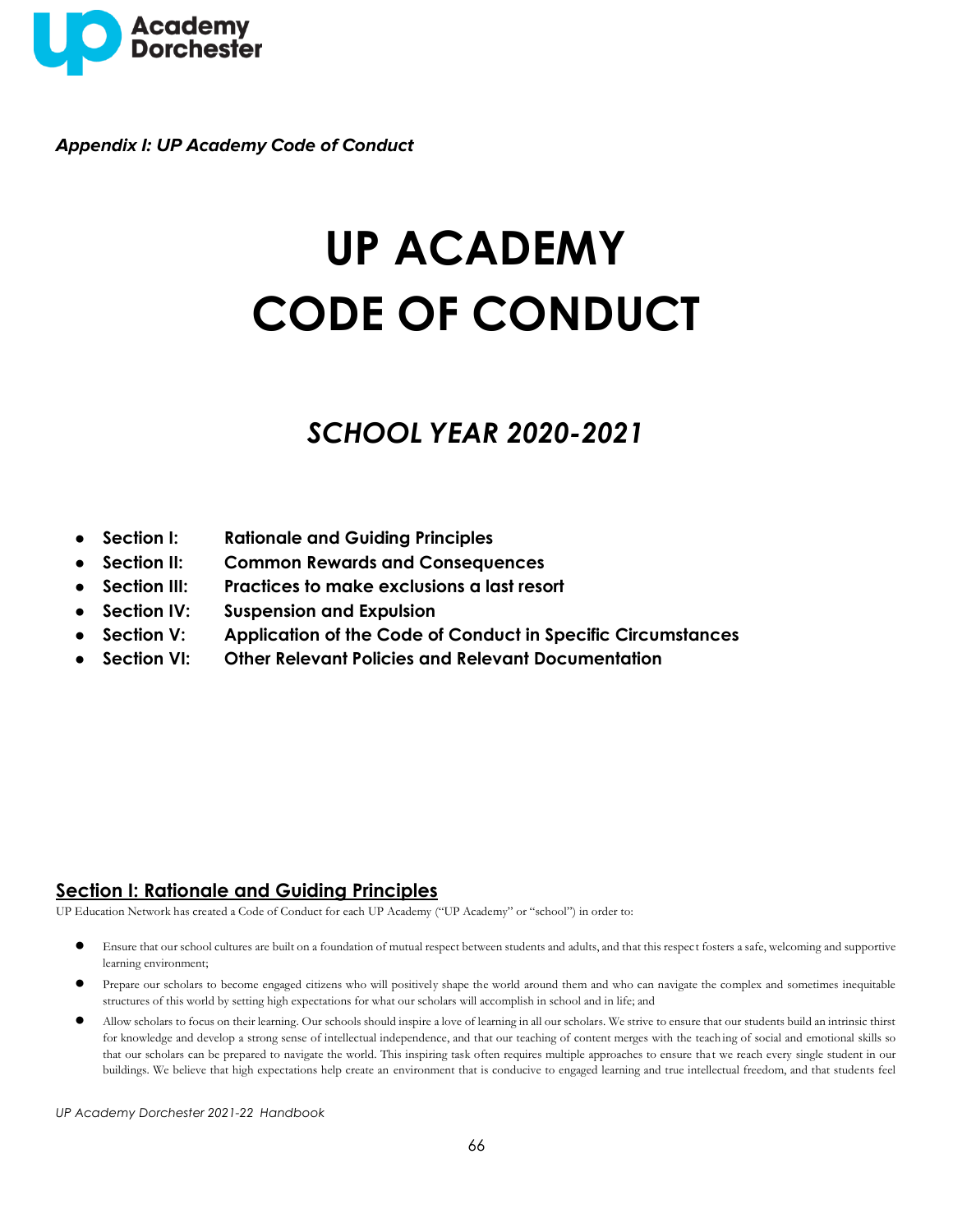*Appendix I: UP Academy Code of Conduct*

# UP ACADEMY CODE OF CONDUCT

## *SCHOOL YEAR 2020-2021*

- **Section I: Rationale and Guiding Principles**
- **Section II: Common Rewards and Consequences**
- **Section III: Practices to make exclusions a last resort**
- **Section IV: Suspension and Expulsion**
- **Section V: Application of the Code of Conduct in Specific Circumstances**
- **Section VI: Other Relevant Policies and Relevant Documentation**

## Section I: Rationale and Guiding Principles

UP Education Network has created a Code of Conduct for each UP Academy ("UP Academy" or "school") in order to:

- Ensure that our school cultures are built on a foundation of mutual respect between students and adults, and that this respect fosters a safe, welcoming and supportive learning environment;
- Prepare our scholars to become engaged citizens who will positively shape the world around them and who can navigate the complex and sometimes inequitable structures of this world by setting high expectations for what our scholars will accomplish in school and in life; and
- Allow scholars to focus on their learning. Our schools should inspire a love of learning in all our scholars. We strive to ensure that our students build an intrinsic thirst for knowledge and develop a strong sense of intellectual independence, and that our teaching of content merges with the teaching of social and emotional skills so that our scholars can be prepared to navigate the world. This inspiring task often requires multiple approaches to ensure that we reach every single student in our buildings. We believe that high expectations help create an environment that is conducive to engaged learning and true intellectual freedom, and that students feel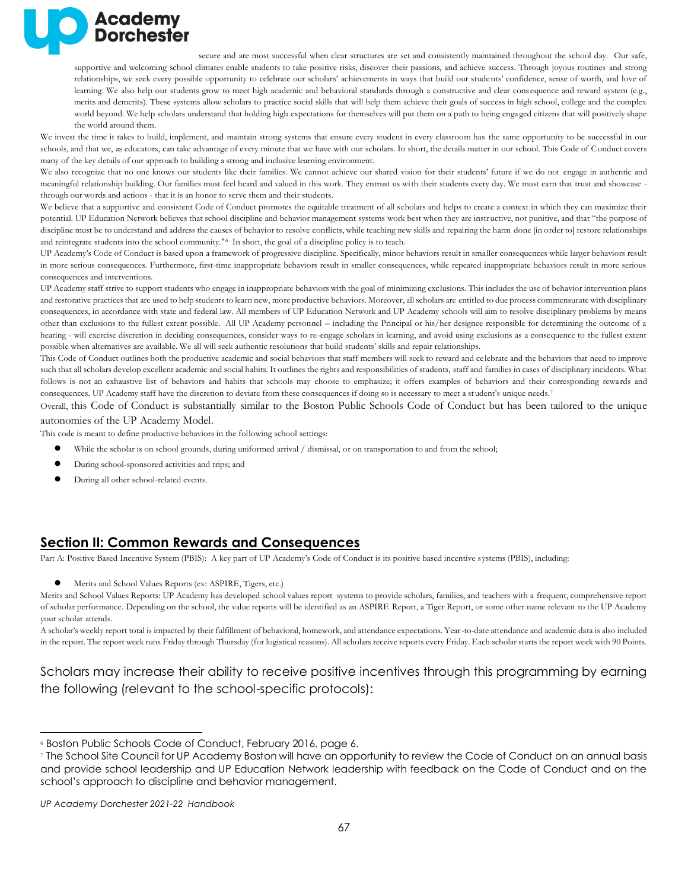secure and are most successful when clear structures are set and consistently maintained throughout the school day. Our safe, supportive and welcoming school climates enable students to take positive risks, discover their passions, and achieve success. Through joyous routines and strong relationships, we seek every possible opportunity to celebrate our scholars' achievements in ways that build our students' confidence, sense of worth, and love of learning. We also help our students grow to meet high academic and behavioral standards through a constructive and clear consequence and reward system (e.g., merits and demerits). These systems allow scholars to practice social skills that will help them achieve their goals of success in high school, college and the complex world beyond. We help scholars understand that holding high expectations for themselves will put them on a path to being engaged citizens that will positively shape the world around them.

We invest the time it takes to build, implement, and maintain strong systems that ensure every student in every classroom has the same opportunity to be successful in our schools, and that we, as educators, can take advantage of every minute that we have with our scholars. In short, the details matter in our school. This Code of Conduct covers many of the key details of our approach to building a strong and inclusive learning environment.

We also recognize that no one knows our students like their families. We cannot achieve our shared vision for their students' future if we do not engage in authentic and meaningful relationship building. Our families must feel heard and valued in this work. They entrust us with their students every day. We must earn that trust and showcase - through our words and actions - that it is an honor to serve them and their students.

We believe that a supportive and consistent Code of Conduct promotes the equitable treatment of all scholars and helps to create a context in which they can maximize their potential. UP Education Network believes that school discipline and behavior management systems work best when they are instructive, not punitive, and that "the purpose of discipline must be to understand and address the causes of behavior to resolve conflicts, while teaching new skills and repairing the harm done [in order to] restore relationships and reintegrate students into the school community."[6] In short, the goal of a discipline policy is to teach.

UP Academy's Code of Conduct is based upon a framework of progressive discipline. Specifically, minor behaviors result in smaller consequences while larger behaviors result in more serious consequences. Furthermore, first-time inappropriate behaviors result in smaller consequences, while repeated inappropriate behaviors result in more serious consequences and interventions.

UP Academy staff strive to support students who engage in inappropriate behaviors with the goal of minimizing exclusions. This includes the use of behavior intervention plans and restorative practices that are used to help students to learn new, more productive behaviors. Moreover, all scholars are entitled to due process commensurate with disciplinary consequences, in accordance with state and federal law. All members of UP Education Network and UP Academy schools will aim to resolve disciplinary problems by means other than exclusions to the fullest extent possible. All UP Academy personnel – including the Principal or his/her designee responsible for determining the outcome of a hearing - will exercise discretion in deciding consequences, consider ways to re-engage scholars in learning, and avoid using exclusions as a consequence to the fullest extent possible when alternatives are available. We all will seek authentic resolutions that build students' skills and repair relationships.

This Code of Conduct outlines both the productive academic and social behaviors that staff members will seek to reward and celebrate and the behaviors that need to improve such that all scholars develop excellent academic and social habits. It outlines the rights and responsibilities of students, staff and families in cases of disciplinary incidents. What follows is not an exhaustive list of behaviors and habits that schools may choose to emphasize; it offers examples of behaviors and their corresponding rewards and consequences. UP Academy staff have the discretion to deviate from these consequences if doing so is necessary to meet a student's unique needs.[7]

Overall, this Code of Conduct is substantially similar to the Boston Public Schools Code of Conduct but has been tailored to the unique autonomies of the UP Academy Model.

This code is meant to define productive behaviors in the following school settings:

- While the scholar is on school grounds, during uniformed arrival / dismissal, or on transportation to and from the school;
- During school-sponsored activities and trips; and
- During all other school-related events.

## Section II: Common Rewards and Consequences

Part A: Positive Based Incentive System (PBIS): A key part of UP Academy's Code of Conduct is its positive based incentive systems (PBIS), including:

- Merits and School Values Reports (ex: ASPIRE, Tigers, etc.)

Merits and School Values Reports: UP Academy has developed school values report systems to provide scholars, families, and teachers with a frequent, comprehensive report of scholar performance. Depending on the school, the value reports will be identified as an ASPIRE Report, a Tiger Report, or some other name relevant to the UP Academy your scholar attends.

A scholar's weekly report total is impacted by their fulfillment of behavioral, homework, and attendance expectations. Year-to-date attendance and academic data is also included in the report. The report week runs Friday through Thursday (for logistical reasons). All scholars receive reports every Friday. Each scholar starts the report week with 90 Points.

Scholars may increase their ability to receive positive incentives through this programming by earning the following (relevant to the school-specific protocols):

---

[6] Boston Public Schools Code of Conduct, February 2016, page 6.

[7] The School Site Council for UP Academy Boston will have an opportunity to review the Code of Conduct on an annual basis and provide school leadership and UP Education Network leadership with feedback on the Code of Conduct and on the school's approach to discipline and behavior management.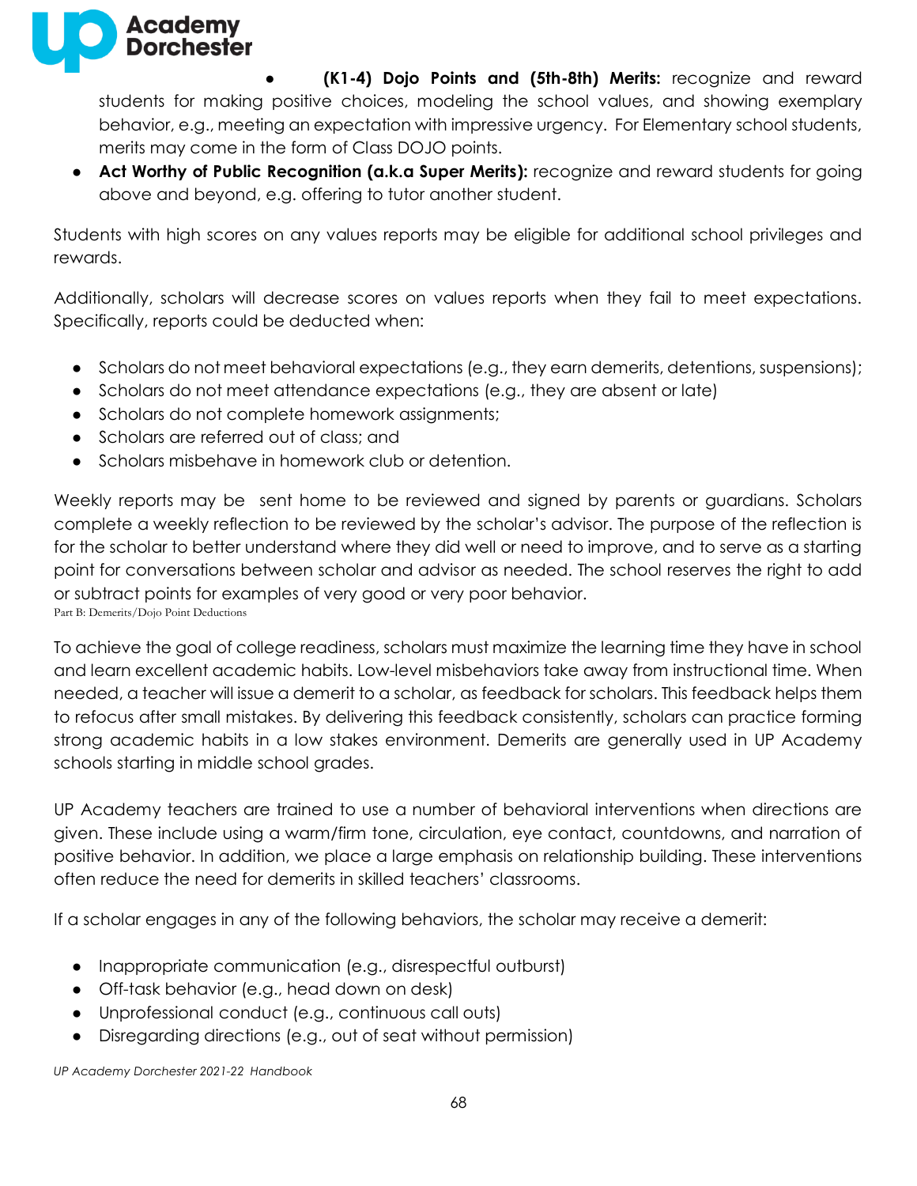- **(K1-4) Dojo Points and (5th-8th) Merits:** recognize and reward students for making positive choices, modeling the school values, and showing exemplary behavior, e.g., meeting an expectation with impressive urgency. For Elementary school students, merits may come in the form of Class DOJO points.
- **Act Worthy of Public Recognition (a.k.a Super Merits):** recognize and reward students for going above and beyond, e.g. offering to tutor another student.

Students with high scores on any values reports may be eligible for additional school privileges and rewards.

Additionally, scholars will decrease scores on values reports when they fail to meet expectations. Specifically, reports could be deducted when:

- Scholars do not meet behavioral expectations (e.g., they earn demerits, detentions, suspensions);
- Scholars do not meet attendance expectations (e.g., they are absent or late)
- Scholars do not complete homework assignments;
- Scholars are referred out of class; and
- Scholars misbehave in homework club or detention.

Weekly reports may be sent home to be reviewed and signed by parents or guardians. Scholars complete a weekly reflection to be reviewed by the scholar's advisor. The purpose of the reflection is for the scholar to better understand where they did well or need to improve, and to serve as a starting point for conversations between scholar and advisor as needed. The school reserves the right to add or subtract points for examples of very good or very poor behavior.

Part B: Demerits/Dojo Point Deductions

To achieve the goal of college readiness, scholars must maximize the learning time they have in school and learn excellent academic habits. Low-level misbehaviors take away from instructional time. When needed, a teacher will issue a demerit to a scholar, as feedback for scholars. This feedback helps them to refocus after small mistakes. By delivering this feedback consistently, scholars can practice forming strong academic habits in a low stakes environment. Demerits are generally used in UP Academy schools starting in middle school grades.

UP Academy teachers are trained to use a number of behavioral interventions when directions are given. These include using a warm/firm tone, circulation, eye contact, countdowns, and narration of positive behavior. In addition, we place a large emphasis on relationship building. These interventions often reduce the need for demerits in skilled teachers' classrooms.

If a scholar engages in any of the following behaviors, the scholar may receive a demerit:

- Inappropriate communication (e.g., disrespectful outburst)
- Off-task behavior (e.g., head down on desk)
- Unprofessional conduct (e.g., continuous call outs)
- Disregarding directions (e.g., out of seat without permission)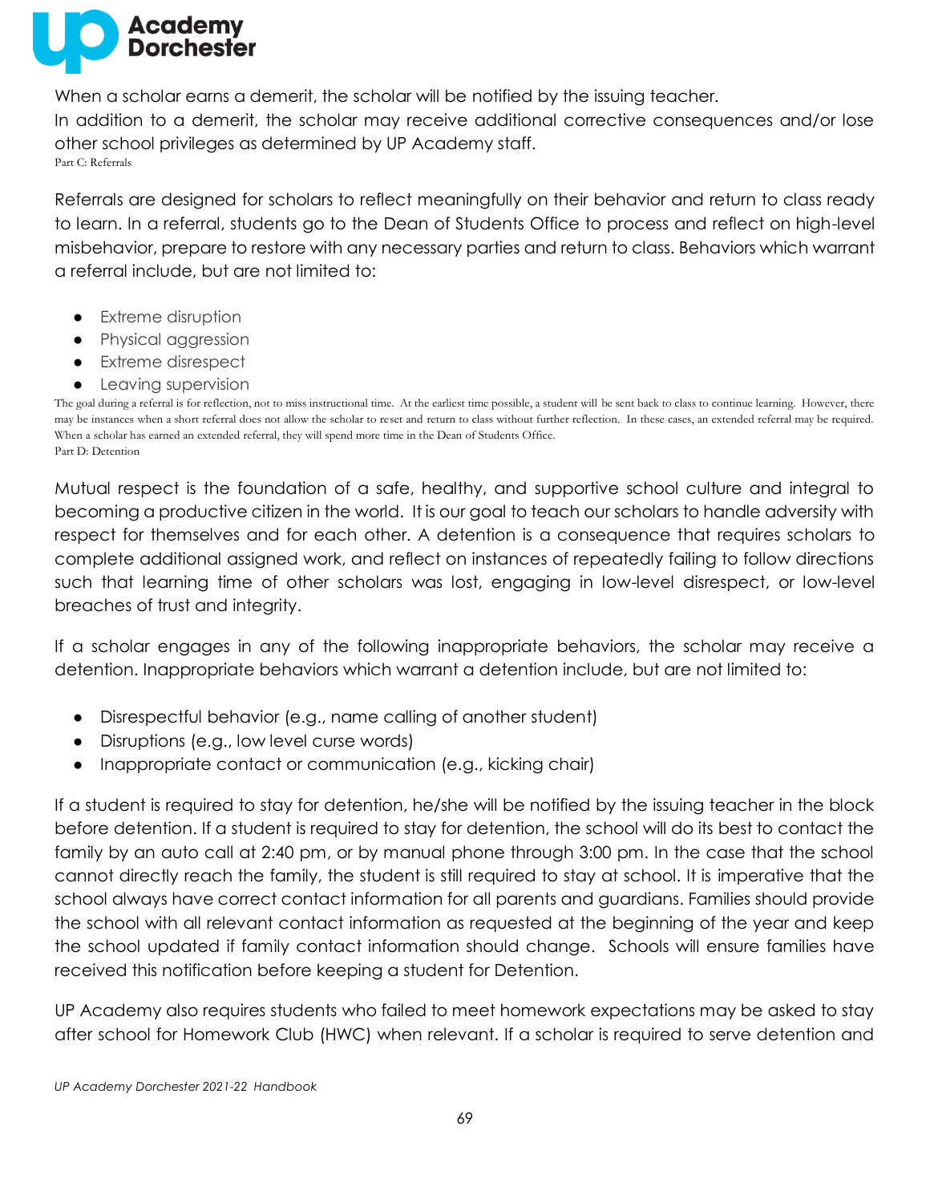When a scholar earns a demerit, the scholar will be notified by the issuing teacher.
In addition to a demerit, the scholar may receive additional corrective consequences and/or lose other school privileges as determined by UP Academy staff.

Part C: Referrals

Referrals are designed for scholars to reflect meaningfully on their behavior and return to class ready to learn. In a referral, students go to the Dean of Students Office to process and reflect on high-level misbehavior, prepare to restore with any necessary parties and return to class. Behaviors which warrant a referral include, but are not limited to:

- Extreme disruption
- Physical aggression
- Extreme disrespect
- Leaving supervision

The goal during a referral is for reflection, not to miss instructional time. At the earliest time possible, a student will be sent back to class to continue learning. However, there may be instances when a short referral does not allow the scholar to reset and return to class without further reflection. In these cases, an extended referral may be required. When a scholar has earned an extended referral, they will spend more time in the Dean of Students Office.

Part D: Detention

Mutual respect is the foundation of a safe, healthy, and supportive school culture and integral to becoming a productive citizen in the world. It is our goal to teach our scholars to handle adversity with respect for themselves and for each other. A detention is a consequence that requires scholars to complete additional assigned work, and reflect on instances of repeatedly failing to follow directions such that learning time of other scholars was lost, engaging in low-level disrespect, or low-level breaches of trust and integrity.

If a scholar engages in any of the following inappropriate behaviors, the scholar may receive a detention. Inappropriate behaviors which warrant a detention include, but are not limited to:

- Disrespectful behavior (e.g., name calling of another student)
- Disruptions (e.g., low level curse words)
- Inappropriate contact or communication (e.g., kicking chair)

If a student is required to stay for detention, he/she will be notified by the issuing teacher in the block before detention. If a student is required to stay for detention, the school will do its best to contact the family by an auto call at 2:40 pm, or by manual phone through 3:00 pm. In the case that the school cannot directly reach the family, the student is still required to stay at school. It is imperative that the school always have correct contact information for all parents and guardians. Families should provide the school with all relevant contact information as requested at the beginning of the year and keep the school updated if family contact information should change. Schools will ensure families have received this notification before keeping a student for Detention.

UP Academy also requires students who failed to meet homework expectations may be asked to stay after school for Homework Club (HWC) when relevant. If a scholar is required to serve detention and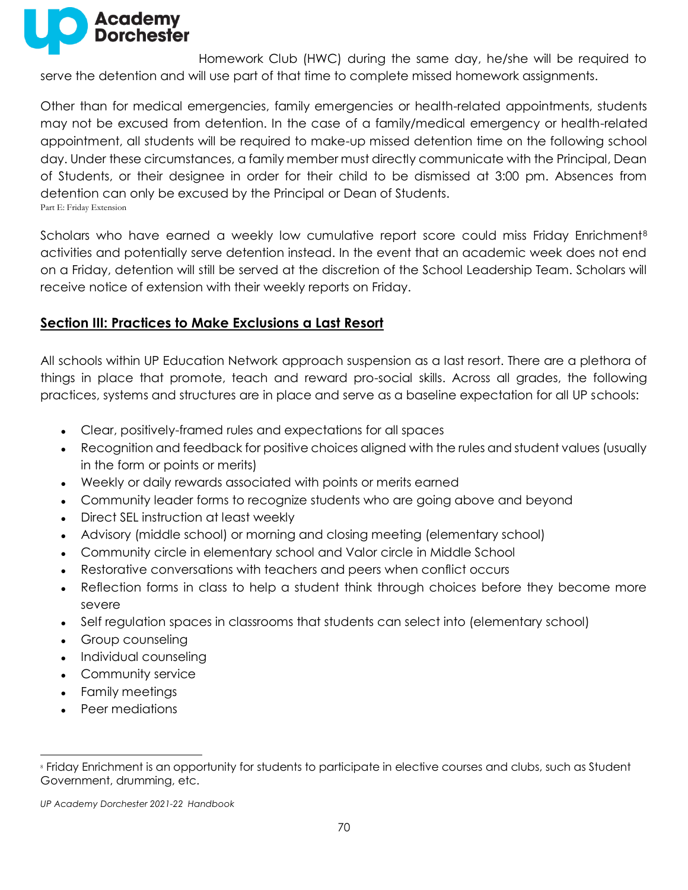Homework Club (HWC) during the same day, he/she will be required to serve the detention and will use part of that time to complete missed homework assignments.

Other than for medical emergencies, family emergencies or health-related appointments, students may not be excused from detention. In the case of a family/medical emergency or health-related appointment, all students will be required to make-up missed detention time on the following school day. Under these circumstances, a family member must directly communicate with the Principal, Dean of Students, or their designee in order for their child to be dismissed at 3:00 pm. Absences from detention can only be excused by the Principal or Dean of Students.

Part E: Friday Extension

Scholars who have earned a weekly low cumulative report score could miss Friday Enrichment[8] activities and potentially serve detention instead. In the event that an academic week does not end on a Friday, detention will still be served at the discretion of the School Leadership Team. Scholars will receive notice of extension with their weekly reports on Friday.

## Section III: Practices to Make Exclusions a Last Resort

All schools within UP Education Network approach suspension as a last resort. There are a plethora of things in place that promote, teach and reward pro-social skills. Across all grades, the following practices, systems and structures are in place and serve as a baseline expectation for all UP schools:

- Clear, positively-framed rules and expectations for all spaces
- Recognition and feedback for positive choices aligned with the rules and student values (usually in the form or points or merits)
- Weekly or daily rewards associated with points or merits earned
- Community leader forms to recognize students who are going above and beyond
- Direct SEL instruction at least weekly
- Advisory (middle school) or morning and closing meeting (elementary school)
- Community circle in elementary school and Valor circle in Middle School
- Restorative conversations with teachers and peers when conflict occurs
- Reflection forms in class to help a student think through choices before they become more severe
- Self regulation spaces in classrooms that students can select into (elementary school)
- Group counseling
- Individual counseling
- Community service
- Family meetings
- Peer mediations

[8] Friday Enrichment is an opportunity for students to participate in elective courses and clubs, such as Student Government, drumming, etc.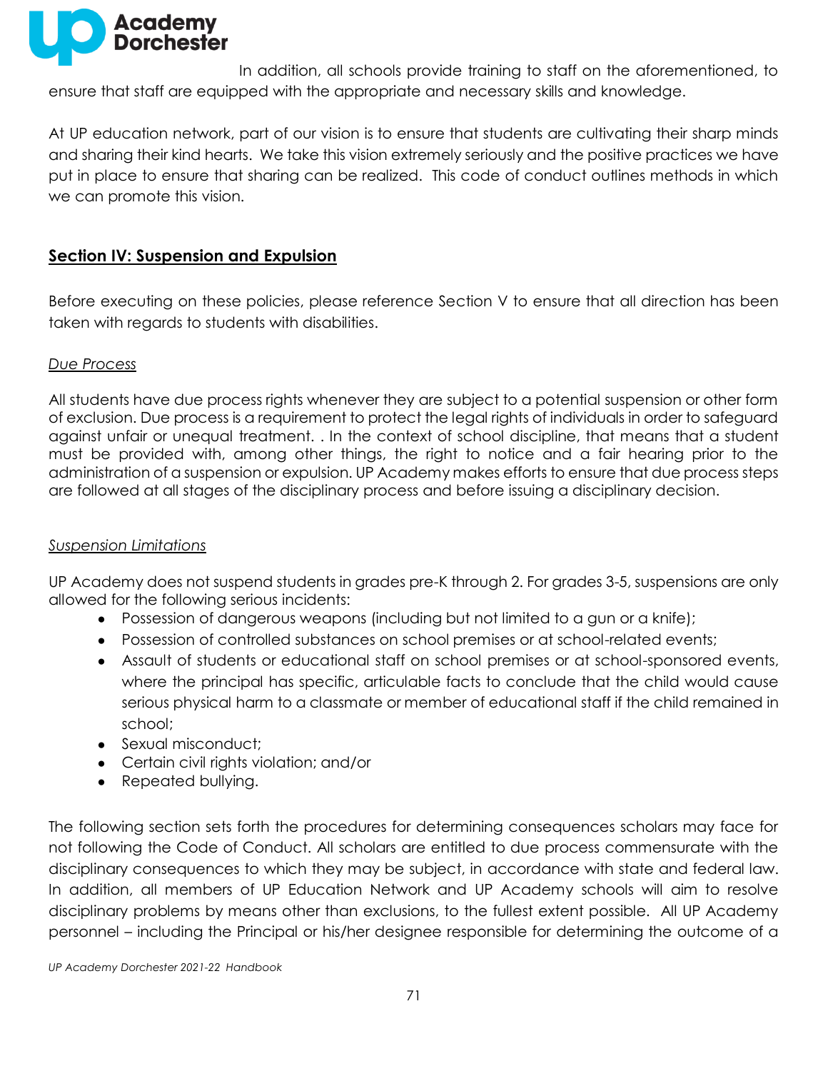In addition, all schools provide training to staff on the aforementioned, to ensure that staff are equipped with the appropriate and necessary skills and knowledge.

At UP education network, part of our vision is to ensure that students are cultivating their sharp minds and sharing their kind hearts. We take this vision extremely seriously and the positive practices we have put in place to ensure that sharing can be realized. This code of conduct outlines methods in which we can promote this vision.

## Section IV: Suspension and Expulsion

Before executing on these policies, please reference Section V to ensure that all direction has been taken with regards to students with disabilities.

### *Due Process*

All students have due process rights whenever they are subject to a potential suspension or other form of exclusion. Due process is a requirement to protect the legal rights of individuals in order to safeguard against unfair or unequal treatment. . In the context of school discipline, that means that a student must be provided with, among other things, the right to notice and a fair hearing prior to the administration of a suspension or expulsion. UP Academy makes efforts to ensure that due process steps are followed at all stages of the disciplinary process and before issuing a disciplinary decision.

### *Suspension Limitations*

UP Academy does not suspend students in grades pre-K through 2. For grades 3-5, suspensions are only allowed for the following serious incidents:

- Possession of dangerous weapons (including but not limited to a gun or a knife);
- Possession of controlled substances on school premises or at school-related events;
- Assault of students or educational staff on school premises or at school-sponsored events, where the principal has specific, articulable facts to conclude that the child would cause serious physical harm to a classmate or member of educational staff if the child remained in school;
- Sexual misconduct;
- Certain civil rights violation; and/or
- Repeated bullying.

The following section sets forth the procedures for determining consequences scholars may face for not following the Code of Conduct. All scholars are entitled to due process commensurate with the disciplinary consequences to which they may be subject, in accordance with state and federal law. In addition, all members of UP Education Network and UP Academy schools will aim to resolve disciplinary problems by means other than exclusions, to the fullest extent possible. All UP Academy personnel – including the Principal or his/her designee responsible for determining the outcome of a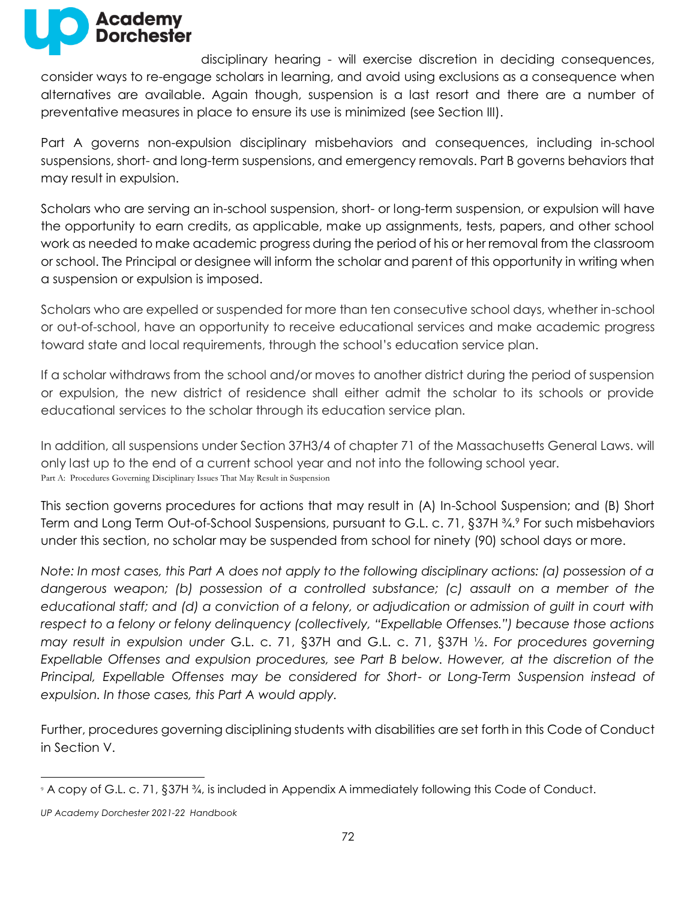disciplinary hearing - will exercise discretion in deciding consequences, consider ways to re-engage scholars in learning, and avoid using exclusions as a consequence when alternatives are available. Again though, suspension is a last resort and there are a number of preventative measures in place to ensure its use is minimized (see Section III).

Part A governs non-expulsion disciplinary misbehaviors and consequences, including in-school suspensions, short- and long-term suspensions, and emergency removals. Part B governs behaviors that may result in expulsion.

Scholars who are serving an in-school suspension, short- or long-term suspension, or expulsion will have the opportunity to earn credits, as applicable, make up assignments, tests, papers, and other school work as needed to make academic progress during the period of his or her removal from the classroom or school. The Principal or designee will inform the scholar and parent of this opportunity in writing when a suspension or expulsion is imposed.

Scholars who are expelled or suspended for more than ten consecutive school days, whether in-school or out-of-school, have an opportunity to receive educational services and make academic progress toward state and local requirements, through the school's education service plan.

If a scholar withdraws from the school and/or moves to another district during the period of suspension or expulsion, the new district of residence shall either admit the scholar to its schools or provide educational services to the scholar through its education service plan.

In addition, all suspensions under Section 37H3/4 of chapter 71 of the Massachusetts General Laws. will only last up to the end of a current school year and not into the following school year.

Part A: Procedures Governing Disciplinary Issues That May Result in Suspension

This section governs procedures for actions that may result in (A) In-School Suspension; and (B) Short Term and Long Term Out-of-School Suspensions, pursuant to G.L. c. 71, §37H ¾.[9] For such misbehaviors under this section, no scholar may be suspended from school for ninety (90) school days or more.

*Note: In most cases, this Part A does not apply to the following disciplinary actions: (a) possession of a dangerous weapon; (b) possession of a controlled substance; (c) assault on a member of the educational staff; and (d) a conviction of a felony, or adjudication or admission of guilt in court with respect to a felony or felony delinquency (collectively, "Expellable Offenses.") because those actions may result in expulsion under* G.L. c. 71, §37H *and* G.L. c. 71, §37H ½. *For procedures governing Expellable Offenses and expulsion procedures, see Part B below. However, at the discretion of the Principal, Expellable Offenses may be considered for Short- or Long-Term Suspension instead of expulsion. In those cases, this Part A would apply.*

Further, procedures governing disciplining students with disabilities are set forth in this Code of Conduct in Section V.

---

[9] A copy of G.L. c. 71, §37H ¾, is included in Appendix A immediately following this Code of Conduct.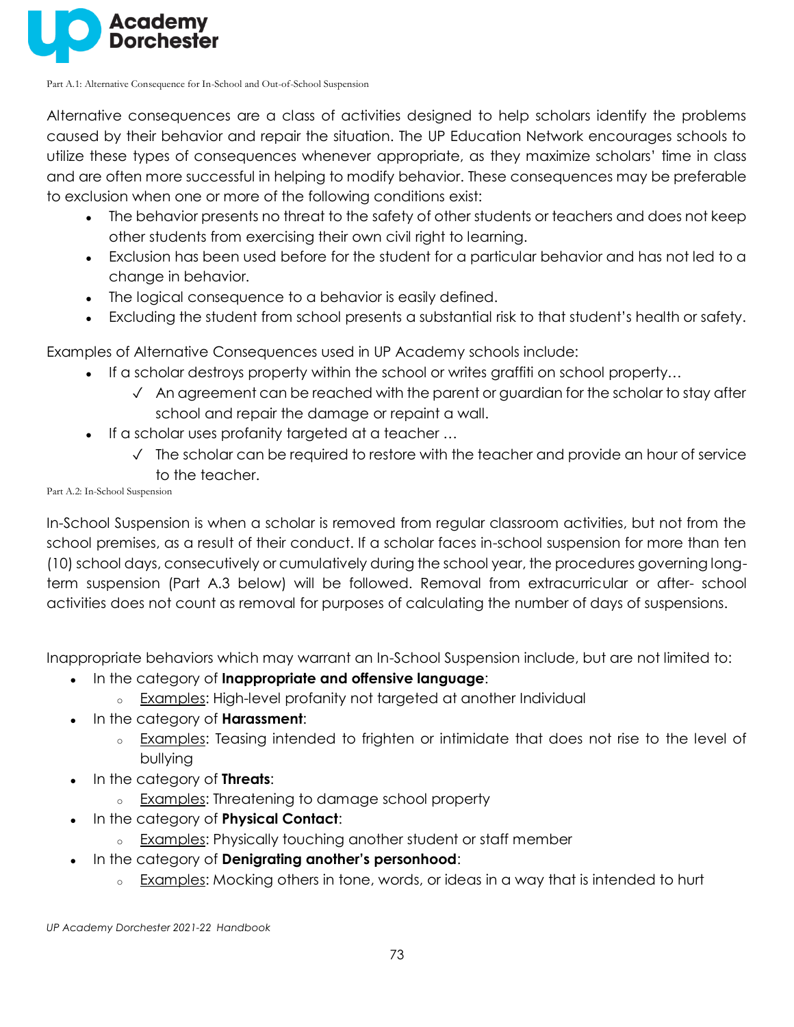Part A.1: Alternative Consequence for In-School and Out-of-School Suspension

Alternative consequences are a class of activities designed to help scholars identify the problems caused by their behavior and repair the situation. The UP Education Network encourages schools to utilize these types of consequences whenever appropriate, as they maximize scholars' time in class and are often more successful in helping to modify behavior. These consequences may be preferable to exclusion when one or more of the following conditions exist:

- The behavior presents no threat to the safety of other students or teachers and does not keep other students from exercising their own civil right to learning.
- Exclusion has been used before for the student for a particular behavior and has not led to a change in behavior.
- The logical consequence to a behavior is easily defined.
- Excluding the student from school presents a substantial risk to that student's health or safety.

Examples of Alternative Consequences used in UP Academy schools include:

- If a scholar destroys property within the school or writes graffiti on school property…
  - ✓ An agreement can be reached with the parent or guardian for the scholar to stay after school and repair the damage or repaint a wall.
- If a scholar uses profanity targeted at a teacher …
  - ✓ The scholar can be required to restore with the teacher and provide an hour of service to the teacher.

Part A.2: In-School Suspension

In-School Suspension is when a scholar is removed from regular classroom activities, but not from the school premises, as a result of their conduct. If a scholar faces in-school suspension for more than ten (10) school days, consecutively or cumulatively during the school year, the procedures governing long-term suspension (Part A.3 below) will be followed. Removal from extracurricular or after- school activities does not count as removal for purposes of calculating the number of days of suspensions.

Inappropriate behaviors which may warrant an In-School Suspension include, but are not limited to:

- In the category of **Inappropriate and offensive language**:
  - Examples: High-level profanity not targeted at another Individual
- In the category of **Harassment**:
  - Examples: Teasing intended to frighten or intimidate that does not rise to the level of bullying
- In the category of **Threats**:
  - Examples: Threatening to damage school property
- In the category of **Physical Contact**:
  - Examples: Physically touching another student or staff member
- In the category of **Denigrating another's personhood**:
  - Examples: Mocking others in tone, words, or ideas in a way that is intended to hurt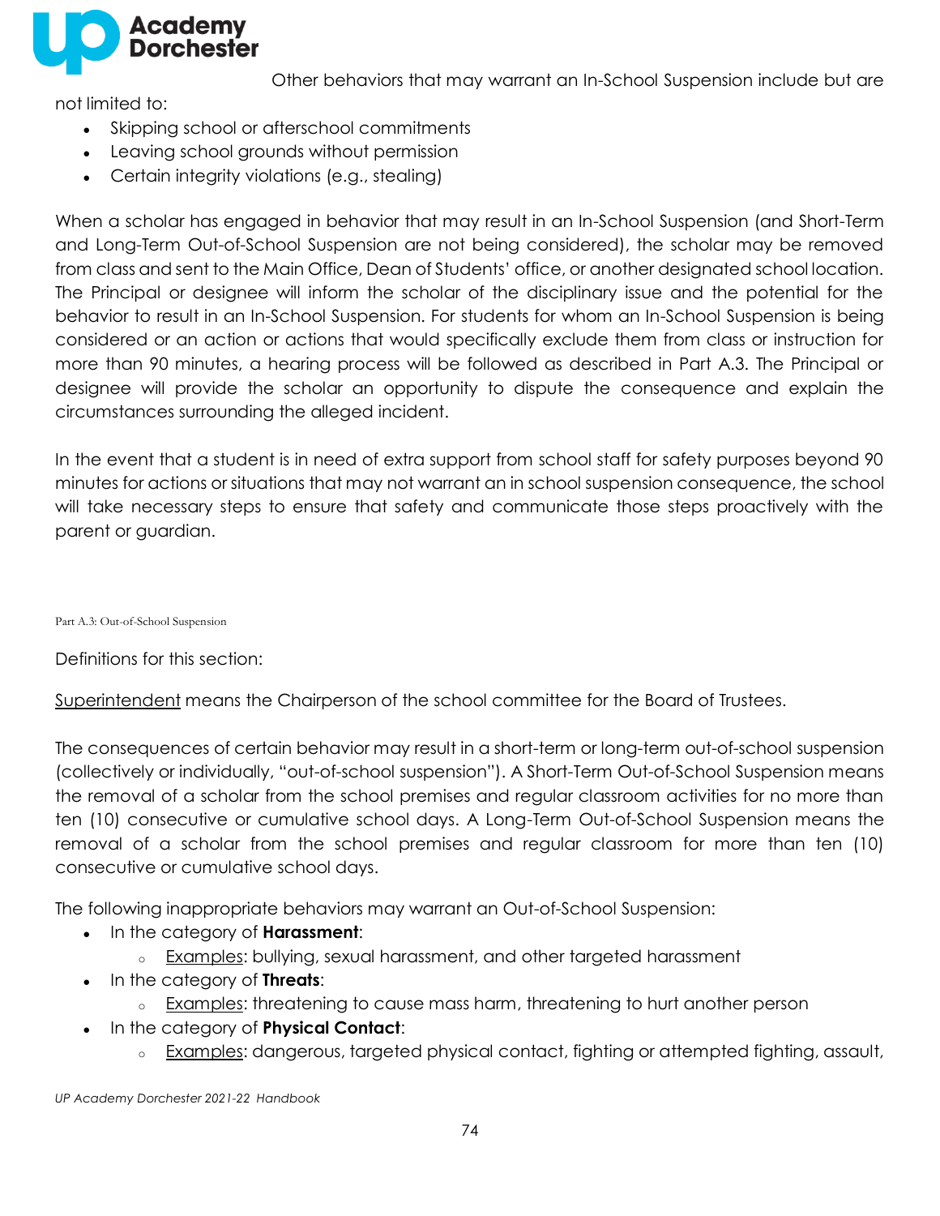Other behaviors that may warrant an In-School Suspension include but are not limited to:

- Skipping school or afterschool commitments
- Leaving school grounds without permission
- Certain integrity violations (e.g., stealing)

When a scholar has engaged in behavior that may result in an In-School Suspension (and Short-Term and Long-Term Out-of-School Suspension are not being considered), the scholar may be removed from class and sent to the Main Office, Dean of Students' office, or another designated school location. The Principal or designee will inform the scholar of the disciplinary issue and the potential for the behavior to result in an In-School Suspension. For students for whom an In-School Suspension is being considered or an action or actions that would specifically exclude them from class or instruction for more than 90 minutes, a hearing process will be followed as described in Part A.3. The Principal or designee will provide the scholar an opportunity to dispute the consequence and explain the circumstances surrounding the alleged incident.

In the event that a student is in need of extra support from school staff for safety purposes beyond 90 minutes for actions or situations that may not warrant an in school suspension consequence, the school will take necessary steps to ensure that safety and communicate those steps proactively with the parent or guardian.

### Part A.3: Out-of-School Suspension

Definitions for this section:

Superintendent means the Chairperson of the school committee for the Board of Trustees.

The consequences of certain behavior may result in a short-term or long-term out-of-school suspension (collectively or individually, "out-of-school suspension"). A Short-Term Out-of-School Suspension means the removal of a scholar from the school premises and regular classroom activities for no more than ten (10) consecutive or cumulative school days. A Long-Term Out-of-School Suspension means the removal of a scholar from the school premises and regular classroom for more than ten (10) consecutive or cumulative school days.

The following inappropriate behaviors may warrant an Out-of-School Suspension:

- In the category of **Harassment**:
  - Examples: bullying, sexual harassment, and other targeted harassment
- In the category of **Threats**:
  - Examples: threatening to cause mass harm, threatening to hurt another person
- In the category of **Physical Contact**:
  - Examples: dangerous, targeted physical contact, fighting or attempted fighting, assault,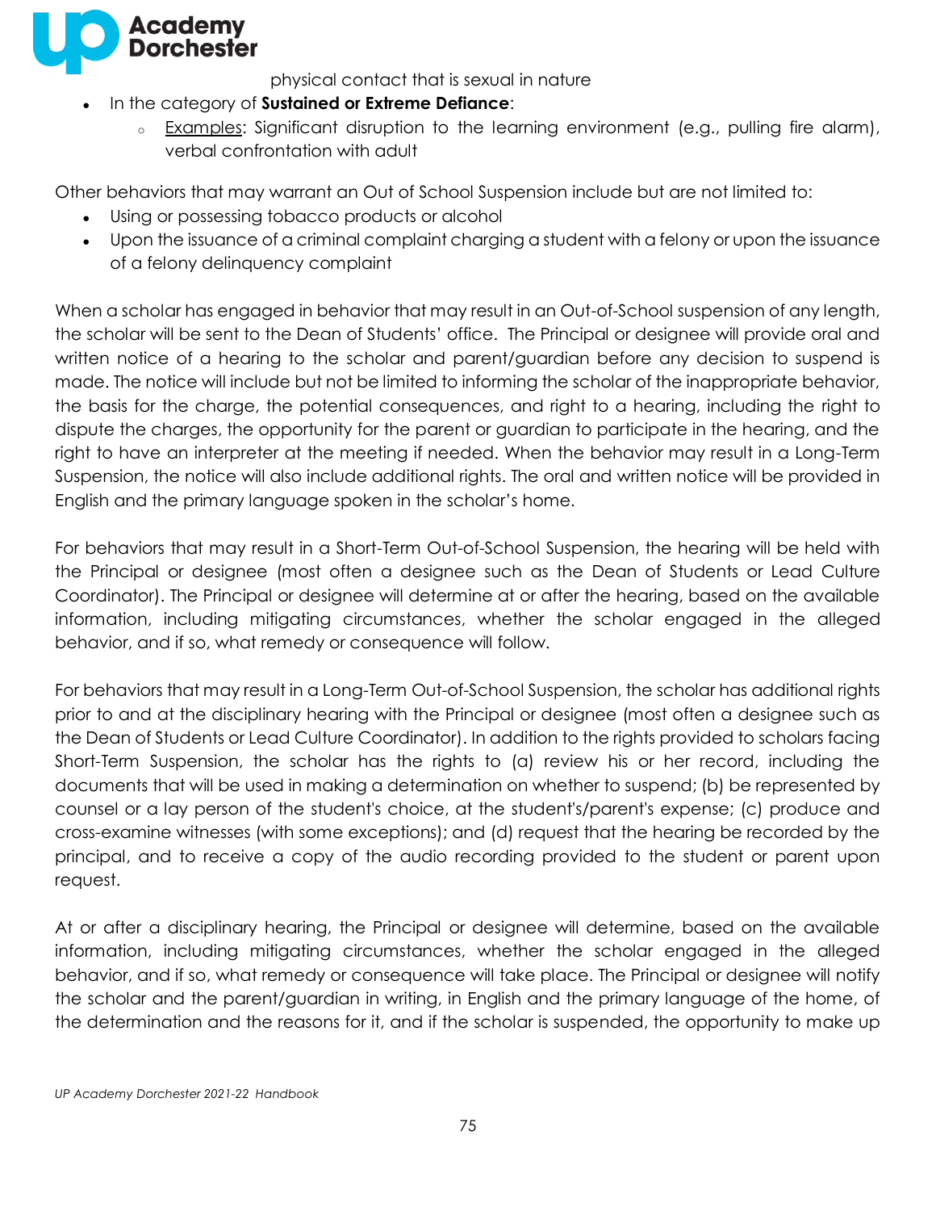physical contact that is sexual in nature

- In the category of **Sustained or Extreme Defiance**:
  - Examples: Significant disruption to the learning environment (e.g., pulling fire alarm), verbal confrontation with adult

Other behaviors that may warrant an Out of School Suspension include but are not limited to:

- Using or possessing tobacco products or alcohol
- Upon the issuance of a criminal complaint charging a student with a felony or upon the issuance of a felony delinquency complaint

When a scholar has engaged in behavior that may result in an Out-of-School suspension of any length, the scholar will be sent to the Dean of Students' office. The Principal or designee will provide oral and written notice of a hearing to the scholar and parent/guardian before any decision to suspend is made. The notice will include but not be limited to informing the scholar of the inappropriate behavior, the basis for the charge, the potential consequences, and right to a hearing, including the right to dispute the charges, the opportunity for the parent or guardian to participate in the hearing, and the right to have an interpreter at the meeting if needed. When the behavior may result in a Long-Term Suspension, the notice will also include additional rights. The oral and written notice will be provided in English and the primary language spoken in the scholar's home.

For behaviors that may result in a Short-Term Out-of-School Suspension, the hearing will be held with the Principal or designee (most often a designee such as the Dean of Students or Lead Culture Coordinator). The Principal or designee will determine at or after the hearing, based on the available information, including mitigating circumstances, whether the scholar engaged in the alleged behavior, and if so, what remedy or consequence will follow.

For behaviors that may result in a Long-Term Out-of-School Suspension, the scholar has additional rights prior to and at the disciplinary hearing with the Principal or designee (most often a designee such as the Dean of Students or Lead Culture Coordinator). In addition to the rights provided to scholars facing Short-Term Suspension, the scholar has the rights to (a) review his or her record, including the documents that will be used in making a determination on whether to suspend; (b) be represented by counsel or a lay person of the student's choice, at the student's/parent's expense; (c) produce and cross-examine witnesses (with some exceptions); and (d) request that the hearing be recorded by the principal, and to receive a copy of the audio recording provided to the student or parent upon request.

At or after a disciplinary hearing, the Principal or designee will determine, based on the available information, including mitigating circumstances, whether the scholar engaged in the alleged behavior, and if so, what remedy or consequence will take place. The Principal or designee will notify the scholar and the parent/guardian in writing, in English and the primary language of the home, of the determination and the reasons for it, and if the scholar is suspended, the opportunity to make up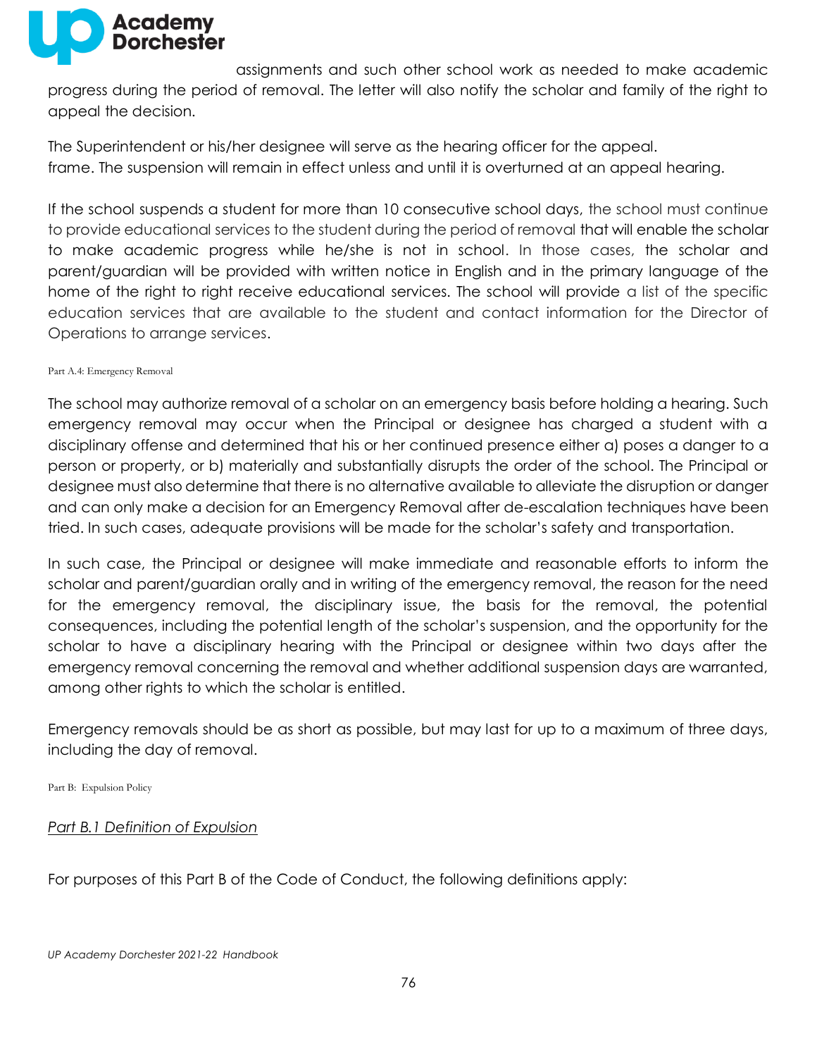assignments and such other school work as needed to make academic progress during the period of removal. The letter will also notify the scholar and family of the right to appeal the decision.

The Superintendent or his/her designee will serve as the hearing officer for the appeal.
frame. The suspension will remain in effect unless and until it is overturned at an appeal hearing.

If the school suspends a student for more than 10 consecutive school days, the school must continue to provide educational services to the student during the period of removal that will enable the scholar to make academic progress while he/she is not in school. In those cases, the scholar and parent/guardian will be provided with written notice in English and in the primary language of the home of the right to right receive educational services. The school will provide a list of the specific education services that are available to the student and contact information for the Director of Operations to arrange services.

Part A.4: Emergency Removal

The school may authorize removal of a scholar on an emergency basis before holding a hearing. Such emergency removal may occur when the Principal or designee has charged a student with a disciplinary offense and determined that his or her continued presence either a) poses a danger to a person or property, or b) materially and substantially disrupts the order of the school. The Principal or designee must also determine that there is no alternative available to alleviate the disruption or danger and can only make a decision for an Emergency Removal after de-escalation techniques have been tried. In such cases, adequate provisions will be made for the scholar's safety and transportation.

In such case, the Principal or designee will make immediate and reasonable efforts to inform the scholar and parent/guardian orally and in writing of the emergency removal, the reason for the need for the emergency removal, the disciplinary issue, the basis for the removal, the potential consequences, including the potential length of the scholar's suspension, and the opportunity for the scholar to have a disciplinary hearing with the Principal or designee within two days after the emergency removal concerning the removal and whether additional suspension days are warranted, among other rights to which the scholar is entitled.

Emergency removals should be as short as possible, but may last for up to a maximum of three days, including the day of removal.

Part B: Expulsion Policy

*Part B.1 Definition of Expulsion*

For purposes of this Part B of the Code of Conduct, the following definitions apply: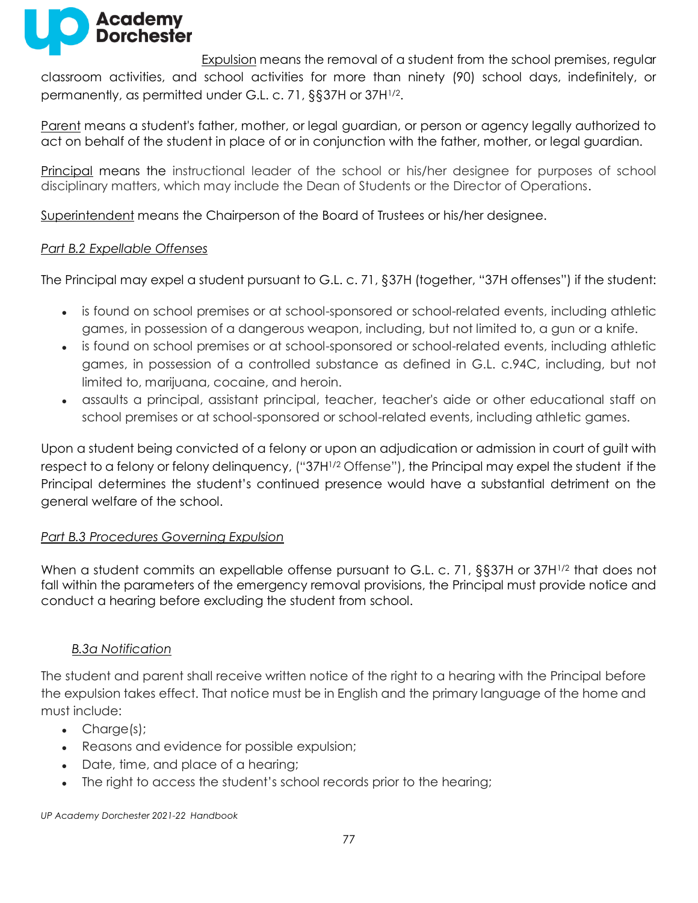Expulsion means the removal of a student from the school premises, regular classroom activities, and school activities for more than ninety (90) school days, indefinitely, or permanently, as permitted under G.L. c. 71, §§37H or 37H1/2.

Parent means a student's father, mother, or legal guardian, or person or agency legally authorized to act on behalf of the student in place of or in conjunction with the father, mother, or legal guardian.

Principal means the instructional leader of the school or his/her designee for purposes of school disciplinary matters, which may include the Dean of Students or the Director of Operations.

Superintendent means the Chairperson of the Board of Trustees or his/her designee.

*Part B.2 Expellable Offenses*

The Principal may expel a student pursuant to G.L. c. 71, §37H (together, "37H offenses") if the student:

- is found on school premises or at school-sponsored or school-related events, including athletic games, in possession of a dangerous weapon, including, but not limited to, a gun or a knife.
- is found on school premises or at school-sponsored or school-related events, including athletic games, in possession of a controlled substance as defined in G.L. c.94C, including, but not limited to, marijuana, cocaine, and heroin.
- assaults a principal, assistant principal, teacher, teacher's aide or other educational staff on school premises or at school-sponsored or school-related events, including athletic games.

Upon a student being convicted of a felony or upon an adjudication or admission in court of guilt with respect to a felony or felony delinquency, ("37H1/2 Offense"), the Principal may expel the student if the Principal determines the student's continued presence would have a substantial detriment on the general welfare of the school.

*Part B.3 Procedures Governing Expulsion*

When a student commits an expellable offense pursuant to G.L. c. 71, §§37H or 37H1/2 that does not fall within the parameters of the emergency removal provisions, the Principal must provide notice and conduct a hearing before excluding the student from school.

*B.3a Notification*

The student and parent shall receive written notice of the right to a hearing with the Principal before the expulsion takes effect. That notice must be in English and the primary language of the home and must include:

- Charge(s);
- Reasons and evidence for possible expulsion;
- Date, time, and place of a hearing;
- The right to access the student's school records prior to the hearing;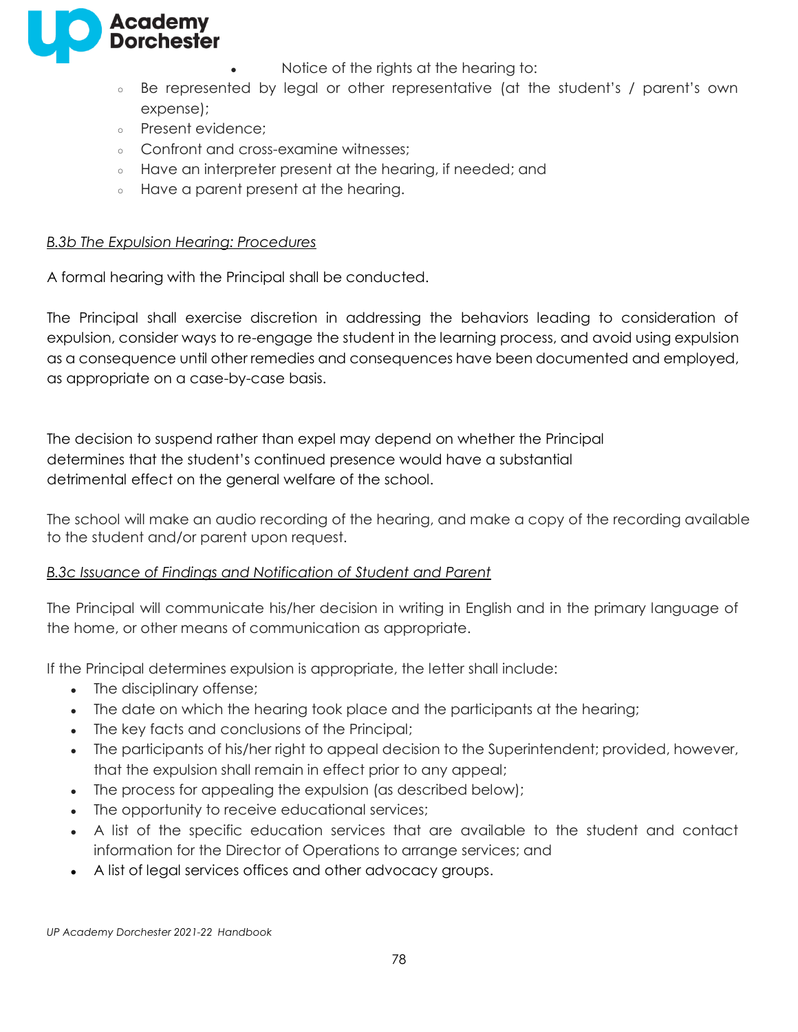- Notice of the rights at the hearing to:
    - Be represented by legal or other representative (at the student's / parent's own expense);
    - Present evidence;
    - Confront and cross-examine witnesses;
    - Have an interpreter present at the hearing, if needed; and
    - Have a parent present at the hearing.

*<u>B.3b The Expulsion Hearing: Procedures</u>*

A formal hearing with the Principal shall be conducted.

The Principal shall exercise discretion in addressing the behaviors leading to consideration of expulsion, consider ways to re-engage the student in the learning process, and avoid using expulsion as a consequence until other remedies and consequences have been documented and employed, as appropriate on a case-by-case basis.

The decision to suspend rather than expel may depend on whether the Principal determines that the student's continued presence would have a substantial detrimental effect on the general welfare of the school.

The school will make an audio recording of the hearing, and make a copy of the recording available to the student and/or parent upon request.

*<u>B.3c Issuance of Findings and Notification of Student and Parent</u>*

The Principal will communicate his/her decision in writing in English and in the primary language of the home, or other means of communication as appropriate.

If the Principal determines expulsion is appropriate, the letter shall include:

- The disciplinary offense;
- The date on which the hearing took place and the participants at the hearing;
- The key facts and conclusions of the Principal;
- The participants of his/her right to appeal decision to the Superintendent; provided, however, that the expulsion shall remain in effect prior to any appeal;
- The process for appealing the expulsion (as described below);
- The opportunity to receive educational services;
- A list of the specific education services that are available to the student and contact information for the Director of Operations to arrange services; and
- A list of legal services offices and other advocacy groups.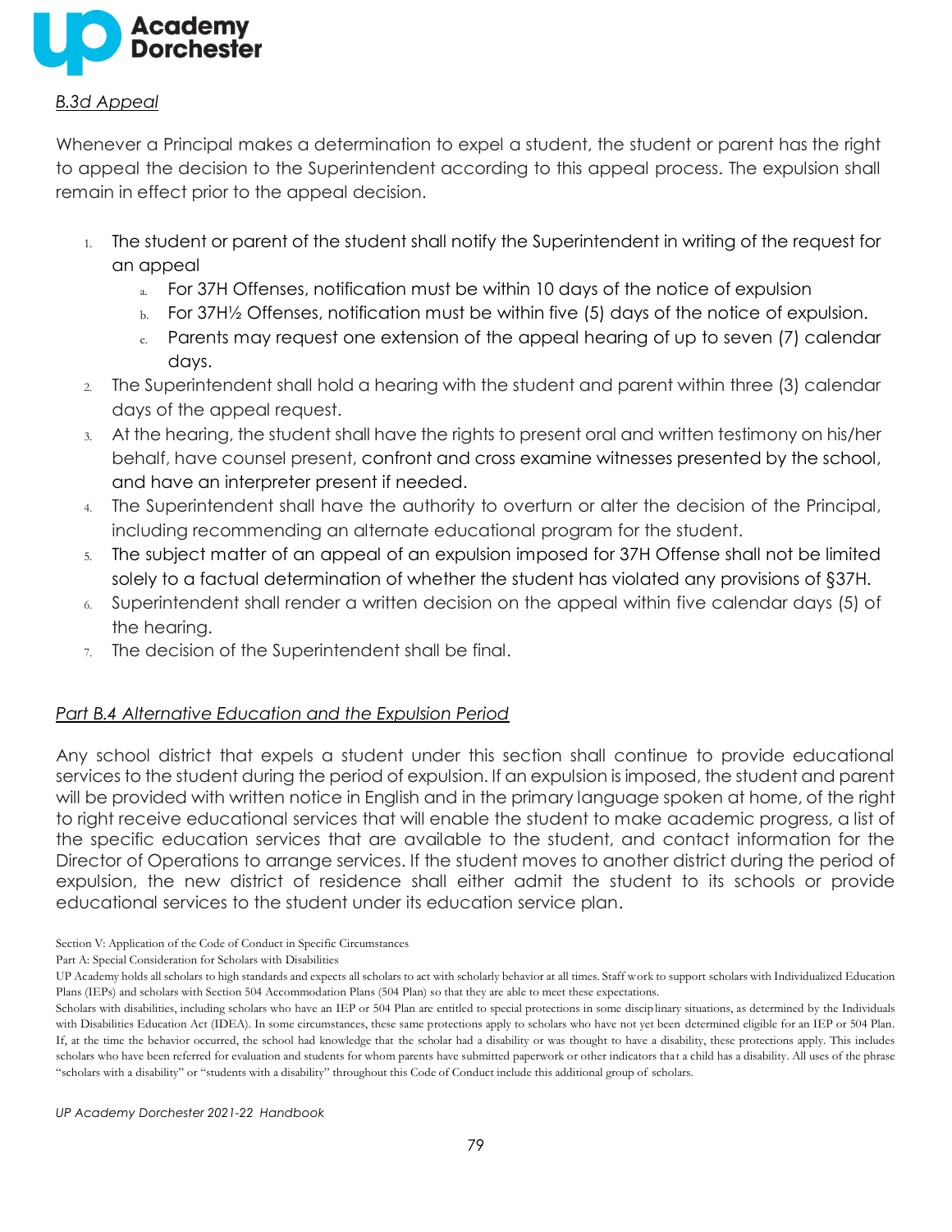*B.3d Appeal*

Whenever a Principal makes a determination to expel a student, the student or parent has the right to appeal the decision to the Superintendent according to this appeal process. The expulsion shall remain in effect prior to the appeal decision.

1. The student or parent of the student shall notify the Superintendent in writing of the request for an appeal
   a. For 37H Offenses, notification must be within 10 days of the notice of expulsion
   b. For 37H½ Offenses, notification must be within five (5) days of the notice of expulsion.
   c. Parents may request one extension of the appeal hearing of up to seven (7) calendar days.
2. The Superintendent shall hold a hearing with the student and parent within three (3) calendar days of the appeal request.
3. At the hearing, the student shall have the rights to present oral and written testimony on his/her behalf, have counsel present, confront and cross examine witnesses presented by the school, and have an interpreter present if needed.
4. The Superintendent shall have the authority to overturn or alter the decision of the Principal, including recommending an alternate educational program for the student.
5. The subject matter of an appeal of an expulsion imposed for 37H Offense shall not be limited solely to a factual determination of whether the student has violated any provisions of §37H.
6. Superintendent shall render a written decision on the appeal within five calendar days (5) of the hearing.
7. The decision of the Superintendent shall be final.

*Part B.4 Alternative Education and the Expulsion Period*

Any school district that expels a student under this section shall continue to provide educational services to the student during the period of expulsion. If an expulsion is imposed, the student and parent will be provided with written notice in English and in the primary language spoken at home, of the right to right receive educational services that will enable the student to make academic progress, a list of the specific education services that are available to the student, and contact information for the Director of Operations to arrange services. If the student moves to another district during the period of expulsion, the new district of residence shall either admit the student to its schools or provide educational services to the student under its education service plan.

Section V: Application of the Code of Conduct in Specific Circumstances

Part A: Special Consideration for Scholars with Disabilities

UP Academy holds all scholars to high standards and expects all scholars to act with scholarly behavior at all times. Staff work to support scholars with Individualized Education Plans (IEPs) and scholars with Section 504 Accommodation Plans (504 Plan) so that they are able to meet these expectations.

Scholars with disabilities, including scholars who have an IEP or 504 Plan are entitled to special protections in some disciplinary situations, as determined by the Individuals with Disabilities Education Act (IDEA). In some circumstances, these same protections apply to scholars who have not yet been determined eligible for an IEP or 504 Plan. If, at the time the behavior occurred, the school had knowledge that the scholar had a disability or was thought to have a disability, these protections apply. This includes scholars who have been referred for evaluation and students for whom parents have submitted paperwork or other indicators that a child has a disability. All uses of the phrase "scholars with a disability" or "students with a disability" throughout this Code of Conduct include this additional group of scholars.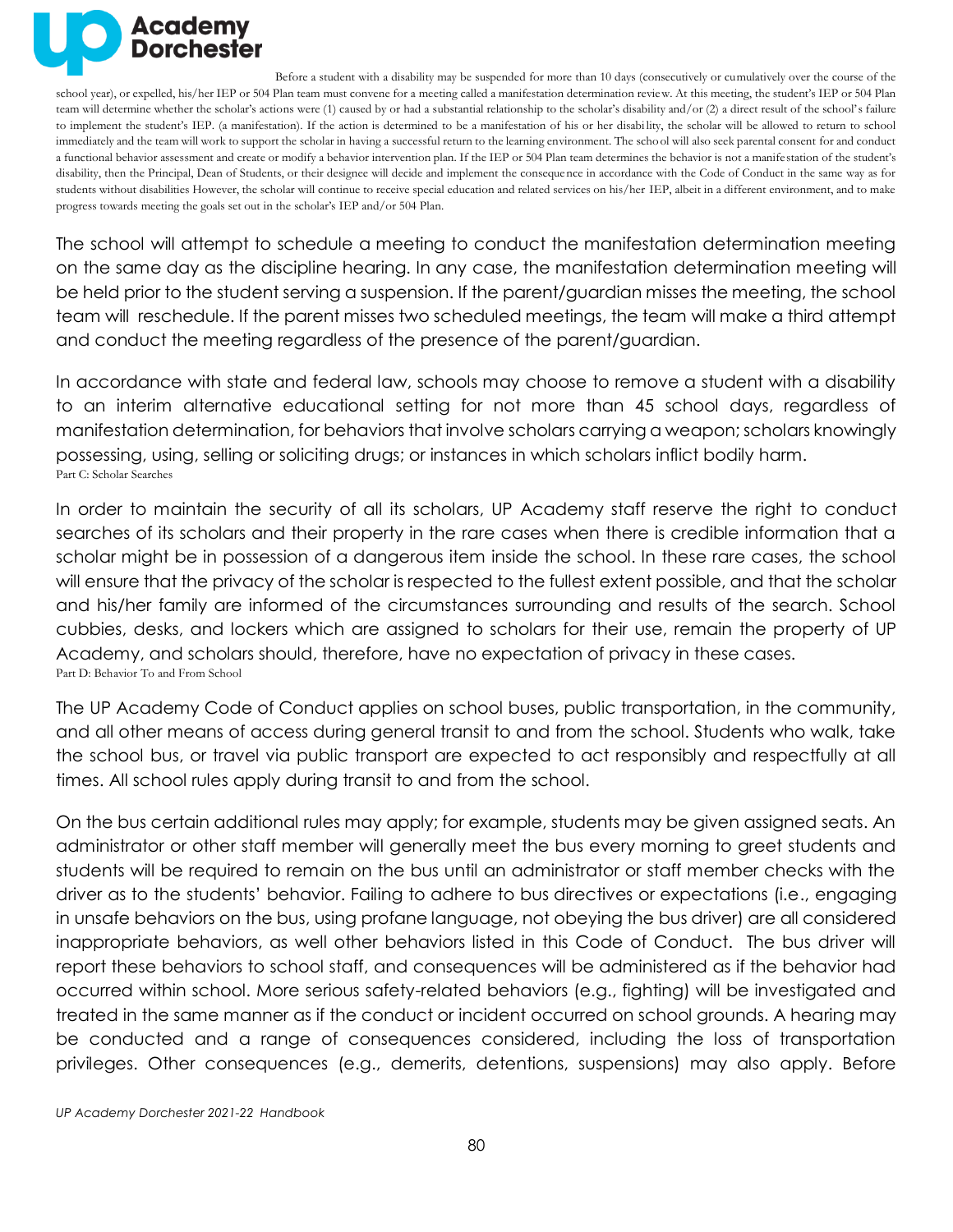Before a student with a disability may be suspended for more than 10 days (consecutively or cumulatively over the course of the school year), or expelled, his/her IEP or 504 Plan team must convene for a meeting called a manifestation determination review. At this meeting, the student's IEP or 504 Plan team will determine whether the scholar's actions were (1) caused by or had a substantial relationship to the scholar's disability and/or (2) a direct result of the school's failure to implement the student's IEP. (a manifestation). If the action is determined to be a manifestation of his or her disability, the scholar will be allowed to return to school immediately and the team will work to support the scholar in having a successful return to the learning environment. The school will also seek parental consent for and conduct a functional behavior assessment and create or modify a behavior intervention plan. If the IEP or 504 Plan team determines the behavior is not a manifestation of the student's disability, then the Principal, Dean of Students, or their designee will decide and implement the consequence in accordance with the Code of Conduct in the same way as for students without disabilities However, the scholar will continue to receive special education and related services on his/her IEP, albeit in a different environment, and to make progress towards meeting the goals set out in the scholar's IEP and/or 504 Plan.

The school will attempt to schedule a meeting to conduct the manifestation determination meeting on the same day as the discipline hearing. In any case, the manifestation determination meeting will be held prior to the student serving a suspension. If the parent/guardian misses the meeting, the school team will reschedule. If the parent misses two scheduled meetings, the team will make a third attempt and conduct the meeting regardless of the presence of the parent/guardian.

In accordance with state and federal law, schools may choose to remove a student with a disability to an interim alternative educational setting for not more than 45 school days, regardless of manifestation determination, for behaviors that involve scholars carrying a weapon; scholars knowingly possessing, using, selling or soliciting drugs; or instances in which scholars inflict bodily harm.

Part C: Scholar Searches

In order to maintain the security of all its scholars, UP Academy staff reserve the right to conduct searches of its scholars and their property in the rare cases when there is credible information that a scholar might be in possession of a dangerous item inside the school. In these rare cases, the school will ensure that the privacy of the scholar is respected to the fullest extent possible, and that the scholar and his/her family are informed of the circumstances surrounding and results of the search. School cubbies, desks, and lockers which are assigned to scholars for their use, remain the property of UP Academy, and scholars should, therefore, have no expectation of privacy in these cases.

Part D: Behavior To and From School

The UP Academy Code of Conduct applies on school buses, public transportation, in the community, and all other means of access during general transit to and from the school. Students who walk, take the school bus, or travel via public transport are expected to act responsibly and respectfully at all times. All school rules apply during transit to and from the school.

On the bus certain additional rules may apply; for example, students may be given assigned seats. An administrator or other staff member will generally meet the bus every morning to greet students and students will be required to remain on the bus until an administrator or staff member checks with the driver as to the students' behavior. Failing to adhere to bus directives or expectations (i.e., engaging in unsafe behaviors on the bus, using profane language, not obeying the bus driver) are all considered inappropriate behaviors, as well other behaviors listed in this Code of Conduct. The bus driver will report these behaviors to school staff, and consequences will be administered as if the behavior had occurred within school. More serious safety-related behaviors (e.g., fighting) will be investigated and treated in the same manner as if the conduct or incident occurred on school grounds. A hearing may be conducted and a range of consequences considered, including the loss of transportation privileges. Other consequences (e.g., demerits, detentions, suspensions) may also apply. Before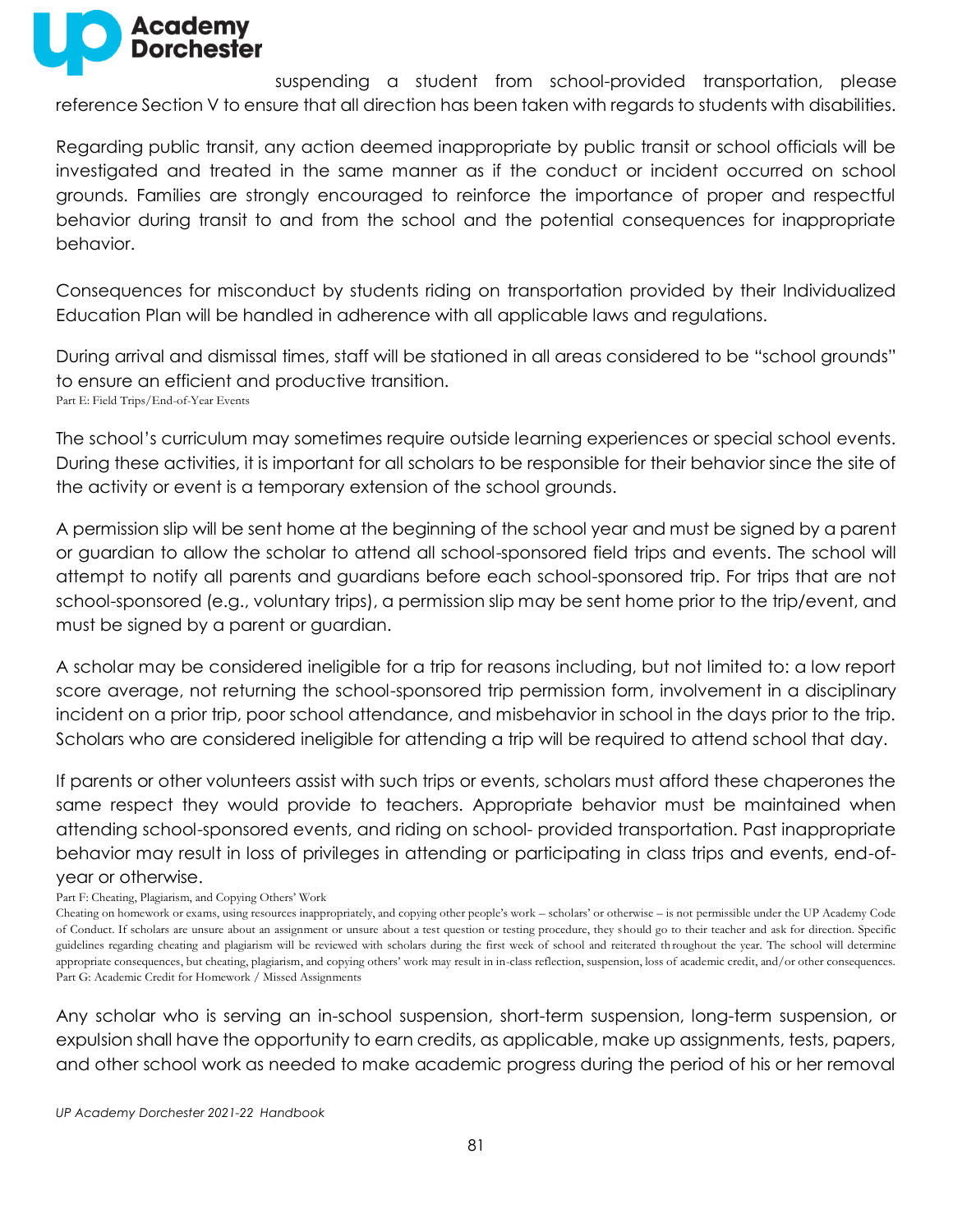suspending a student from school-provided transportation, please reference Section V to ensure that all direction has been taken with regards to students with disabilities.

Regarding public transit, any action deemed inappropriate by public transit or school officials will be investigated and treated in the same manner as if the conduct or incident occurred on school grounds. Families are strongly encouraged to reinforce the importance of proper and respectful behavior during transit to and from the school and the potential consequences for inappropriate behavior.

Consequences for misconduct by students riding on transportation provided by their Individualized Education Plan will be handled in adherence with all applicable laws and regulations.

During arrival and dismissal times, staff will be stationed in all areas considered to be "school grounds" to ensure an efficient and productive transition.

### Part E: Field Trips/End-of-Year Events

The school's curriculum may sometimes require outside learning experiences or special school events. During these activities, it is important for all scholars to be responsible for their behavior since the site of the activity or event is a temporary extension of the school grounds.

A permission slip will be sent home at the beginning of the school year and must be signed by a parent or guardian to allow the scholar to attend all school-sponsored field trips and events. The school will attempt to notify all parents and guardians before each school-sponsored trip. For trips that are not school-sponsored (e.g., voluntary trips), a permission slip may be sent home prior to the trip/event, and must be signed by a parent or guardian.

A scholar may be considered ineligible for a trip for reasons including, but not limited to: a low report score average, not returning the school-sponsored trip permission form, involvement in a disciplinary incident on a prior trip, poor school attendance, and misbehavior in school in the days prior to the trip. Scholars who are considered ineligible for attending a trip will be required to attend school that day.

If parents or other volunteers assist with such trips or events, scholars must afford these chaperones the same respect they would provide to teachers. Appropriate behavior must be maintained when attending school-sponsored events, and riding on school- provided transportation. Past inappropriate behavior may result in loss of privileges in attending or participating in class trips and events, end-of-year or otherwise.

### Part F: Cheating, Plagiarism, and Copying Others' Work

Cheating on homework or exams, using resources inappropriately, and copying other people's work – scholars' or otherwise – is not permissible under the UP Academy Code of Conduct. If scholars are unsure about an assignment or unsure about a test question or testing procedure, they should go to their teacher and ask for direction. Specific guidelines regarding cheating and plagiarism will be reviewed with scholars during the first week of school and reiterated throughout the year. The school will determine appropriate consequences, but cheating, plagiarism, and copying others' work may result in in-class reflection, suspension, loss of academic credit, and/or other consequences.

### Part G: Academic Credit for Homework / Missed Assignments

Any scholar who is serving an in-school suspension, short-term suspension, long-term suspension, or expulsion shall have the opportunity to earn credits, as applicable, make up assignments, tests, papers, and other school work as needed to make academic progress during the period of his or her removal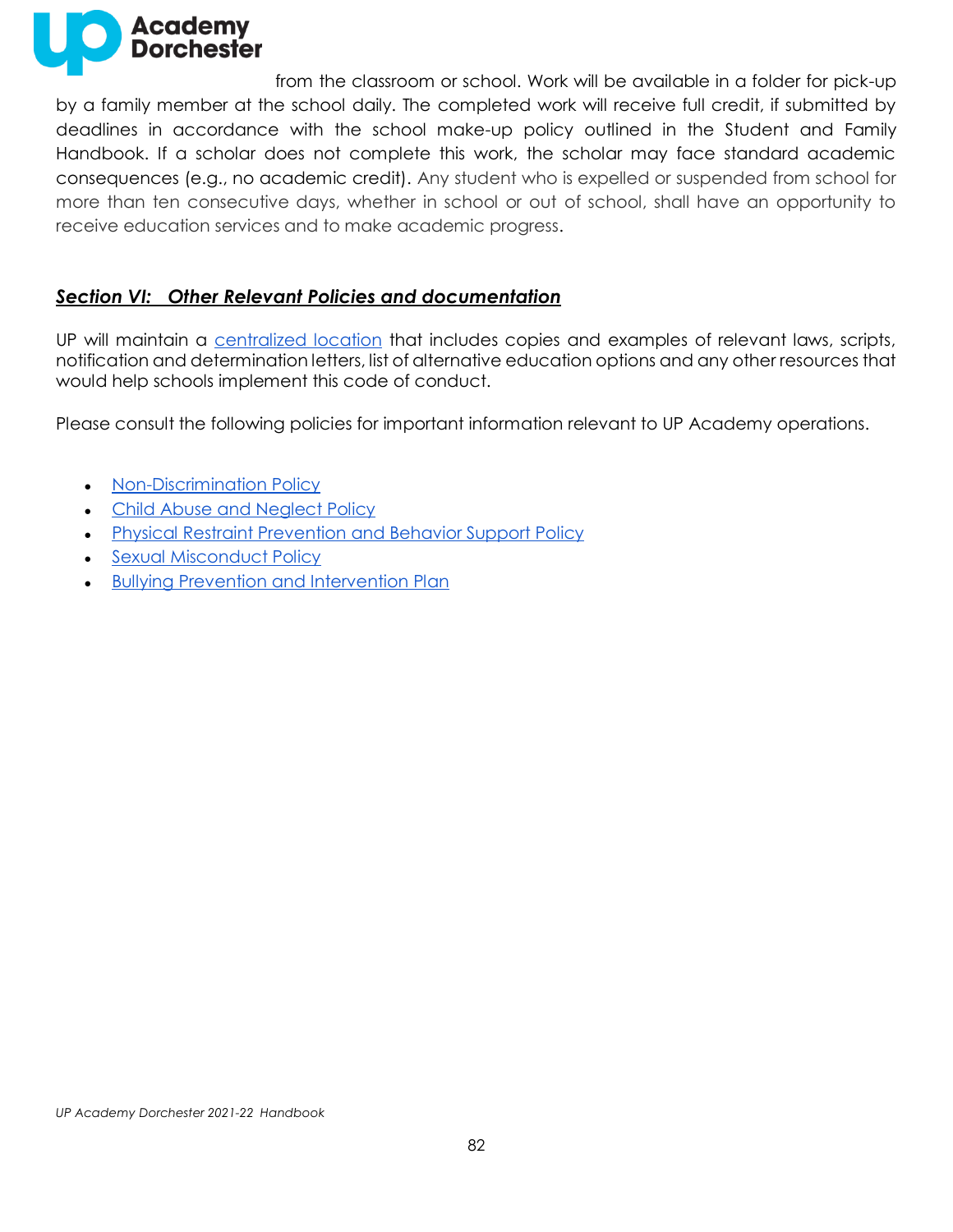from the classroom or school. Work will be available in a folder for pick-up by a family member at the school daily. The completed work will receive full credit, if submitted by deadlines in accordance with the school make-up policy outlined in the Student and Family Handbook. If a scholar does not complete this work, the scholar may face standard academic consequences (e.g., no academic credit). Any student who is expelled or suspended from school for more than ten consecutive days, whether in school or out of school, shall have an opportunity to receive education services and to make academic progress.

## ***Section VI: Other Relevant Policies and documentation***

UP will maintain a centralized location that includes copies and examples of relevant laws, scripts, notification and determination letters, list of alternative education options and any other resources that would help schools implement this code of conduct.

Please consult the following policies for important information relevant to UP Academy operations.

- Non-Discrimination Policy
- Child Abuse and Neglect Policy
- Physical Restraint Prevention and Behavior Support Policy
- Sexual Misconduct Policy
- Bullying Prevention and Intervention Plan